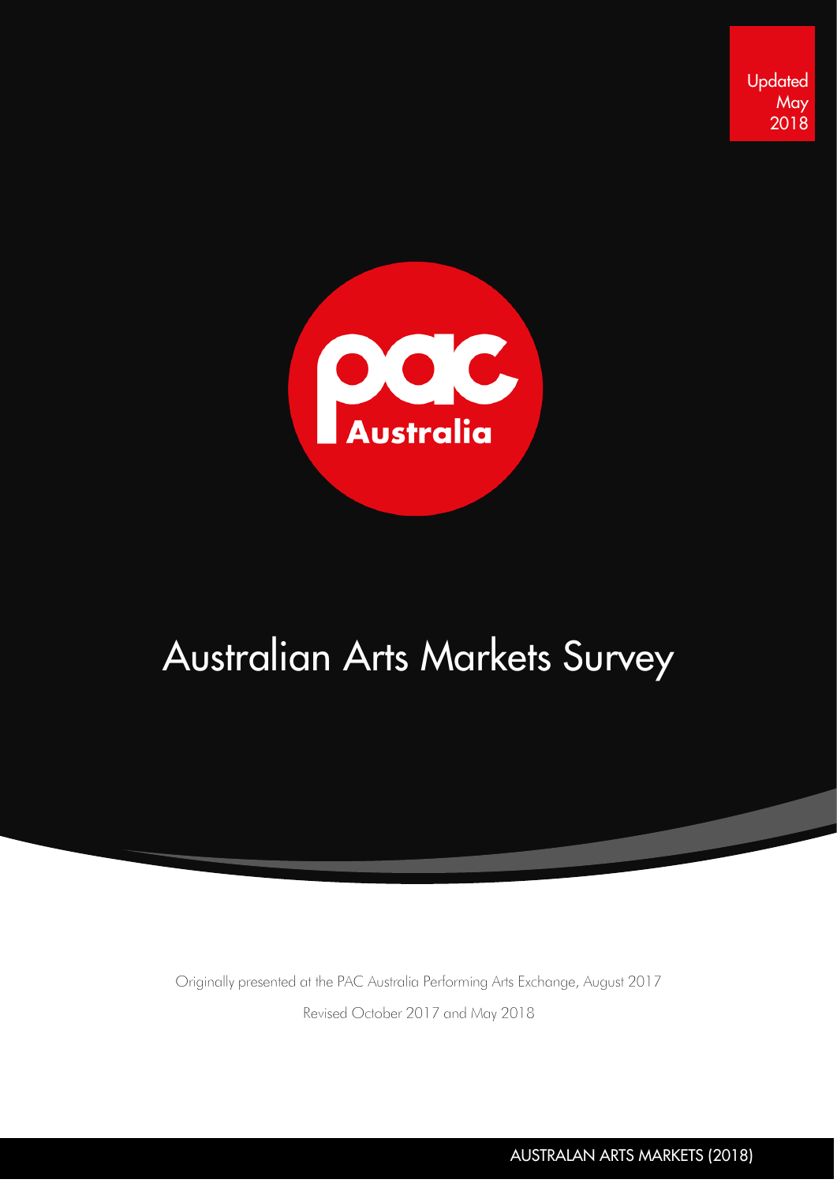Updated May 2018

PAC Australia

# Australian Arts Markets Survey

Originally presented at the PAC Australia Performing Arts Exchange, August 2017

Revised October 2017 and May 2018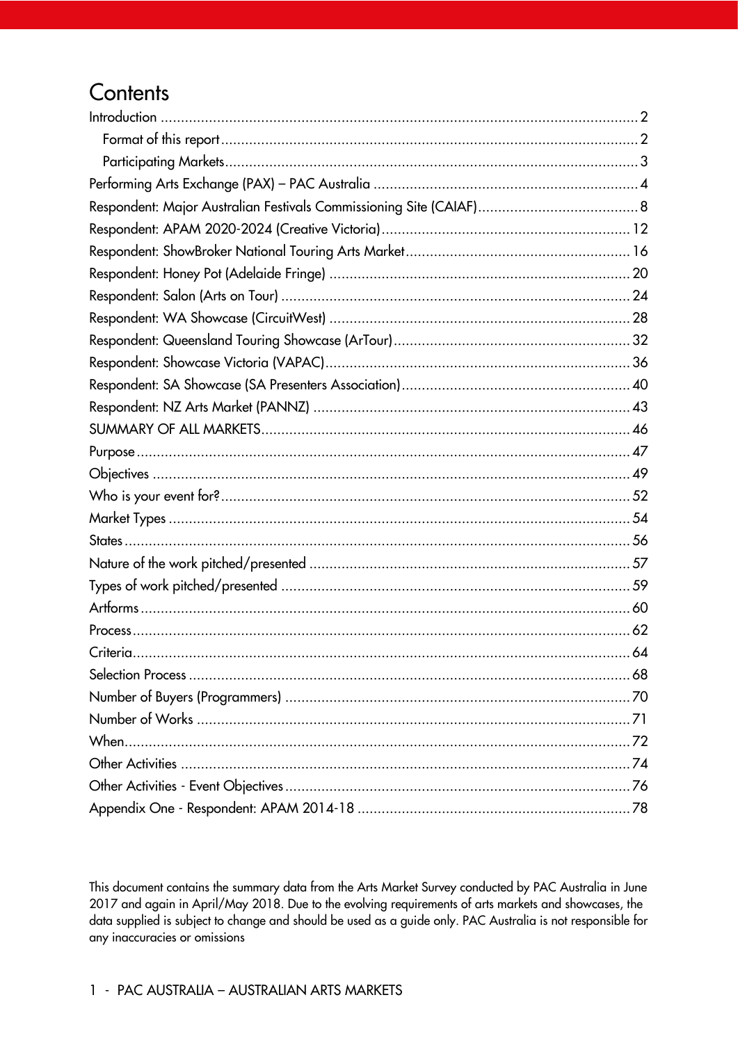# Contents

Introduction ..... 2

- Format of this report ..... 2
- Participating Markets ..... 3

Performing Arts Exchange (PAX) – PAC Australia ..... 4

Respondent: Major Australian Festivals Commissioning Site (CAIAF) ..... 8

Respondent: APAM 2020-2024 (Creative Victoria) ..... 12

Respondent: ShowBroker National Touring Arts Market ..... 16

Respondent: Honey Pot (Adelaide Fringe) ..... 20

Respondent: Salon (Arts on Tour) ..... 24

Respondent: WA Showcase (CircuitWest) ..... 28

Respondent: Queensland Touring Showcase (ArTour) ..... 32

Respondent: Showcase Victoria (VAPAC) ..... 36

Respondent: SA Showcase (SA Presenters Association) ..... 40

Respondent: NZ Arts Market (PANNZ) ..... 43

SUMMARY OF ALL MARKETS ..... 46

Purpose ..... 47

Objectives ..... 49

Who is your event for? ..... 52

Market Types ..... 54

States ..... 56

Nature of the work pitched/presented ..... 57

Types of work pitched/presented ..... 59

Artforms ..... 60

Process ..... 62

Criteria ..... 64

Selection Process ..... 68

Number of Buyers (Programmers) ..... 70

Number of Works ..... 71

When ..... 72

Other Activities ..... 74

Other Activities - Event Objectives ..... 76

Appendix One - Respondent: APAM 2014-18 ..... 78

This document contains the summary data from the Arts Market Survey conducted by PAC Australia in June 2017 and again in April/May 2018. Due to the evolving requirements of arts markets and showcases, the data supplied is subject to change and should be used as a guide only. PAC Australia is not responsible for any inaccuracies or omissions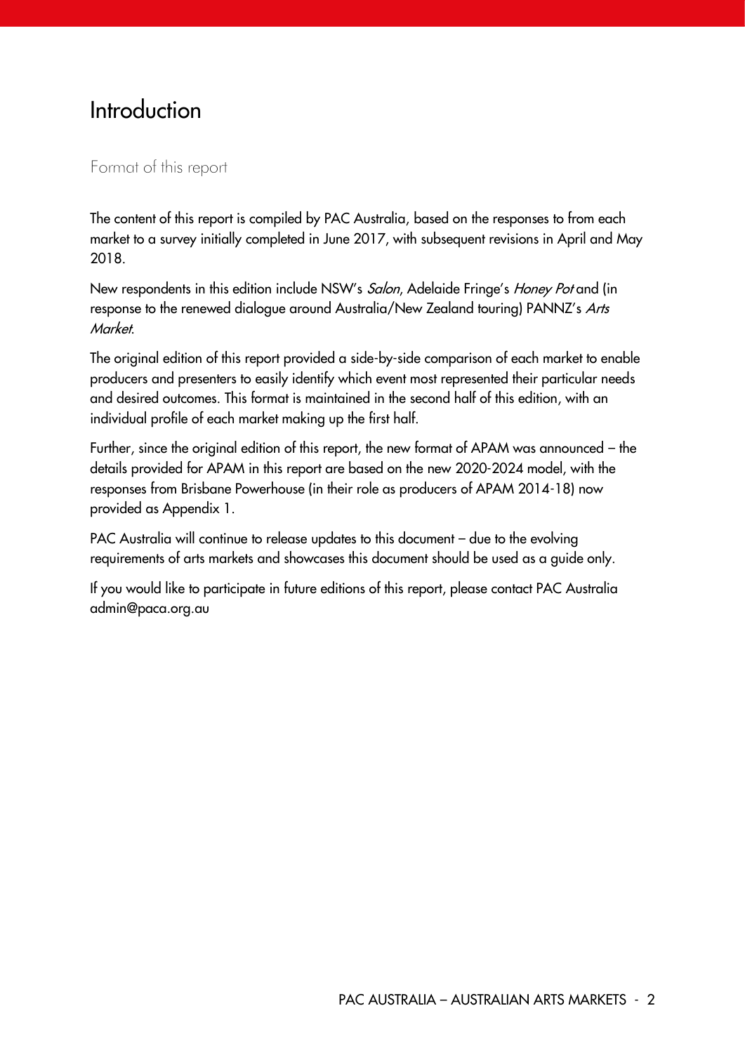# Introduction

## Format of this report

The content of this report is compiled by PAC Australia, based on the responses to from each market to a survey initially completed in June 2017, with subsequent revisions in April and May 2018.

New respondents in this edition include NSW's *Salon*, Adelaide Fringe's *Honey Pot* and (in response to the renewed dialogue around Australia/New Zealand touring) PANNZ's *Arts Market*.

The original edition of this report provided a side-by-side comparison of each market to enable producers and presenters to easily identify which event most represented their particular needs and desired outcomes. This format is maintained in the second half of this edition, with an individual profile of each market making up the first half.

Further, since the original edition of this report, the new format of APAM was announced – the details provided for APAM in this report are based on the new 2020-2024 model, with the responses from Brisbane Powerhouse (in their role as producers of APAM 2014-18) now provided as Appendix 1.

PAC Australia will continue to release updates to this document – due to the evolving requirements of arts markets and showcases this document should be used as a guide only.

If you would like to participate in future editions of this report, please contact PAC Australia admin@paca.org.au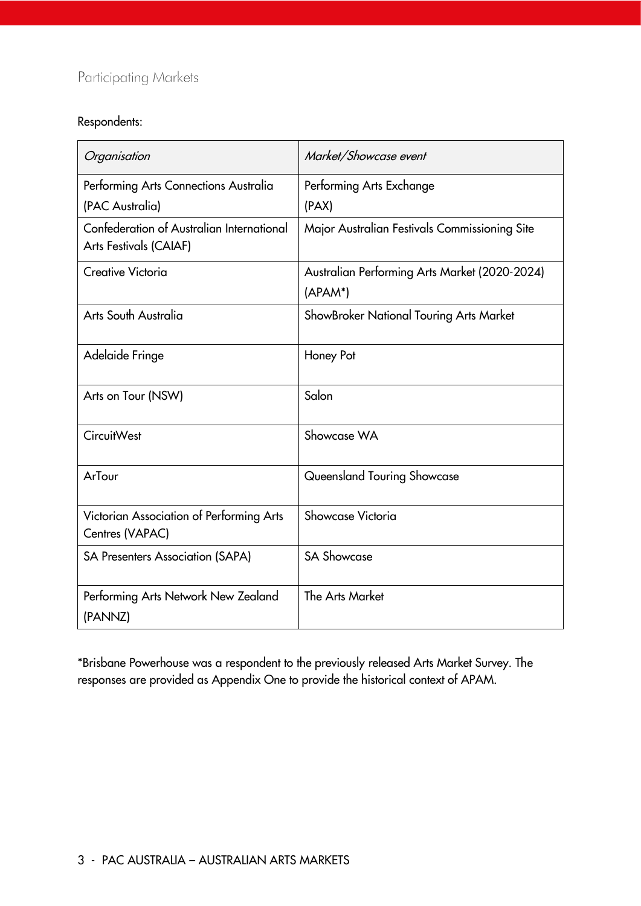## Participating Markets

Respondents:

| *Organisation* | *Market/Showcase event* |
|---|---|
| Performing Arts Connections Australia (PAC Australia) | Performing Arts Exchange (PAX) |
| Confederation of Australian International Arts Festivals (CAIAF) | Major Australian Festivals Commissioning Site |
| Creative Victoria | Australian Performing Arts Market (2020-2024) (APAM*) |
| Arts South Australia | ShowBroker National Touring Arts Market |
| Adelaide Fringe | Honey Pot |
| Arts on Tour (NSW) | Salon |
| CircuitWest | Showcase WA |
| ArTour | Queensland Touring Showcase |
| Victorian Association of Performing Arts Centres (VAPAC) | Showcase Victoria |
| SA Presenters Association (SAPA) | SA Showcase |
| Performing Arts Network New Zealand (PANNZ) | The Arts Market |

*Brisbane Powerhouse was a respondent to the previously released Arts Market Survey. The responses are provided as Appendix One to provide the historical context of APAM.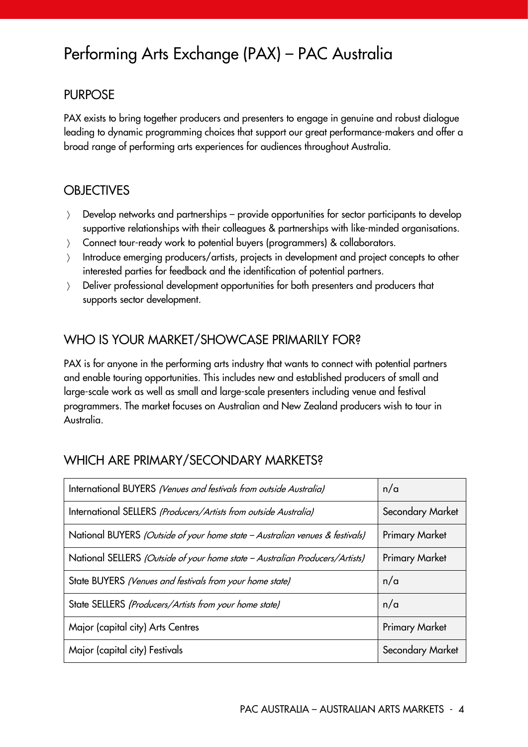# Performing Arts Exchange (PAX) – PAC Australia

## PURPOSE

PAX exists to bring together producers and presenters to engage in genuine and robust dialogue leading to dynamic programming choices that support our great performance-makers and offer a broad range of performing arts experiences for audiences throughout Australia.

## OBJECTIVES

- Develop networks and partnerships – provide opportunities for sector participants to develop supportive relationships with their colleagues & partnerships with like-minded organisations.
- Connect tour-ready work to potential buyers (programmers) & collaborators.
- Introduce emerging producers/artists, projects in development and project concepts to other interested parties for feedback and the identification of potential partners.
- Deliver professional development opportunities for both presenters and producers that supports sector development.

## WHO IS YOUR MARKET/SHOWCASE PRIMARILY FOR?

PAX is for anyone in the performing arts industry that wants to connect with potential partners and enable touring opportunities. This includes new and established producers of small and large-scale work as well as small and large-scale presenters including venue and festival programmers. The market focuses on Australian and New Zealand producers wish to tour in Australia.

## WHICH ARE PRIMARY/SECONDARY MARKETS?

| | |
|---|---|
| International BUYERS *(Venues and festivals from outside Australia)* | n/a |
| International SELLERS *(Producers/Artists from outside Australia)* | Secondary Market |
| National BUYERS *(Outside of your home state – Australian venues & festivals)* | Primary Market |
| National SELLERS *(Outside of your home state – Australian Producers/Artists)* | Primary Market |
| State BUYERS *(Venues and festivals from your home state)* | n/a |
| State SELLERS *(Producers/Artists from your home state)* | n/a |
| Major (capital city) Arts Centres | Primary Market |
| Major (capital city) Festivals | Secondary Market |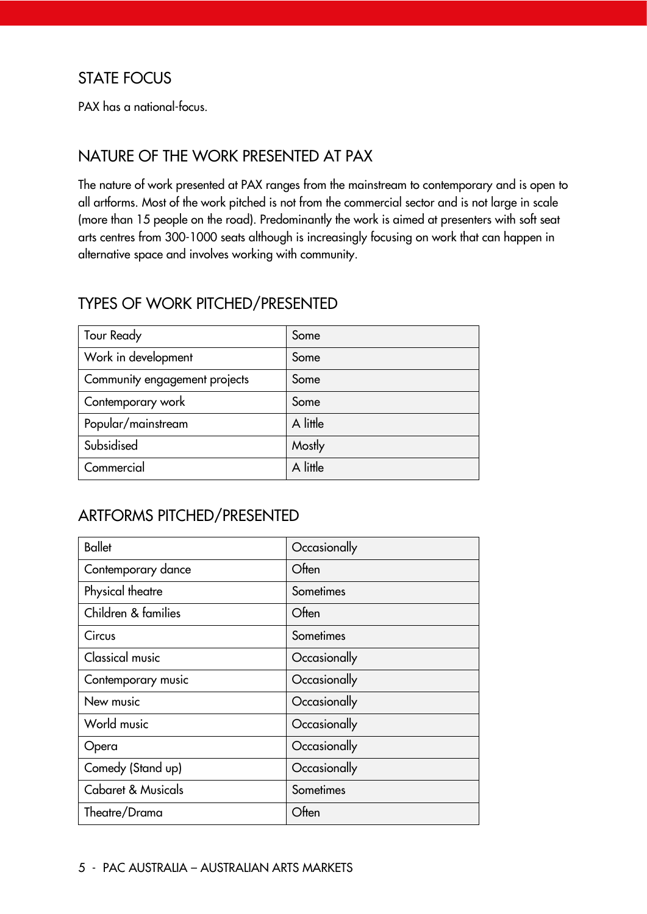## STATE FOCUS

PAX has a national-focus.

## NATURE OF THE WORK PRESENTED AT PAX

The nature of work presented at PAX ranges from the mainstream to contemporary and is open to all artforms. Most of the work pitched is not from the commercial sector and is not large in scale (more than 15 people on the road). Predominantly the work is aimed at presenters with soft seat arts centres from 300-1000 seats although is increasingly focusing on work that can happen in alternative space and involves working with community.

## TYPES OF WORK PITCHED/PRESENTED

| | |
|---|---|
| Tour Ready | Some |
| Work in development | Some |
| Community engagement projects | Some |
| Contemporary work | Some |
| Popular/mainstream | A little |
| Subsidised | Mostly |
| Commercial | A little |

## ARTFORMS PITCHED/PRESENTED

| | |
|---|---|
| Ballet | Occasionally |
| Contemporary dance | Often |
| Physical theatre | Sometimes |
| Children & families | Often |
| Circus | Sometimes |
| Classical music | Occasionally |
| Contemporary music | Occasionally |
| New music | Occasionally |
| World music | Occasionally |
| Opera | Occasionally |
| Comedy (Stand up) | Occasionally |
| Cabaret & Musicals | Sometimes |
| Theatre/Drama | Often |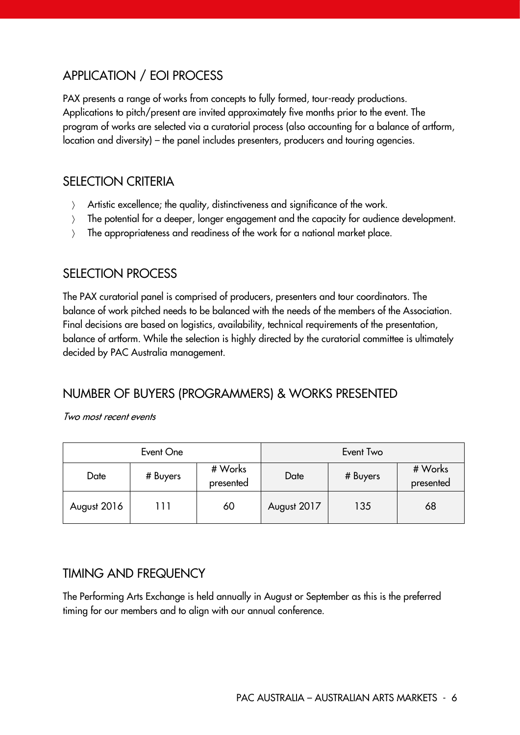## APPLICATION / EOI PROCESS

PAX presents a range of works from concepts to fully formed, tour-ready productions. Applications to pitch/present are invited approximately five months prior to the event. The program of works are selected via a curatorial process (also accounting for a balance of artform, location and diversity) – the panel includes presenters, producers and touring agencies.

## SELECTION CRITERIA

- Artistic excellence; the quality, distinctiveness and significance of the work.
- The potential for a deeper, longer engagement and the capacity for audience development.
- The appropriateness and readiness of the work for a national market place.

## SELECTION PROCESS

The PAX curatorial panel is comprised of producers, presenters and tour coordinators. The balance of work pitched needs to be balanced with the needs of the members of the Association. Final decisions are based on logistics, availability, technical requirements of the presentation, balance of artform. While the selection is highly directed by the curatorial committee is ultimately decided by PAC Australia management.

## NUMBER OF BUYERS (PROGRAMMERS) & WORKS PRESENTED

*Two most recent events*

| Event One | | | Event Two | | |
|---|---|---|---|---|---|
| Date | # Buyers | # Works presented | Date | # Buyers | # Works presented |
| August 2016 | 111 | 60 | August 2017 | 135 | 68 |

## TIMING AND FREQUENCY

The Performing Arts Exchange is held annually in August or September as this is the preferred timing for our members and to align with our annual conference.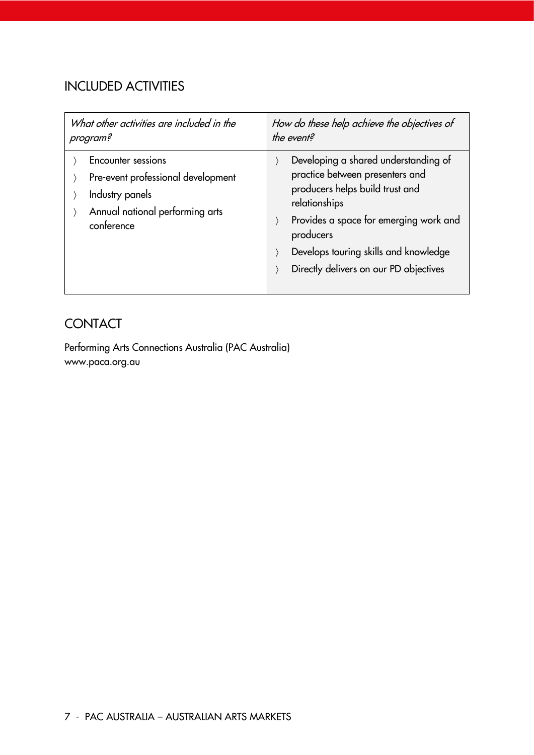## INCLUDED ACTIVITIES

| *What other activities are included in the program?* | *How do these help achieve the objectives of the event?* |
|---|---|
| 〉 Encounter sessions<br>〉 Pre-event professional development<br>〉 Industry panels<br>〉 Annual national performing arts conference | 〉 Developing a shared understanding of practice between presenters and producers helps build trust and relationships<br>〉 Provides a space for emerging work and producers<br>〉 Develops touring skills and knowledge<br>〉 Directly delivers on our PD objectives |

## CONTACT

Performing Arts Connections Australia (PAC Australia)
www.paca.org.au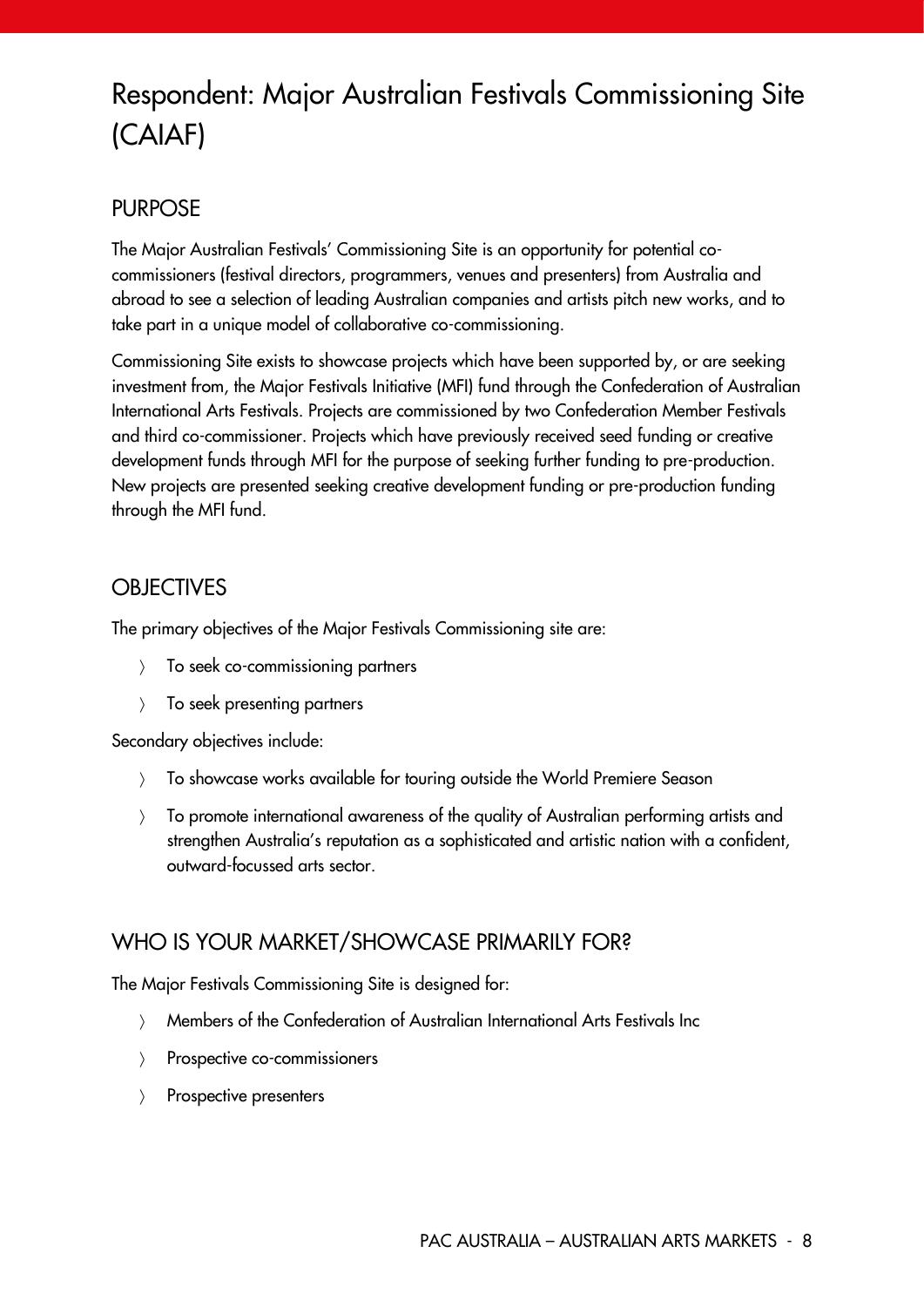# Respondent: Major Australian Festivals Commissioning Site (CAIAF)

## PURPOSE

The Major Australian Festivals' Commissioning Site is an opportunity for potential co-commissioners (festival directors, programmers, venues and presenters) from Australia and abroad to see a selection of leading Australian companies and artists pitch new works, and to take part in a unique model of collaborative co-commissioning.

Commissioning Site exists to showcase projects which have been supported by, or are seeking investment from, the Major Festivals Initiative (MFI) fund through the Confederation of Australian International Arts Festivals. Projects are commissioned by two Confederation Member Festivals and third co-commissioner. Projects which have previously received seed funding or creative development funds through MFI for the purpose of seeking further funding to pre-production. New projects are presented seeking creative development funding or pre-production funding through the MFI fund.

## OBJECTIVES

The primary objectives of the Major Festivals Commissioning site are:

- To seek co-commissioning partners
- To seek presenting partners

Secondary objectives include:

- To showcase works available for touring outside the World Premiere Season
- To promote international awareness of the quality of Australian performing artists and strengthen Australia's reputation as a sophisticated and artistic nation with a confident, outward-focussed arts sector.

## WHO IS YOUR MARKET/SHOWCASE PRIMARILY FOR?

The Major Festivals Commissioning Site is designed for:

- Members of the Confederation of Australian International Arts Festivals Inc
- Prospective co-commissioners
- Prospective presenters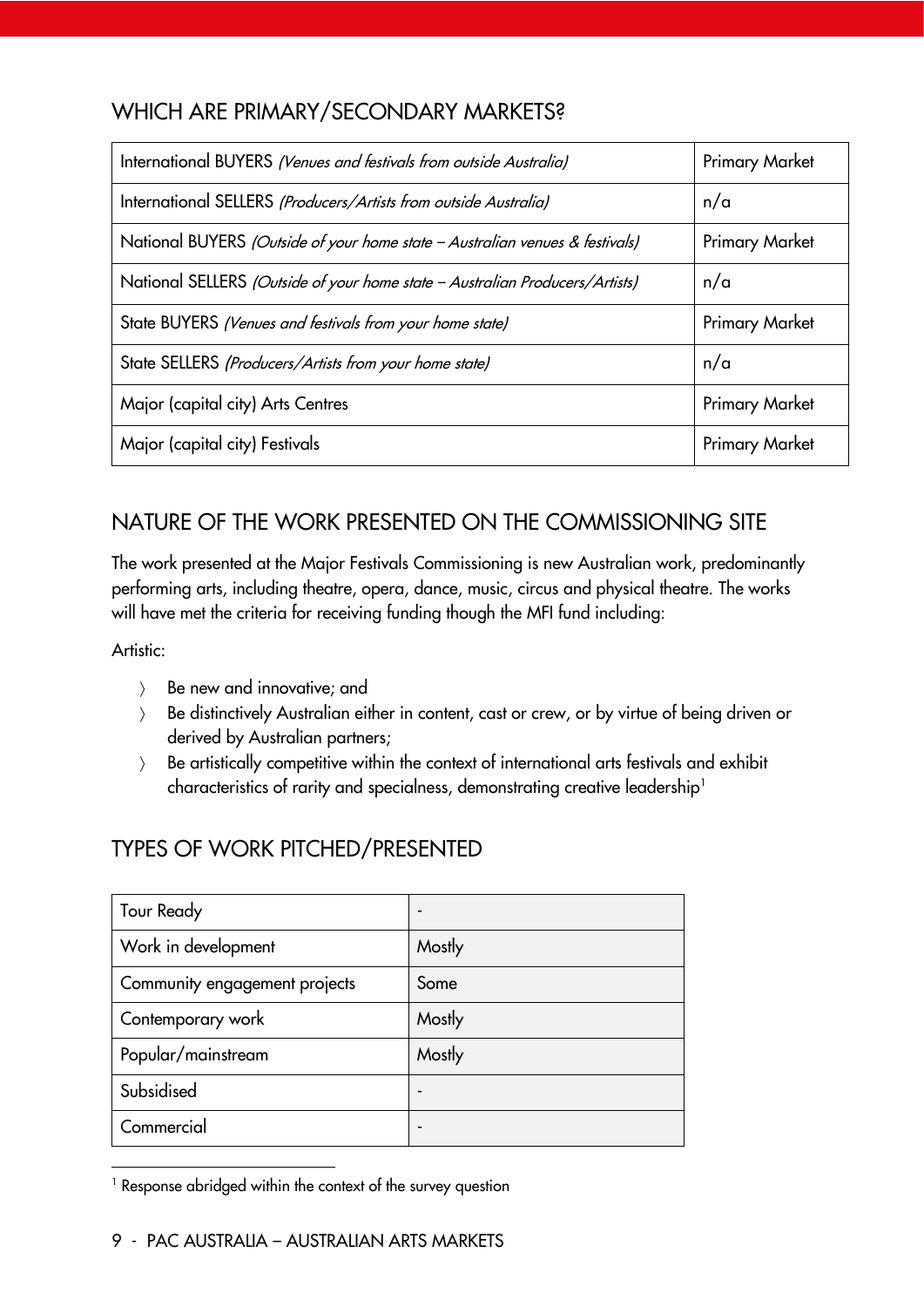## WHICH ARE PRIMARY/SECONDARY MARKETS?

| | |
|---|---|
| International BUYERS *(Venues and festivals from outside Australia)* | Primary Market |
| International SELLERS *(Producers/Artists from outside Australia)* | n/a |
| National BUYERS *(Outside of your home state – Australian venues & festivals)* | Primary Market |
| National SELLERS *(Outside of your home state – Australian Producers/Artists)* | n/a |
| State BUYERS *(Venues and festivals from your home state)* | Primary Market |
| State SELLERS *(Producers/Artists from your home state)* | n/a |
| Major (capital city) Arts Centres | Primary Market |
| Major (capital city) Festivals | Primary Market |

## NATURE OF THE WORK PRESENTED ON THE COMMISSIONING SITE

The work presented at the Major Festivals Commissioning is new Australian work, predominantly performing arts, including theatre, opera, dance, music, circus and physical theatre. The works will have met the criteria for receiving funding though the MFI fund including:

Artistic:

- Be new and innovative; and
- Be distinctively Australian either in content, cast or crew, or by virtue of being driven or derived by Australian partners;
- Be artistically competitive within the context of international arts festivals and exhibit characteristics of rarity and specialness, demonstrating creative leadership[1]

## TYPES OF WORK PITCHED/PRESENTED

| | |
|---|---|
| Tour Ready | - |
| Work in development | Mostly |
| Community engagement projects | Some |
| Contemporary work | Mostly |
| Popular/mainstream | Mostly |
| Subsidised | - |
| Commercial | - |

[1] Response abridged within the context of the survey question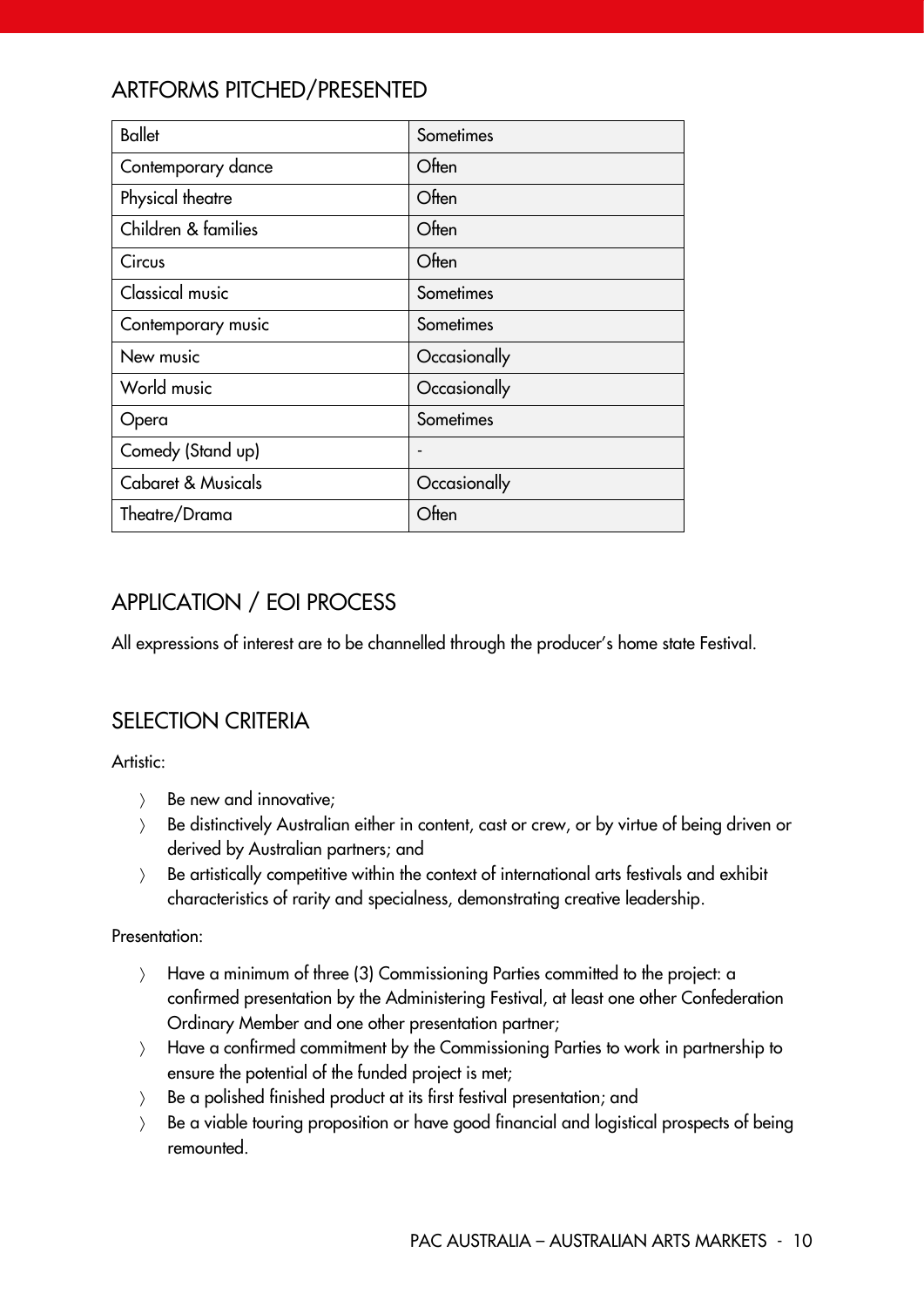## ARTFORMS PITCHED/PRESENTED

| | |
|---|---|
| Ballet | Sometimes |
| Contemporary dance | Often |
| Physical theatre | Often |
| Children & families | Often |
| Circus | Often |
| Classical music | Sometimes |
| Contemporary music | Sometimes |
| New music | Occasionally |
| World music | Occasionally |
| Opera | Sometimes |
| Comedy (Stand up) | - |
| Cabaret & Musicals | Occasionally |
| Theatre/Drama | Often |

## APPLICATION / EOI PROCESS

All expressions of interest are to be channelled through the producer's home state Festival.

## SELECTION CRITERIA

Artistic:

- Be new and innovative;
- Be distinctively Australian either in content, cast or crew, or by virtue of being driven or derived by Australian partners; and
- Be artistically competitive within the context of international arts festivals and exhibit characteristics of rarity and specialness, demonstrating creative leadership.

Presentation:

- Have a minimum of three (3) Commissioning Parties committed to the project: a confirmed presentation by the Administering Festival, at least one other Confederation Ordinary Member and one other presentation partner;
- Have a confirmed commitment by the Commissioning Parties to work in partnership to ensure the potential of the funded project is met;
- Be a polished finished product at its first festival presentation; and
- Be a viable touring proposition or have good financial and logistical prospects of being remounted.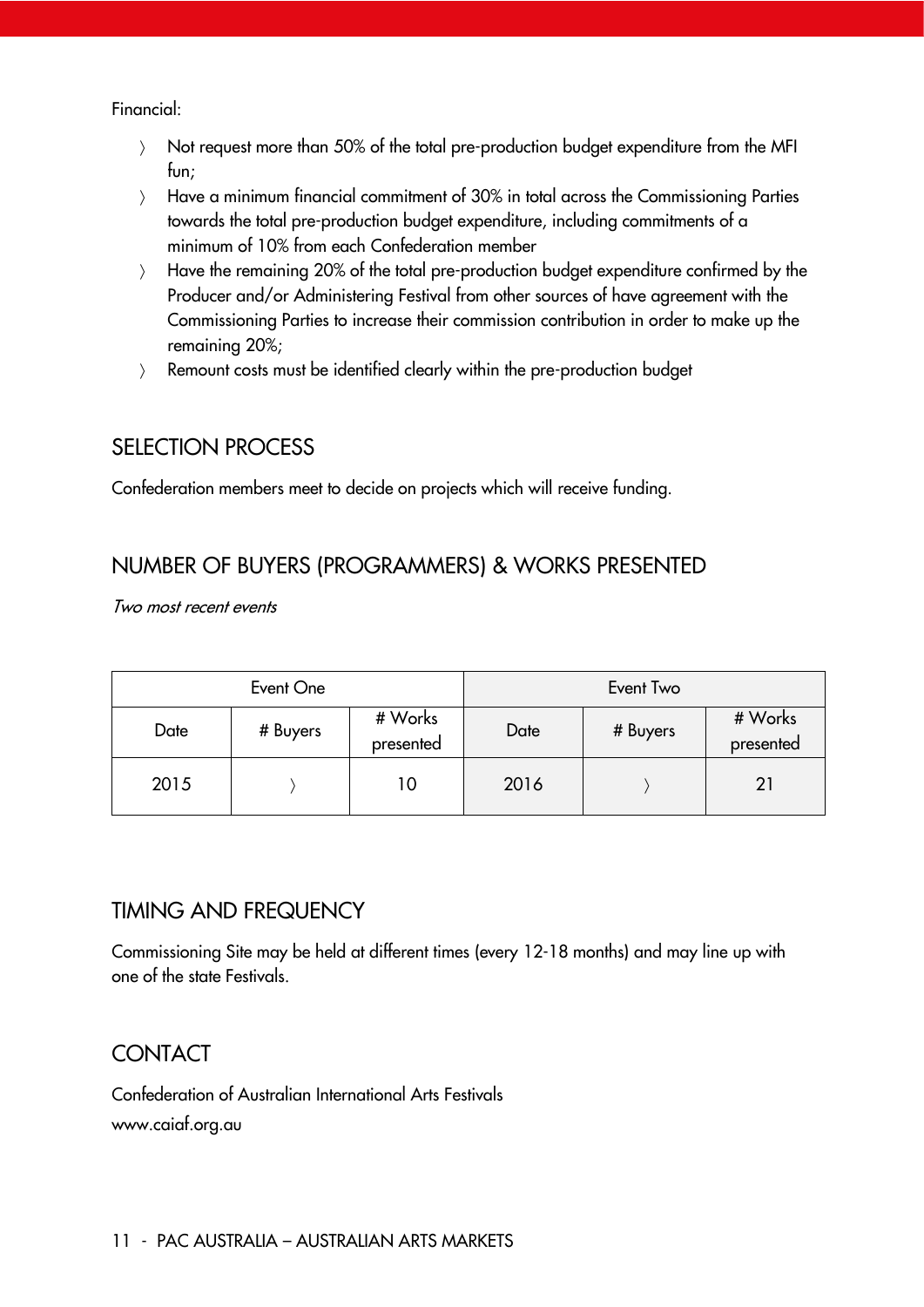Financial:

- Not request more than 50% of the total pre-production budget expenditure from the MFI fun;
- Have a minimum financial commitment of 30% in total across the Commissioning Parties towards the total pre-production budget expenditure, including commitments of a minimum of 10% from each Confederation member
- Have the remaining 20% of the total pre-production budget expenditure confirmed by the Producer and/or Administering Festival from other sources of have agreement with the Commissioning Parties to increase their commission contribution in order to make up the remaining 20%;
- Remount costs must be identified clearly within the pre-production budget

## SELECTION PROCESS

Confederation members meet to decide on projects which will receive funding.

## NUMBER OF BUYERS (PROGRAMMERS) & WORKS PRESENTED

*Two most recent events*

| Event One | | | Event Two | | |
|---|---|---|---|---|---|
| Date | # Buyers | # Works presented | Date | # Buyers | # Works presented |
| 2015 | 〉 | 10 | 2016 | 〉 | 21 |

## TIMING AND FREQUENCY

Commissioning Site may be held at different times (every 12-18 months) and may line up with one of the state Festivals.

## CONTACT

Confederation of Australian International Arts Festivals
www.caiaf.org.au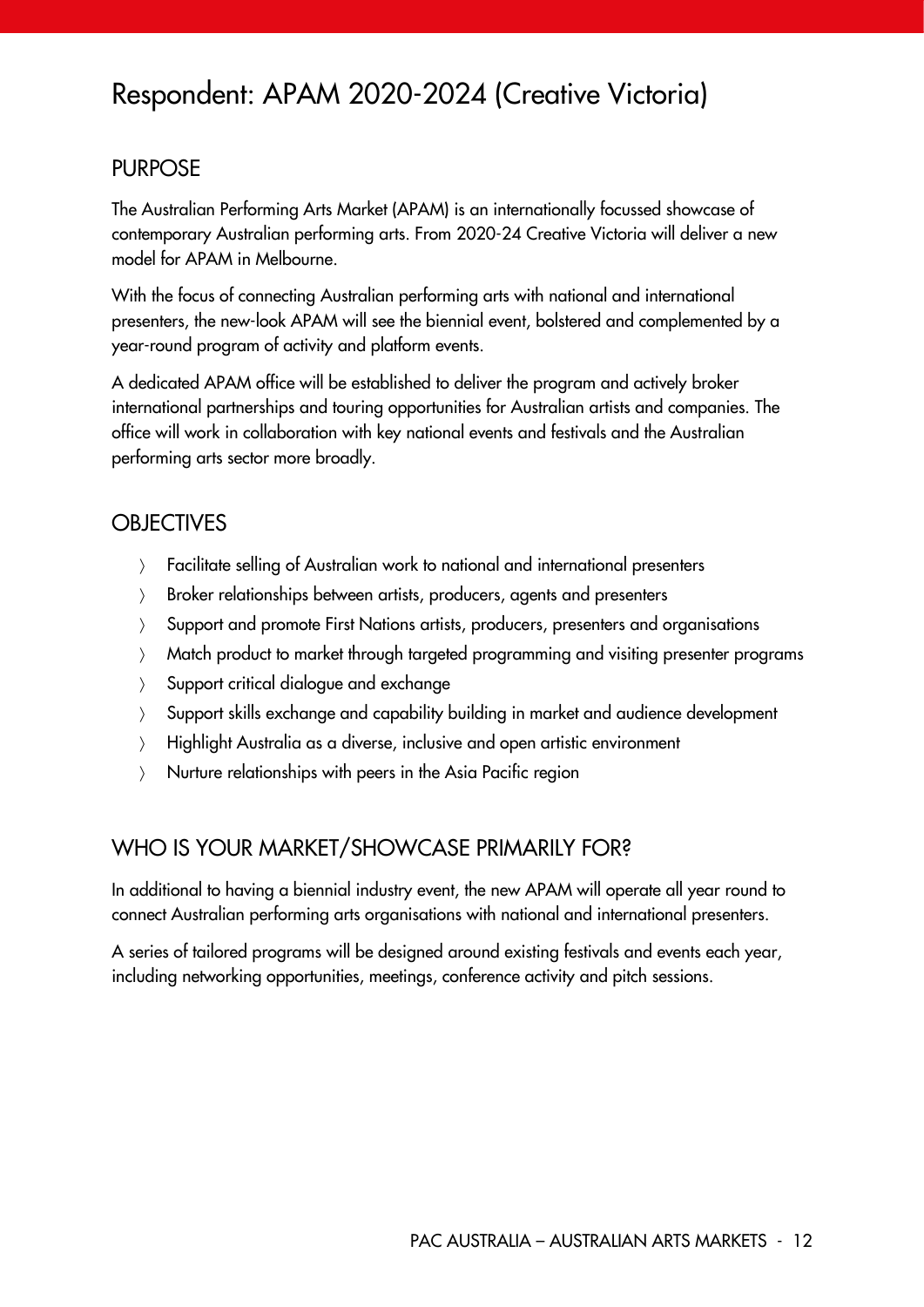# Respondent: APAM 2020-2024 (Creative Victoria)

## PURPOSE

The Australian Performing Arts Market (APAM) is an internationally focussed showcase of contemporary Australian performing arts. From 2020-24 Creative Victoria will deliver a new model for APAM in Melbourne.

With the focus of connecting Australian performing arts with national and international presenters, the new-look APAM will see the biennial event, bolstered and complemented by a year-round program of activity and platform events.

A dedicated APAM office will be established to deliver the program and actively broker international partnerships and touring opportunities for Australian artists and companies. The office will work in collaboration with key national events and festivals and the Australian performing arts sector more broadly.

## OBJECTIVES

- Facilitate selling of Australian work to national and international presenters
- Broker relationships between artists, producers, agents and presenters
- Support and promote First Nations artists, producers, presenters and organisations
- Match product to market through targeted programming and visiting presenter programs
- Support critical dialogue and exchange
- Support skills exchange and capability building in market and audience development
- Highlight Australia as a diverse, inclusive and open artistic environment
- Nurture relationships with peers in the Asia Pacific region

## WHO IS YOUR MARKET/SHOWCASE PRIMARILY FOR?

In additional to having a biennial industry event, the new APAM will operate all year round to connect Australian performing arts organisations with national and international presenters.

A series of tailored programs will be designed around existing festivals and events each year, including networking opportunities, meetings, conference activity and pitch sessions.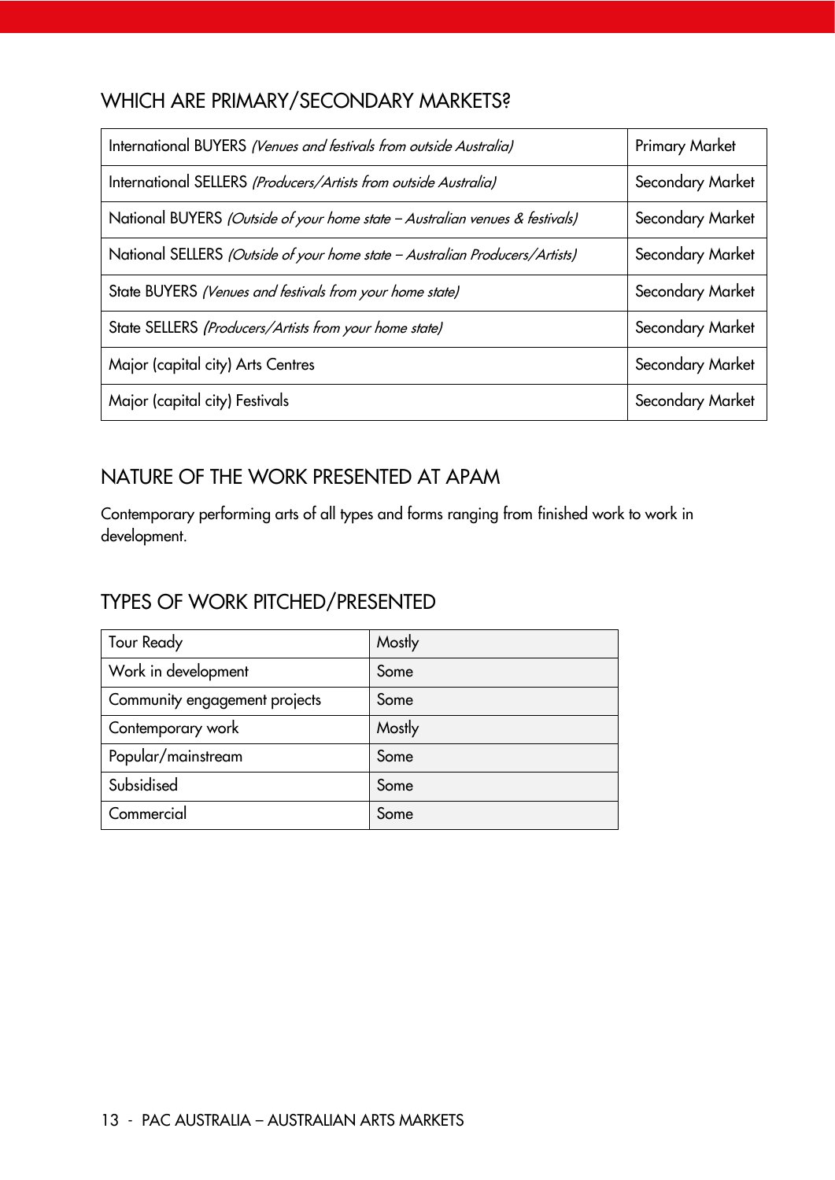## WHICH ARE PRIMARY/SECONDARY MARKETS?

| | |
|---|---|
| International BUYERS *(Venues and festivals from outside Australia)* | Primary Market |
| International SELLERS *(Producers/Artists from outside Australia)* | Secondary Market |
| National BUYERS *(Outside of your home state – Australian venues & festivals)* | Secondary Market |
| National SELLERS *(Outside of your home state – Australian Producers/Artists)* | Secondary Market |
| State BUYERS *(Venues and festivals from your home state)* | Secondary Market |
| State SELLERS *(Producers/Artists from your home state)* | Secondary Market |
| Major (capital city) Arts Centres | Secondary Market |
| Major (capital city) Festivals | Secondary Market |

## NATURE OF THE WORK PRESENTED AT APAM

Contemporary performing arts of all types and forms ranging from finished work to work in development.

## TYPES OF WORK PITCHED/PRESENTED

| | |
|---|---|
| Tour Ready | Mostly |
| Work in development | Some |
| Community engagement projects | Some |
| Contemporary work | Mostly |
| Popular/mainstream | Some |
| Subsidised | Some |
| Commercial | Some |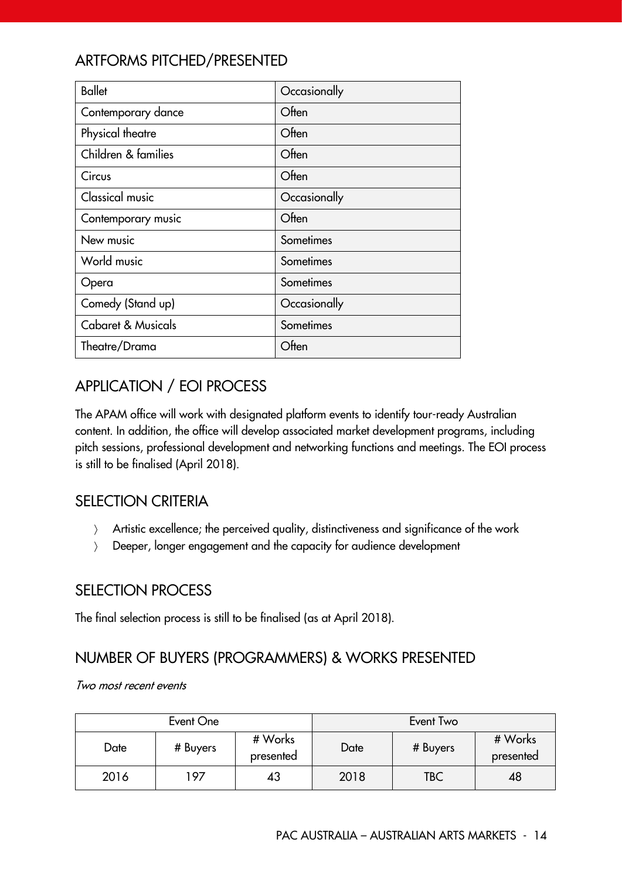## ARTFORMS PITCHED/PRESENTED

| Ballet | Occasionally |
|---|---|
| Contemporary dance | Often |
| Physical theatre | Often |
| Children & families | Often |
| Circus | Often |
| Classical music | Occasionally |
| Contemporary music | Often |
| New music | Sometimes |
| World music | Sometimes |
| Opera | Sometimes |
| Comedy (Stand up) | Occasionally |
| Cabaret & Musicals | Sometimes |
| Theatre/Drama | Often |

## APPLICATION / EOI PROCESS

The APAM office will work with designated platform events to identify tour-ready Australian content. In addition, the office will develop associated market development programs, including pitch sessions, professional development and networking functions and meetings. The EOI process is still to be finalised (April 2018).

## SELECTION CRITERIA

- Artistic excellence; the perceived quality, distinctiveness and significance of the work
- Deeper, longer engagement and the capacity for audience development

## SELECTION PROCESS

The final selection process is still to be finalised (as at April 2018).

## NUMBER OF BUYERS (PROGRAMMERS) & WORKS PRESENTED

*Two most recent events*

| Event One | | | Event Two | | |
|---|---|---|---|---|---|
| Date | # Buyers | # Works presented | Date | # Buyers | # Works presented |
| 2016 | 197 | 43 | 2018 | TBC | 48 |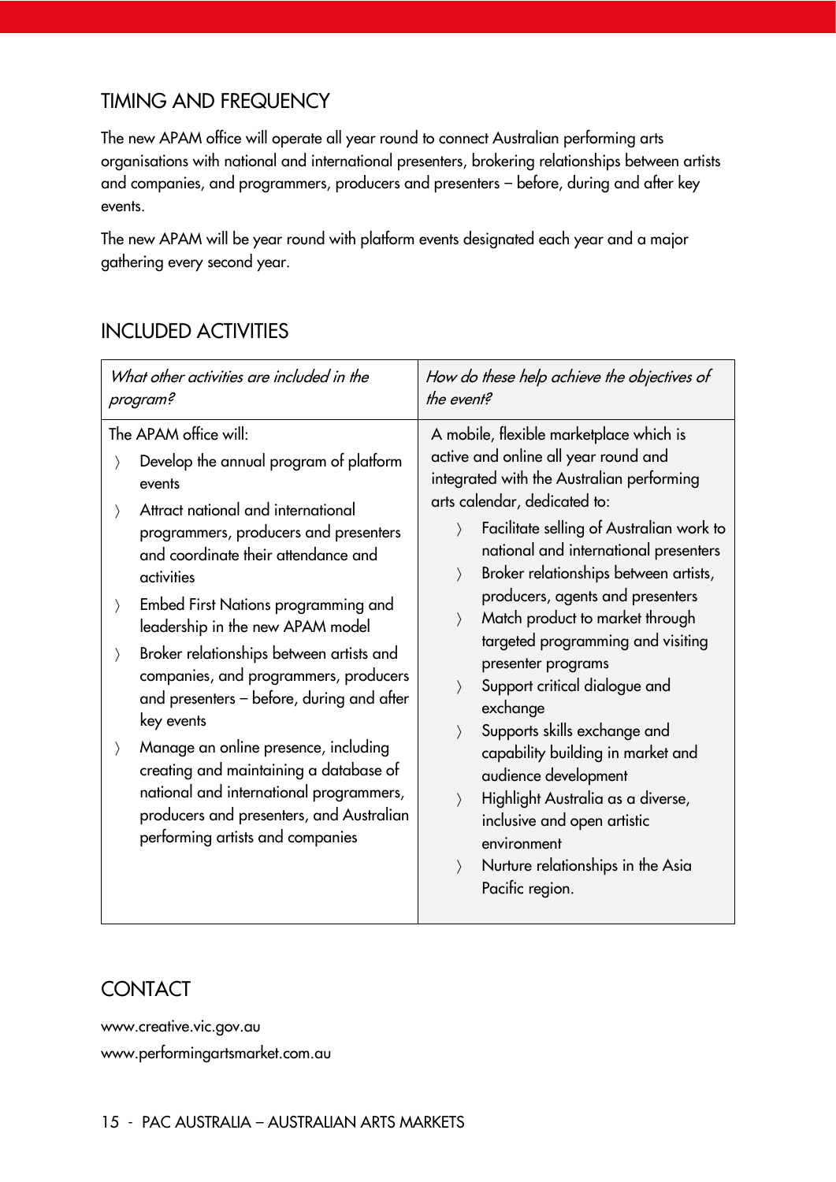## TIMING AND FREQUENCY

The new APAM office will operate all year round to connect Australian performing arts organisations with national and international presenters, brokering relationships between artists and companies, and programmers, producers and presenters – before, during and after key events.

The new APAM will be year round with platform events designated each year and a major gathering every second year.

## INCLUDED ACTIVITIES

| *What other activities are included in the program?* | *How do these help achieve the objectives of the event?* |
|---|---|
| The APAM office will:<br>〉 Develop the annual program of platform events<br>〉 Attract national and international programmers, producers and presenters and coordinate their attendance and activities<br>〉 Embed First Nations programming and leadership in the new APAM model<br>〉 Broker relationships between artists and companies, and programmers, producers and presenters – before, during and after key events<br>〉 Manage an online presence, including creating and maintaining a database of national and international programmers, producers and presenters, and Australian performing artists and companies | A mobile, flexible marketplace which is active and online all year round and integrated with the Australian performing arts calendar, dedicated to:<br>〉 Facilitate selling of Australian work to national and international presenters<br>〉 Broker relationships between artists, producers, agents and presenters<br>〉 Match product to market through targeted programming and visiting presenter programs<br>〉 Support critical dialogue and exchange<br>〉 Supports skills exchange and capability building in market and audience development<br>〉 Highlight Australia as a diverse, inclusive and open artistic environment<br>〉 Nurture relationships in the Asia Pacific region. |

## CONTACT

www.creative.vic.gov.au

www.performingartsmarket.com.au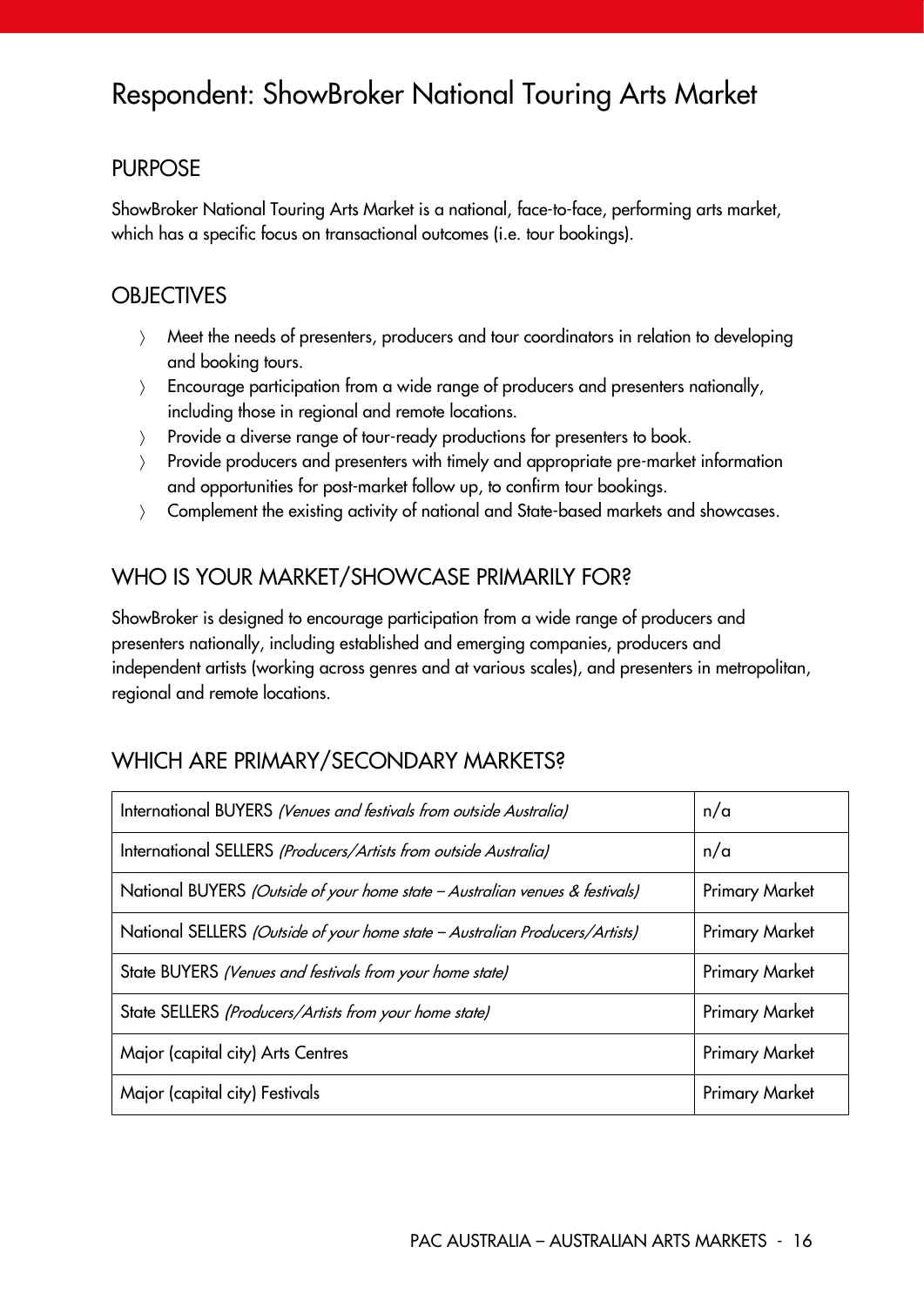# Respondent: ShowBroker National Touring Arts Market

## PURPOSE

ShowBroker National Touring Arts Market is a national, face-to-face, performing arts market, which has a specific focus on transactional outcomes (i.e. tour bookings).

## OBJECTIVES

- Meet the needs of presenters, producers and tour coordinators in relation to developing and booking tours.
- Encourage participation from a wide range of producers and presenters nationally, including those in regional and remote locations.
- Provide a diverse range of tour-ready productions for presenters to book.
- Provide producers and presenters with timely and appropriate pre-market information and opportunities for post-market follow up, to confirm tour bookings.
- Complement the existing activity of national and State-based markets and showcases.

## WHO IS YOUR MARKET/SHOWCASE PRIMARILY FOR?

ShowBroker is designed to encourage participation from a wide range of producers and presenters nationally, including established and emerging companies, producers and independent artists (working across genres and at various scales), and presenters in metropolitan, regional and remote locations.

## WHICH ARE PRIMARY/SECONDARY MARKETS?

| | |
|---|---|
| International BUYERS *(Venues and festivals from outside Australia)* | n/a |
| International SELLERS *(Producers/Artists from outside Australia)* | n/a |
| National BUYERS *(Outside of your home state – Australian venues & festivals)* | Primary Market |
| National SELLERS *(Outside of your home state – Australian Producers/Artists)* | Primary Market |
| State BUYERS *(Venues and festivals from your home state)* | Primary Market |
| State SELLERS *(Producers/Artists from your home state)* | Primary Market |
| Major (capital city) Arts Centres | Primary Market |
| Major (capital city) Festivals | Primary Market |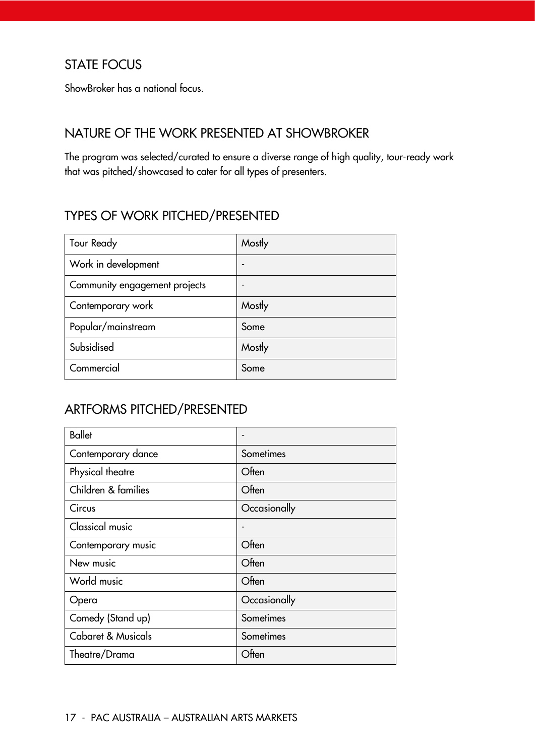## STATE FOCUS

ShowBroker has a national focus.

## NATURE OF THE WORK PRESENTED AT SHOWBROKER

The program was selected/curated to ensure a diverse range of high quality, tour-ready work that was pitched/showcased to cater for all types of presenters.

## TYPES OF WORK PITCHED/PRESENTED

| | |
|---|---|
| Tour Ready | Mostly |
| Work in development | - |
| Community engagement projects | - |
| Contemporary work | Mostly |
| Popular/mainstream | Some |
| Subsidised | Mostly |
| Commercial | Some |

## ARTFORMS PITCHED/PRESENTED

| | |
|---|---|
| Ballet | - |
| Contemporary dance | Sometimes |
| Physical theatre | Often |
| Children & families | Often |
| Circus | Occasionally |
| Classical music | - |
| Contemporary music | Often |
| New music | Often |
| World music | Often |
| Opera | Occasionally |
| Comedy (Stand up) | Sometimes |
| Cabaret & Musicals | Sometimes |
| Theatre/Drama | Often |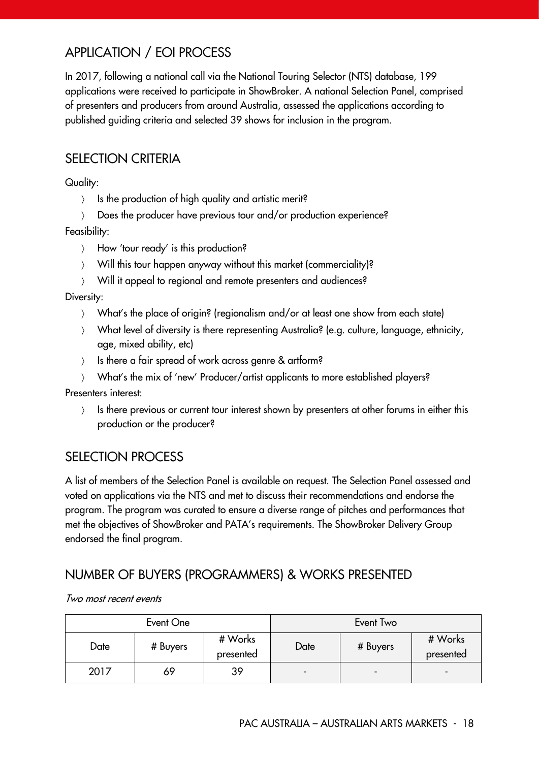## APPLICATION / EOI PROCESS

In 2017, following a national call via the National Touring Selector (NTS) database, 199 applications were received to participate in ShowBroker. A national Selection Panel, comprised of presenters and producers from around Australia, assessed the applications according to published guiding criteria and selected 39 shows for inclusion in the program.

## SELECTION CRITERIA

Quality:

- Is the production of high quality and artistic merit?
- Does the producer have previous tour and/or production experience?

Feasibility:

- How 'tour ready' is this production?
- Will this tour happen anyway without this market (commerciality)?
- Will it appeal to regional and remote presenters and audiences?

Diversity:

- What's the place of origin? (regionalism and/or at least one show from each state)
- What level of diversity is there representing Australia? (e.g. culture, language, ethnicity, age, mixed ability, etc)
- Is there a fair spread of work across genre & artform?
- What's the mix of 'new' Producer/artist applicants to more established players?

Presenters interest:

- Is there previous or current tour interest shown by presenters at other forums in either this production or the producer?

## SELECTION PROCESS

A list of members of the Selection Panel is available on request. The Selection Panel assessed and voted on applications via the NTS and met to discuss their recommendations and endorse the program. The program was curated to ensure a diverse range of pitches and performances that met the objectives of ShowBroker and PATA's requirements. The ShowBroker Delivery Group endorsed the final program.

## NUMBER OF BUYERS (PROGRAMMERS) & WORKS PRESENTED

*Two most recent events*

| Event One | | | Event Two | | |
|---|---|---|---|---|---|
| Date | # Buyers | # Works presented | Date | # Buyers | # Works presented |
| 2017 | 69 | 39 | - | - | - |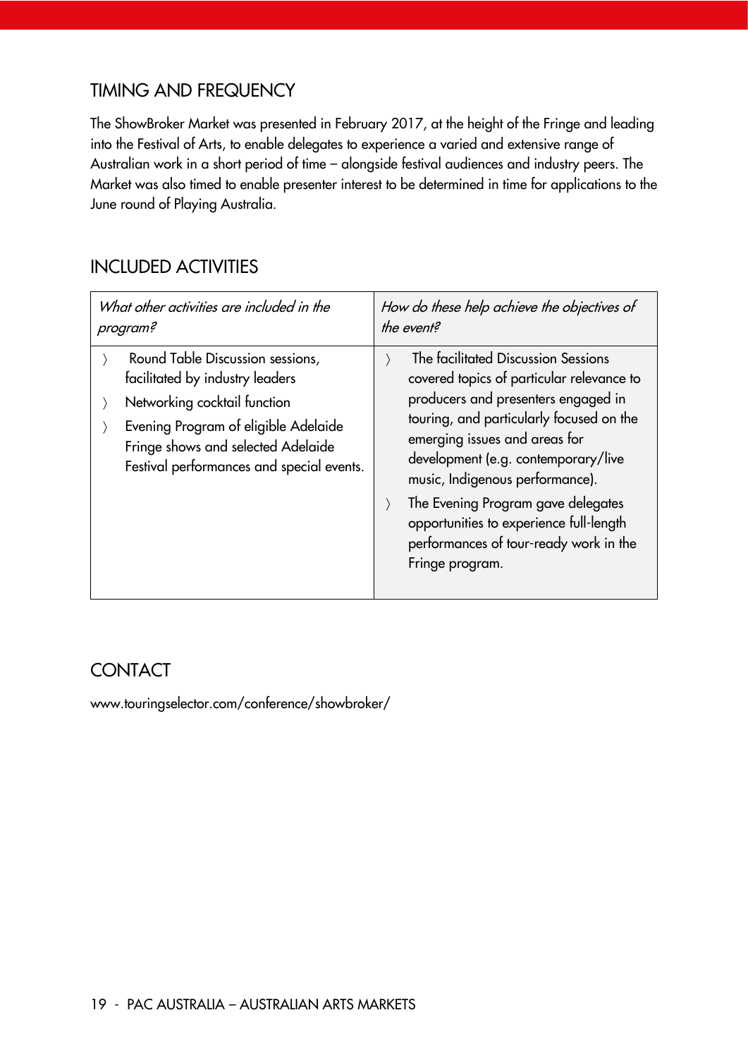## TIMING AND FREQUENCY

The ShowBroker Market was presented in February 2017, at the height of the Fringe and leading into the Festival of Arts, to enable delegates to experience a varied and extensive range of Australian work in a short period of time – alongside festival audiences and industry peers. The Market was also timed to enable presenter interest to be determined in time for applications to the June round of Playing Australia.

## INCLUDED ACTIVITIES

| *What other activities are included in the program?* | *How do these help achieve the objectives of the event?* |
| --- | --- |
| 〉 Round Table Discussion sessions, facilitated by industry leaders<br>〉 Networking cocktail function<br>〉 Evening Program of eligible Adelaide Fringe shows and selected Adelaide Festival performances and special events. | 〉 The facilitated Discussion Sessions covered topics of particular relevance to producers and presenters engaged in touring, and particularly focused on the emerging issues and areas for development (e.g. contemporary/live music, Indigenous performance).<br>〉 The Evening Program gave delegates opportunities to experience full-length performances of tour-ready work in the Fringe program. |

## CONTACT

www.touringselector.com/conference/showbroker/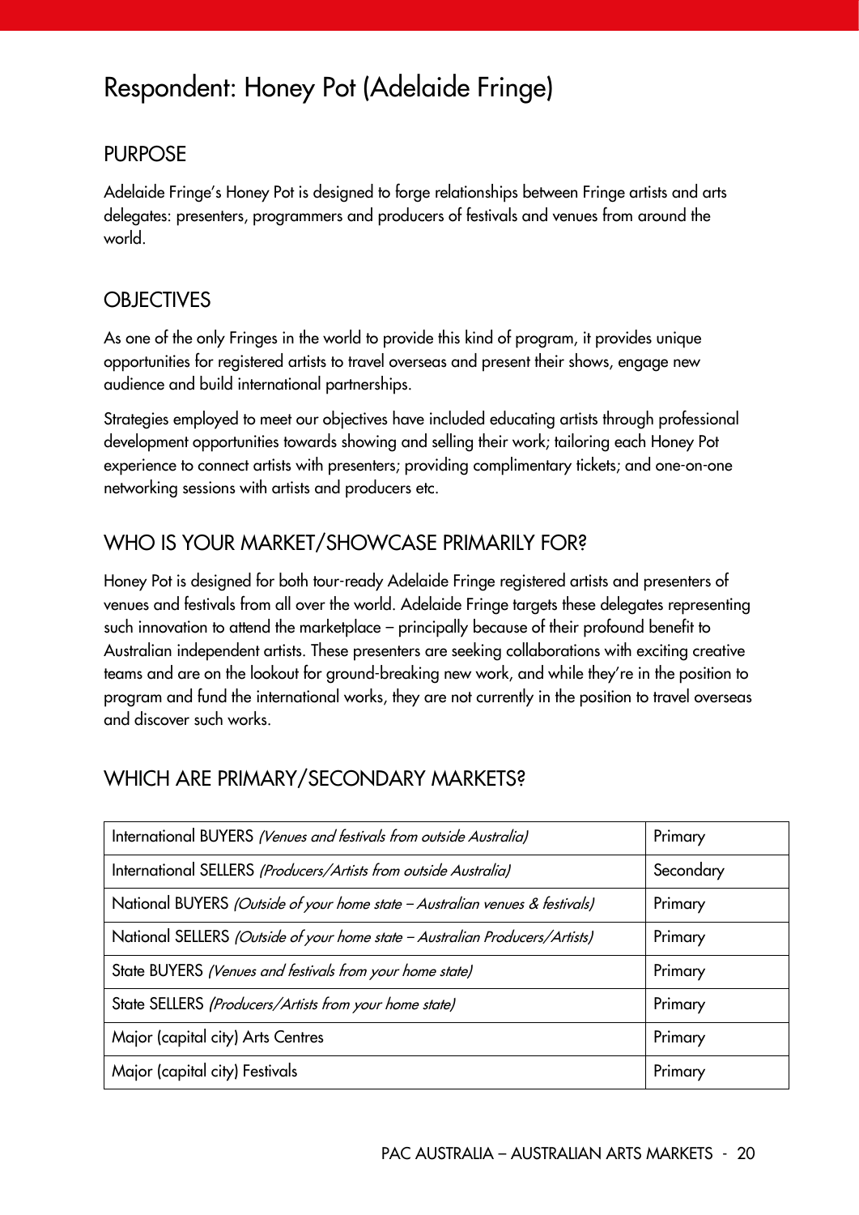# Respondent: Honey Pot (Adelaide Fringe)

## PURPOSE

Adelaide Fringe's Honey Pot is designed to forge relationships between Fringe artists and arts delegates: presenters, programmers and producers of festivals and venues from around the world.

## OBJECTIVES

As one of the only Fringes in the world to provide this kind of program, it provides unique opportunities for registered artists to travel overseas and present their shows, engage new audience and build international partnerships.

Strategies employed to meet our objectives have included educating artists through professional development opportunities towards showing and selling their work; tailoring each Honey Pot experience to connect artists with presenters; providing complimentary tickets; and one-on-one networking sessions with artists and producers etc.

## WHO IS YOUR MARKET/SHOWCASE PRIMARILY FOR?

Honey Pot is designed for both tour-ready Adelaide Fringe registered artists and presenters of venues and festivals from all over the world. Adelaide Fringe targets these delegates representing such innovation to attend the marketplace – principally because of their profound benefit to Australian independent artists. These presenters are seeking collaborations with exciting creative teams and are on the lookout for ground-breaking new work, and while they're in the position to program and fund the international works, they are not currently in the position to travel overseas and discover such works.

## WHICH ARE PRIMARY/SECONDARY MARKETS?

| | |
|---|---|
| International BUYERS *(Venues and festivals from outside Australia)* | Primary |
| International SELLERS *(Producers/Artists from outside Australia)* | Secondary |
| National BUYERS *(Outside of your home state – Australian venues & festivals)* | Primary |
| National SELLERS *(Outside of your home state – Australian Producers/Artists)* | Primary |
| State BUYERS *(Venues and festivals from your home state)* | Primary |
| State SELLERS *(Producers/Artists from your home state)* | Primary |
| Major (capital city) Arts Centres | Primary |
| Major (capital city) Festivals | Primary |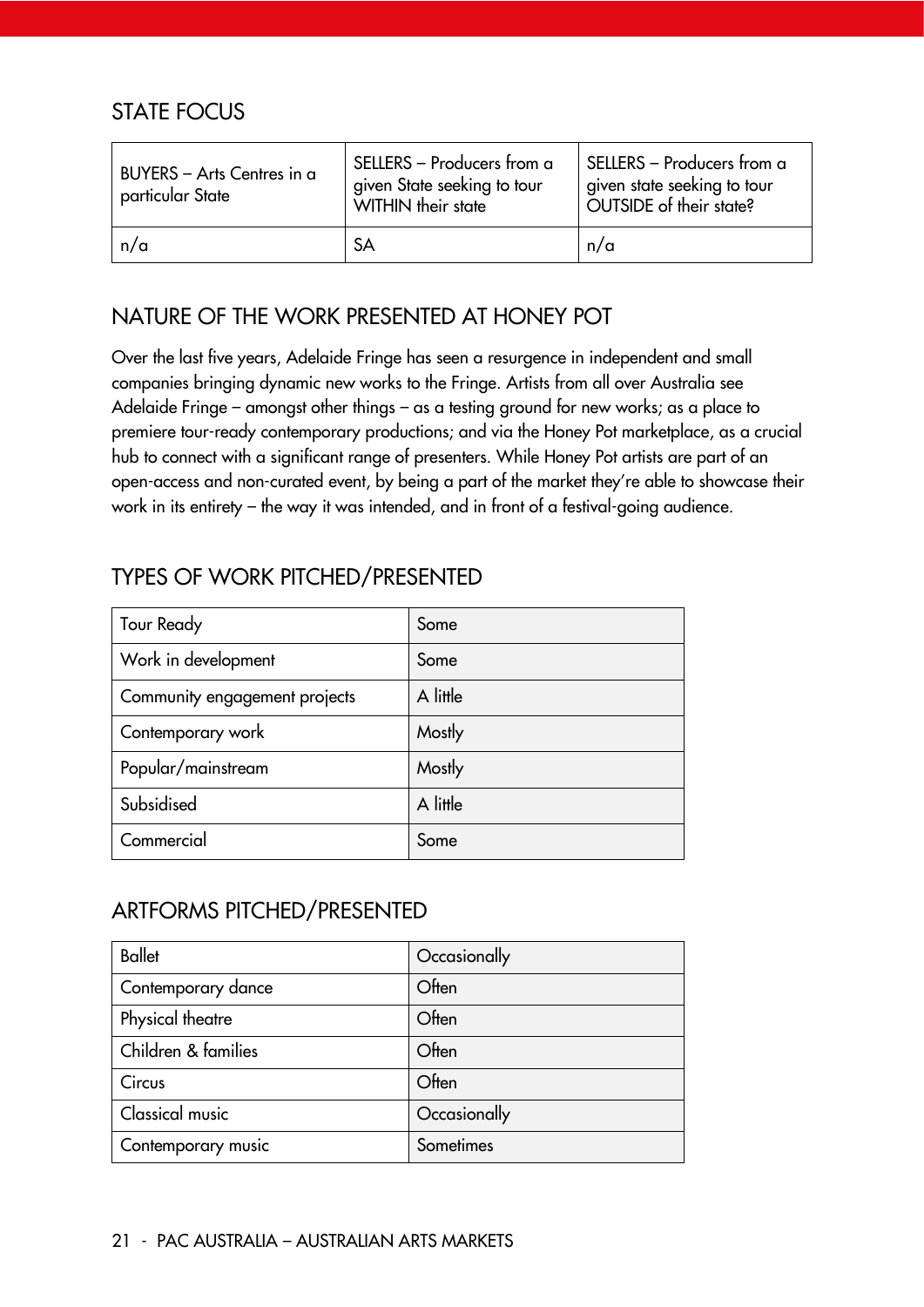## STATE FOCUS

| BUYERS – Arts Centres in a particular State | SELLERS – Producers from a given State seeking to tour WITHIN their state | SELLERS – Producers from a given state seeking to tour OUTSIDE of their state? |
|---|---|---|
| n/a | SA | n/a |

## NATURE OF THE WORK PRESENTED AT HONEY POT

Over the last five years, Adelaide Fringe has seen a resurgence in independent and small companies bringing dynamic new works to the Fringe. Artists from all over Australia see Adelaide Fringe – amongst other things – as a testing ground for new works; as a place to premiere tour-ready contemporary productions; and via the Honey Pot marketplace, as a crucial hub to connect with a significant range of presenters. While Honey Pot artists are part of an open-access and non-curated event, by being a part of the market they're able to showcase their work in its entirety – the way it was intended, and in front of a festival-going audience.

## TYPES OF WORK PITCHED/PRESENTED

| | |
|---|---|
| Tour Ready | Some |
| Work in development | Some |
| Community engagement projects | A little |
| Contemporary work | Mostly |
| Popular/mainstream | Mostly |
| Subsidised | A little |
| Commercial | Some |

## ARTFORMS PITCHED/PRESENTED

| | |
|---|---|
| Ballet | Occasionally |
| Contemporary dance | Often |
| Physical theatre | Often |
| Children & families | Often |
| Circus | Often |
| Classical music | Occasionally |
| Contemporary music | Sometimes |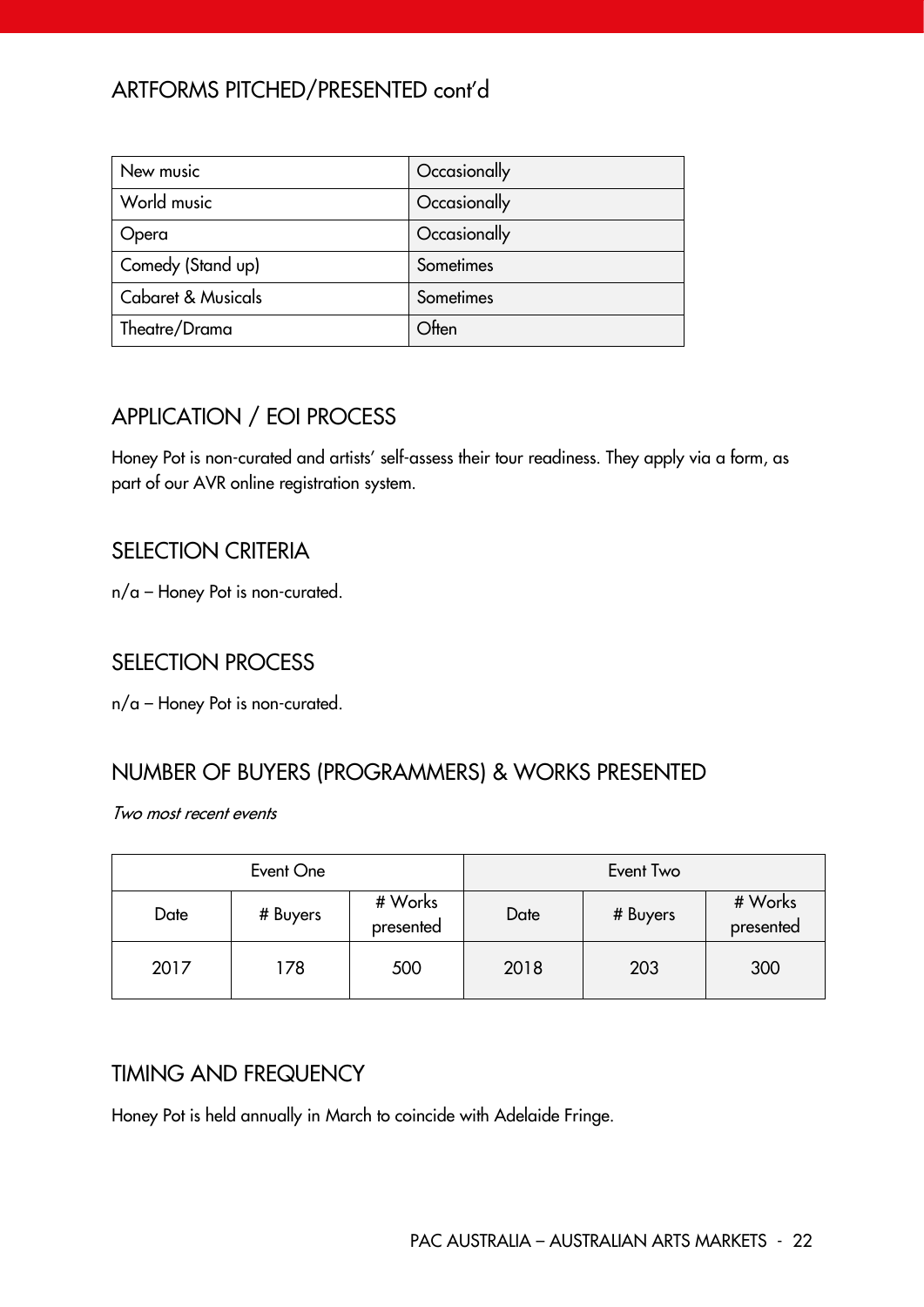## ARTFORMS PITCHED/PRESENTED cont'd

| | |
|---|---|
| New music | Occasionally |
| World music | Occasionally |
| Opera | Occasionally |
| Comedy (Stand up) | Sometimes |
| Cabaret & Musicals | Sometimes |
| Theatre/Drama | Often |

## APPLICATION / EOI PROCESS

Honey Pot is non-curated and artists' self-assess their tour readiness. They apply via a form, as part of our AVR online registration system.

## SELECTION CRITERIA

n/a – Honey Pot is non-curated.

## SELECTION PROCESS

n/a – Honey Pot is non-curated.

## NUMBER OF BUYERS (PROGRAMMERS) & WORKS PRESENTED

*Two most recent events*

| Event One | | | Event Two | | |
|---|---|---|---|---|---|
| Date | # Buyers | # Works presented | Date | # Buyers | # Works presented |
| 2017 | 178 | 500 | 2018 | 203 | 300 |

## TIMING AND FREQUENCY

Honey Pot is held annually in March to coincide with Adelaide Fringe.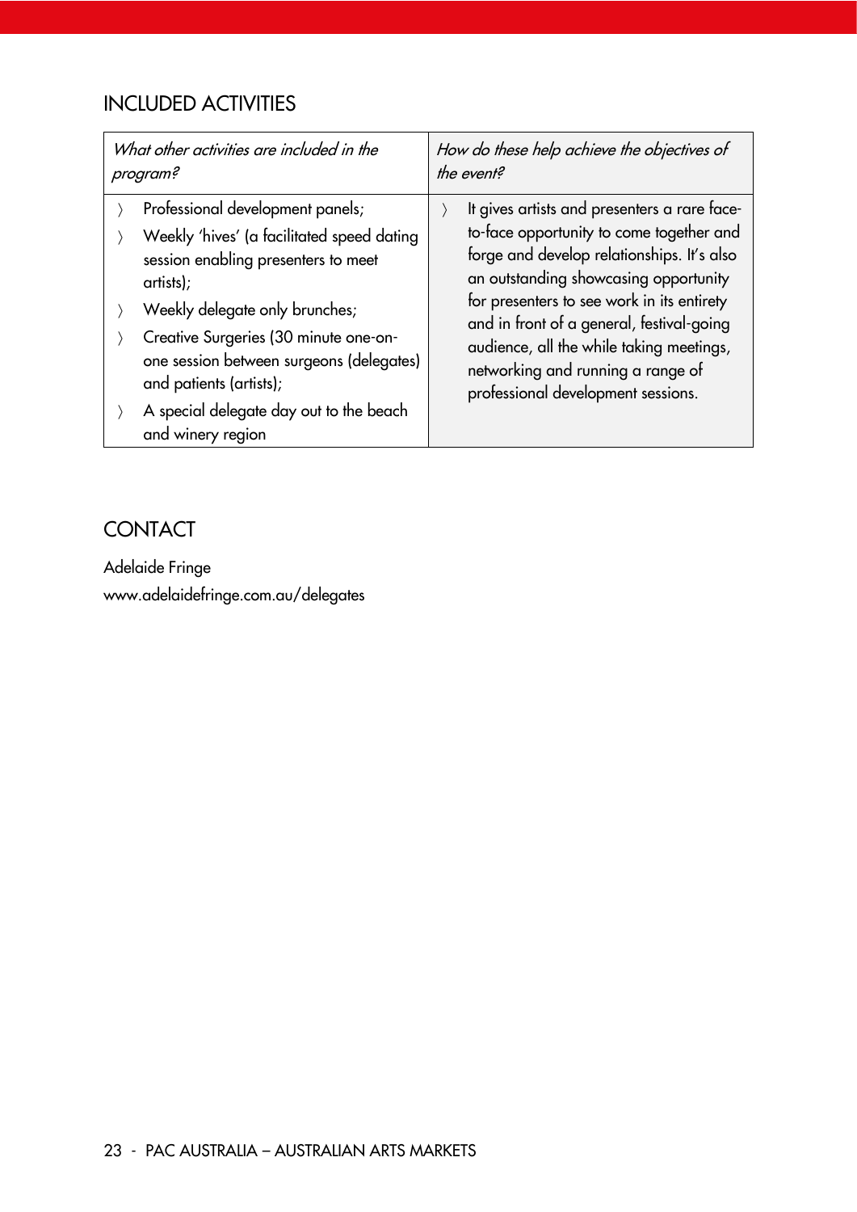## INCLUDED ACTIVITIES

| *What other activities are included in the program?* | *How do these help achieve the objectives of the event?* |
|---|---|
| 〉 Professional development panels;<br>〉 Weekly 'hives' (a facilitated speed dating session enabling presenters to meet artists);<br>〉 Weekly delegate only brunches;<br>〉 Creative Surgeries (30 minute one-on-one session between surgeons (delegates) and patients (artists);<br>〉 A special delegate day out to the beach and winery region | 〉 It gives artists and presenters a rare face-to-face opportunity to come together and forge and develop relationships. It's also an outstanding showcasing opportunity for presenters to see work in its entirety and in front of a general, festival-going audience, all the while taking meetings, networking and running a range of professional development sessions. |

## CONTACT

Adelaide Fringe
www.adelaidefringe.com.au/delegates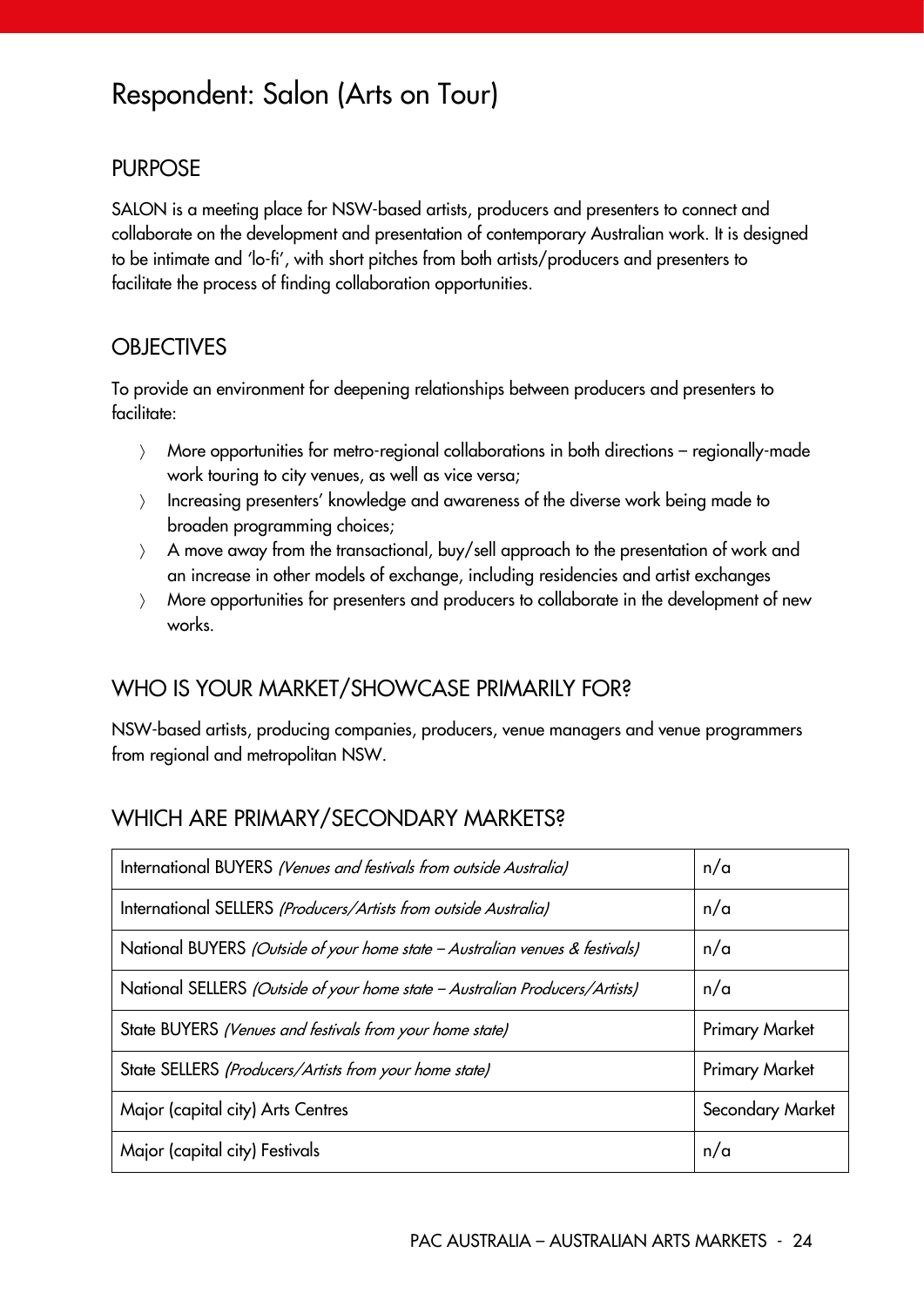# Respondent: Salon (Arts on Tour)

## PURPOSE

SALON is a meeting place for NSW-based artists, producers and presenters to connect and collaborate on the development and presentation of contemporary Australian work. It is designed to be intimate and 'lo-fi', with short pitches from both artists/producers and presenters to facilitate the process of finding collaboration opportunities.

## OBJECTIVES

To provide an environment for deepening relationships between producers and presenters to facilitate:

- More opportunities for metro-regional collaborations in both directions – regionally-made work touring to city venues, as well as vice versa;
- Increasing presenters' knowledge and awareness of the diverse work being made to broaden programming choices;
- A move away from the transactional, buy/sell approach to the presentation of work and an increase in other models of exchange, including residencies and artist exchanges
- More opportunities for presenters and producers to collaborate in the development of new works.

## WHO IS YOUR MARKET/SHOWCASE PRIMARILY FOR?

NSW-based artists, producing companies, producers, venue managers and venue programmers from regional and metropolitan NSW.

## WHICH ARE PRIMARY/SECONDARY MARKETS?

| Market | |
|---|---|
| International BUYERS *(Venues and festivals from outside Australia)* | n/a |
| International SELLERS *(Producers/Artists from outside Australia)* | n/a |
| National BUYERS *(Outside of your home state – Australian venues & festivals)* | n/a |
| National SELLERS *(Outside of your home state – Australian Producers/Artists)* | n/a |
| State BUYERS *(Venues and festivals from your home state)* | Primary Market |
| State SELLERS *(Producers/Artists from your home state)* | Primary Market |
| Major (capital city) Arts Centres | Secondary Market |
| Major (capital city) Festivals | n/a |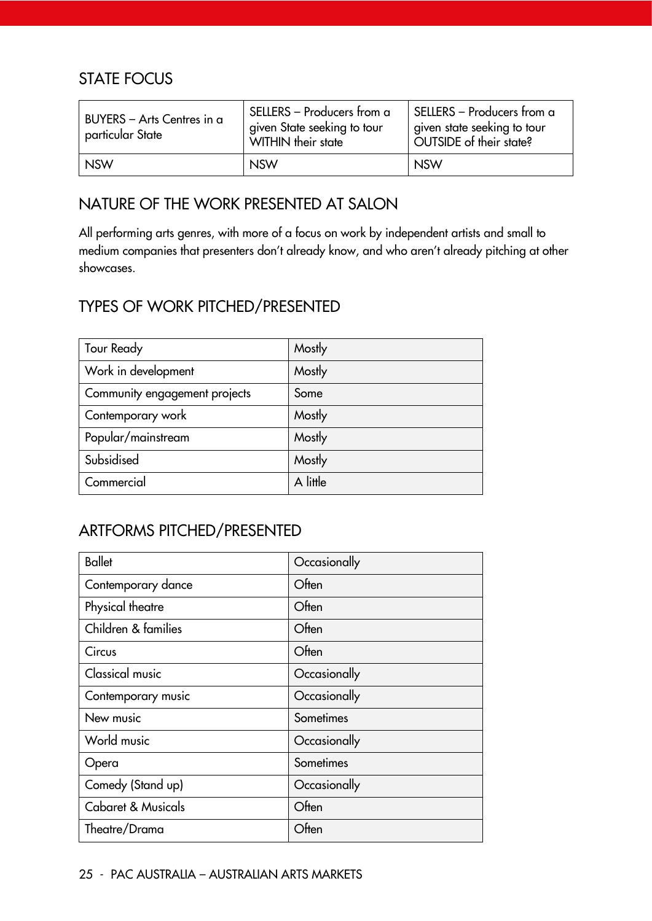## STATE FOCUS

| BUYERS – Arts Centres in a particular State | SELLERS – Producers from a given State seeking to tour WITHIN their state | SELLERS – Producers from a given state seeking to tour OUTSIDE of their state? |
|---|---|---|
| NSW | NSW | NSW |

## NATURE OF THE WORK PRESENTED AT SALON

All performing arts genres, with more of a focus on work by independent artists and small to medium companies that presenters don't already know, and who aren't already pitching at other showcases.

## TYPES OF WORK PITCHED/PRESENTED

| | |
|---|---|
| Tour Ready | Mostly |
| Work in development | Mostly |
| Community engagement projects | Some |
| Contemporary work | Mostly |
| Popular/mainstream | Mostly |
| Subsidised | Mostly |
| Commercial | A little |

## ARTFORMS PITCHED/PRESENTED

| | |
|---|---|
| Ballet | Occasionally |
| Contemporary dance | Often |
| Physical theatre | Often |
| Children & families | Often |
| Circus | Often |
| Classical music | Occasionally |
| Contemporary music | Occasionally |
| New music | Sometimes |
| World music | Occasionally |
| Opera | Sometimes |
| Comedy (Stand up) | Occasionally |
| Cabaret & Musicals | Often |
| Theatre/Drama | Often |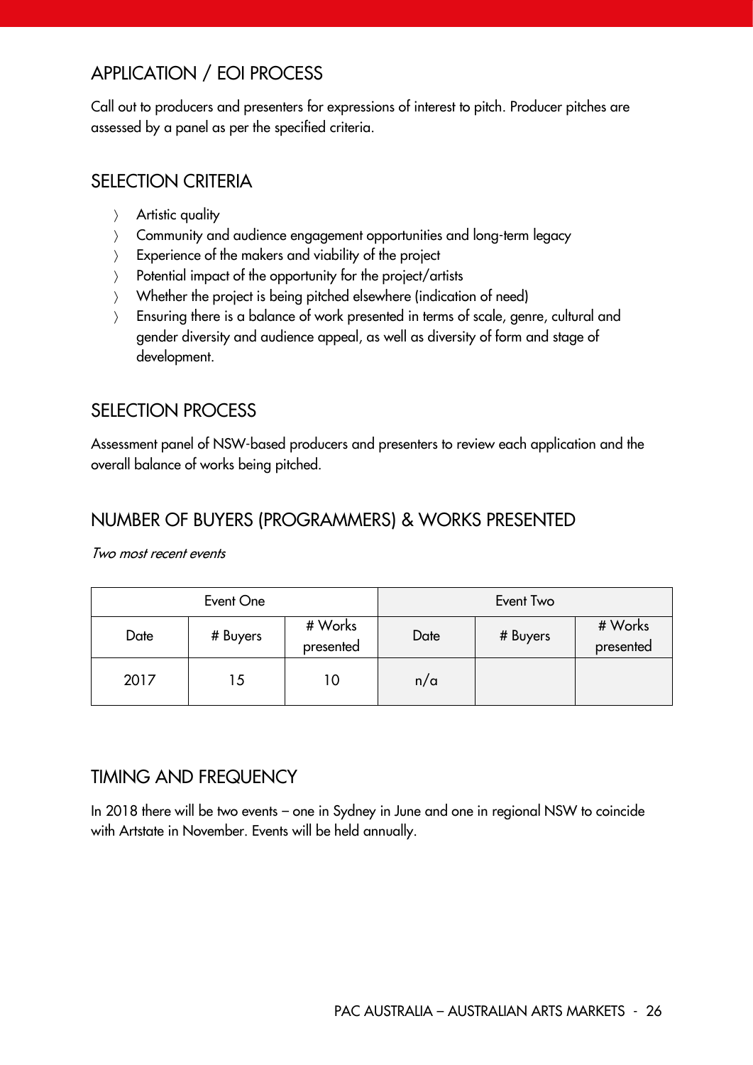## APPLICATION / EOI PROCESS

Call out to producers and presenters for expressions of interest to pitch. Producer pitches are assessed by a panel as per the specified criteria.

## SELECTION CRITERIA

- Artistic quality
- Community and audience engagement opportunities and long-term legacy
- Experience of the makers and viability of the project
- Potential impact of the opportunity for the project/artists
- Whether the project is being pitched elsewhere (indication of need)
- Ensuring there is a balance of work presented in terms of scale, genre, cultural and gender diversity and audience appeal, as well as diversity of form and stage of development.

## SELECTION PROCESS

Assessment panel of NSW-based producers and presenters to review each application and the overall balance of works being pitched.

## NUMBER OF BUYERS (PROGRAMMERS) & WORKS PRESENTED

*Two most recent events*

| Event One | | | Event Two | | |
|---|---|---|---|---|---|
| Date | # Buyers | # Works presented | Date | # Buyers | # Works presented |
| 2017 | 15 | 10 | n/a | | |

## TIMING AND FREQUENCY

In 2018 there will be two events – one in Sydney in June and one in regional NSW to coincide with Artstate in November. Events will be held annually.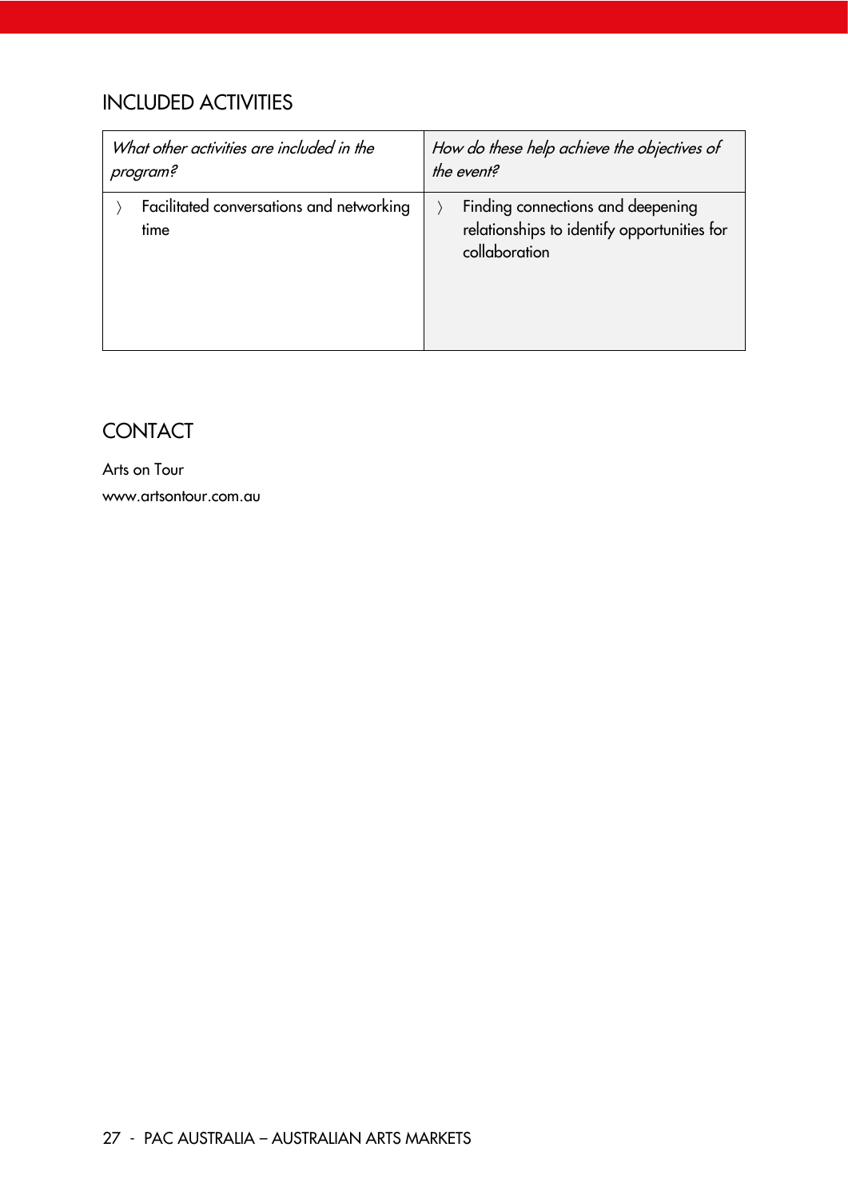## INCLUDED ACTIVITIES

| *What other activities are included in the program?* | *How do these help achieve the objectives of the event?* |
|---|---|
| 〉 Facilitated conversations and networking time | 〉 Finding connections and deepening relationships to identify opportunities for collaboration |

## CONTACT

Arts on Tour

www.artsontour.com.au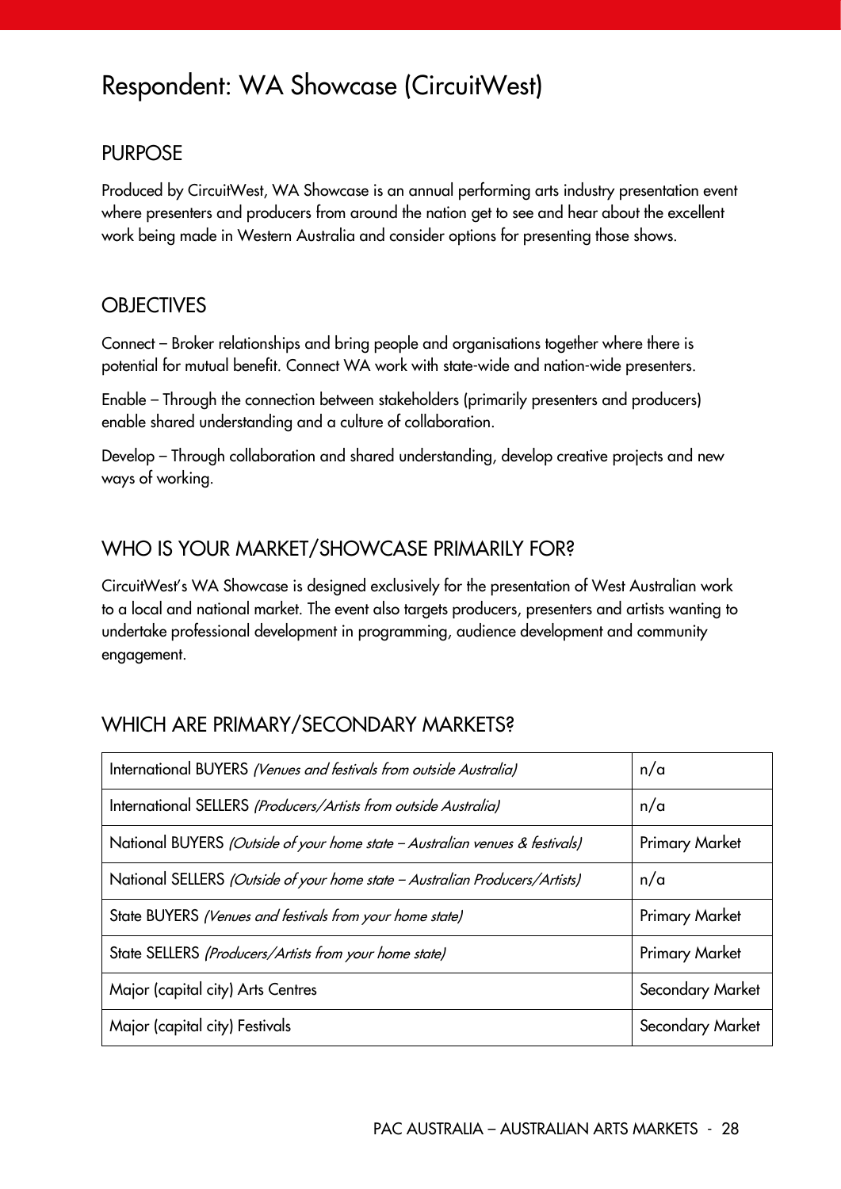# Respondent: WA Showcase (CircuitWest)

## PURPOSE

Produced by CircuitWest, WA Showcase is an annual performing arts industry presentation event where presenters and producers from around the nation get to see and hear about the excellent work being made in Western Australia and consider options for presenting those shows.

## OBJECTIVES

Connect – Broker relationships and bring people and organisations together where there is potential for mutual benefit. Connect WA work with state-wide and nation-wide presenters.

Enable – Through the connection between stakeholders (primarily presenters and producers) enable shared understanding and a culture of collaboration.

Develop – Through collaboration and shared understanding, develop creative projects and new ways of working.

## WHO IS YOUR MARKET/SHOWCASE PRIMARILY FOR?

CircuitWest's WA Showcase is designed exclusively for the presentation of West Australian work to a local and national market. The event also targets producers, presenters and artists wanting to undertake professional development in programming, audience development and community engagement.

## WHICH ARE PRIMARY/SECONDARY MARKETS?

| | |
|---|---|
| International BUYERS *(Venues and festivals from outside Australia)* | n/a |
| International SELLERS *(Producers/Artists from outside Australia)* | n/a |
| National BUYERS *(Outside of your home state – Australian venues & festivals)* | Primary Market |
| National SELLERS *(Outside of your home state – Australian Producers/Artists)* | n/a |
| State BUYERS *(Venues and festivals from your home state)* | Primary Market |
| State SELLERS *(Producers/Artists from your home state)* | Primary Market |
| Major (capital city) Arts Centres | Secondary Market |
| Major (capital city) Festivals | Secondary Market |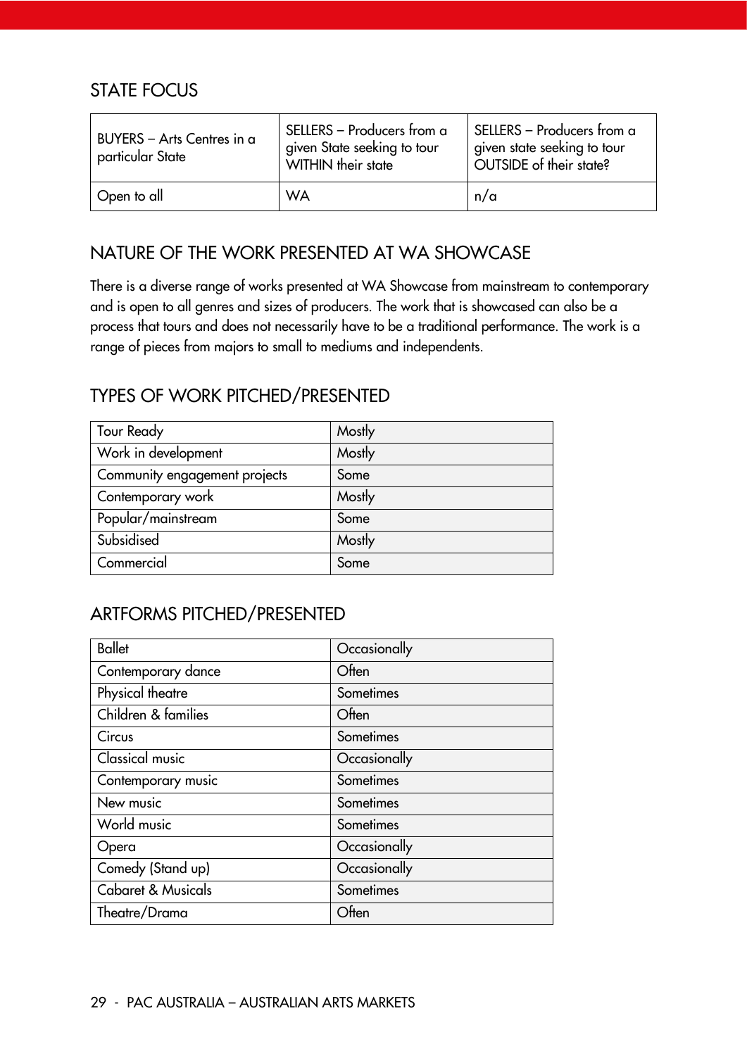## STATE FOCUS

| BUYERS – Arts Centres in a particular State | SELLERS – Producers from a given State seeking to tour WITHIN their state | SELLERS – Producers from a given state seeking to tour OUTSIDE of their state? |
|---|---|---|
| Open to all | WA | n/a |

## NATURE OF THE WORK PRESENTED AT WA SHOWCASE

There is a diverse range of works presented at WA Showcase from mainstream to contemporary and is open to all genres and sizes of producers. The work that is showcased can also be a process that tours and does not necessarily have to be a traditional performance. The work is a range of pieces from majors to small to mediums and independents.

## TYPES OF WORK PITCHED/PRESENTED

| | |
|---|---|
| Tour Ready | Mostly |
| Work in development | Mostly |
| Community engagement projects | Some |
| Contemporary work | Mostly |
| Popular/mainstream | Some |
| Subsidised | Mostly |
| Commercial | Some |

## ARTFORMS PITCHED/PRESENTED

| | |
|---|---|
| Ballet | Occasionally |
| Contemporary dance | Often |
| Physical theatre | Sometimes |
| Children & families | Often |
| Circus | Sometimes |
| Classical music | Occasionally |
| Contemporary music | Sometimes |
| New music | Sometimes |
| World music | Sometimes |
| Opera | Occasionally |
| Comedy (Stand up) | Occasionally |
| Cabaret & Musicals | Sometimes |
| Theatre/Drama | Often |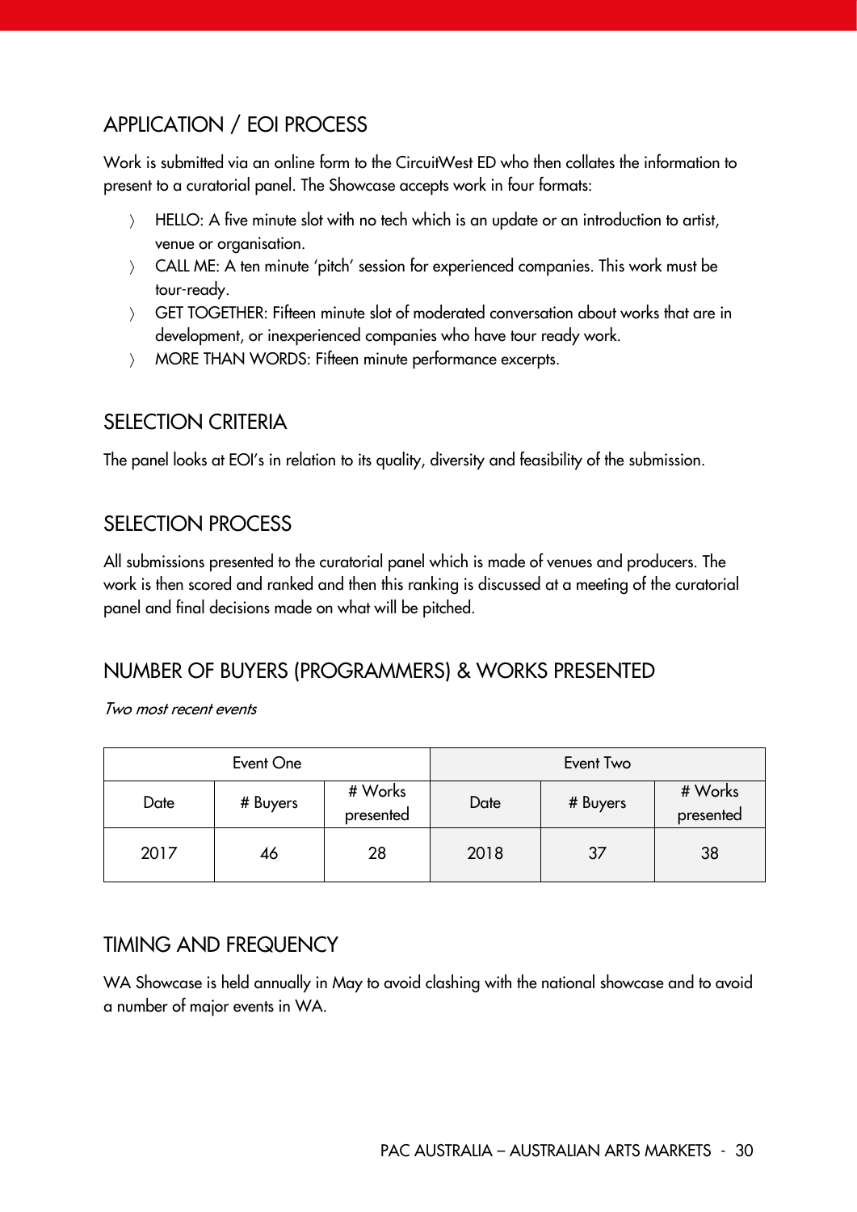## APPLICATION / EOI PROCESS

Work is submitted via an online form to the CircuitWest ED who then collates the information to present to a curatorial panel. The Showcase accepts work in four formats:

- HELLO: A five minute slot with no tech which is an update or an introduction to artist, venue or organisation.
- CALL ME: A ten minute 'pitch' session for experienced companies. This work must be tour-ready.
- GET TOGETHER: Fifteen minute slot of moderated conversation about works that are in development, or inexperienced companies who have tour ready work.
- MORE THAN WORDS: Fifteen minute performance excerpts.

## SELECTION CRITERIA

The panel looks at EOI's in relation to its quality, diversity and feasibility of the submission.

## SELECTION PROCESS

All submissions presented to the curatorial panel which is made of venues and producers. The work is then scored and ranked and then this ranking is discussed at a meeting of the curatorial panel and final decisions made on what will be pitched.

## NUMBER OF BUYERS (PROGRAMMERS) & WORKS PRESENTED

*Two most recent events*

| Event One | | | Event Two | | |
|---|---|---|---|---|---|
| Date | # Buyers | # Works presented | Date | # Buyers | # Works presented |
| 2017 | 46 | 28 | 2018 | 37 | 38 |

## TIMING AND FREQUENCY

WA Showcase is held annually in May to avoid clashing with the national showcase and to avoid a number of major events in WA.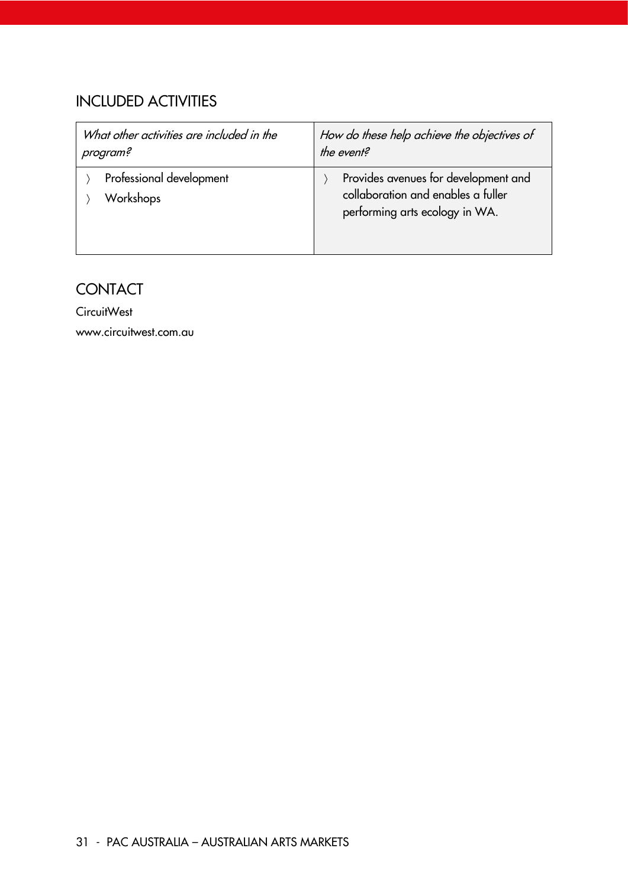## INCLUDED ACTIVITIES

| *What other activities are included in the program?* | *How do these help achieve the objectives of the event?* |
|---|---|
| 〉 Professional development<br>〉 Workshops | 〉 Provides avenues for development and collaboration and enables a fuller performing arts ecology in WA. |

## CONTACT

CircuitWest

www.circuitwest.com.au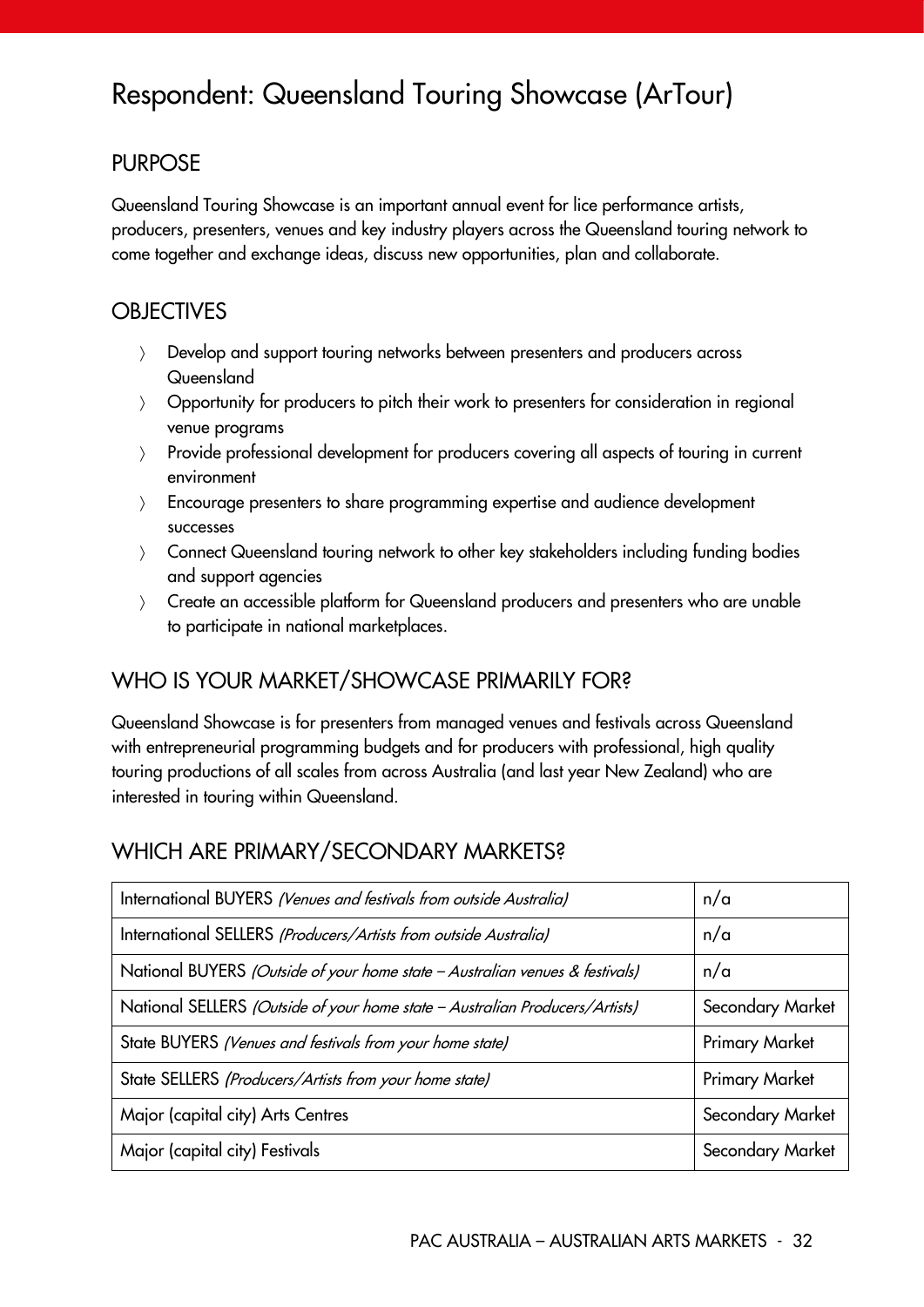# Respondent: Queensland Touring Showcase (ArTour)

## PURPOSE

Queensland Touring Showcase is an important annual event for lice performance artists, producers, presenters, venues and key industry players across the Queensland touring network to come together and exchange ideas, discuss new opportunities, plan and collaborate.

## OBJECTIVES

- Develop and support touring networks between presenters and producers across Queensland
- Opportunity for producers to pitch their work to presenters for consideration in regional venue programs
- Provide professional development for producers covering all aspects of touring in current environment
- Encourage presenters to share programming expertise and audience development successes
- Connect Queensland touring network to other key stakeholders including funding bodies and support agencies
- Create an accessible platform for Queensland producers and presenters who are unable to participate in national marketplaces.

## WHO IS YOUR MARKET/SHOWCASE PRIMARILY FOR?

Queensland Showcase is for presenters from managed venues and festivals across Queensland with entrepreneurial programming budgets and for producers with professional, high quality touring productions of all scales from across Australia (and last year New Zealand) who are interested in touring within Queensland.

## WHICH ARE PRIMARY/SECONDARY MARKETS?

| | |
|---|---|
| International BUYERS *(Venues and festivals from outside Australia)* | n/a |
| International SELLERS *(Producers/Artists from outside Australia)* | n/a |
| National BUYERS *(Outside of your home state – Australian venues & festivals)* | n/a |
| National SELLERS *(Outside of your home state – Australian Producers/Artists)* | Secondary Market |
| State BUYERS *(Venues and festivals from your home state)* | Primary Market |
| State SELLERS *(Producers/Artists from your home state)* | Primary Market |
| Major (capital city) Arts Centres | Secondary Market |
| Major (capital city) Festivals | Secondary Market |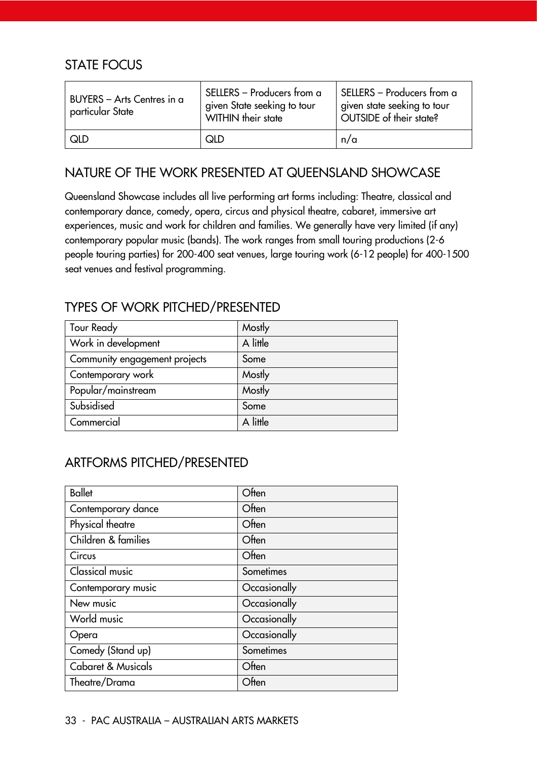## STATE FOCUS

| BUYERS – Arts Centres in a particular State | SELLERS – Producers from a given State seeking to tour WITHIN their state | SELLERS – Producers from a given state seeking to tour OUTSIDE of their state? |
|---|---|---|
| QLD | QLD | n/a |

## NATURE OF THE WORK PRESENTED AT QUEENSLAND SHOWCASE

Queensland Showcase includes all live performing art forms including: Theatre, classical and contemporary dance, comedy, opera, circus and physical theatre, cabaret, immersive art experiences, music and work for children and families. We generally have very limited (if any) contemporary popular music (bands). The work ranges from small touring productions (2-6 people touring parties) for 200-400 seat venues, large touring work (6-12 people) for 400-1500 seat venues and festival programming.

## TYPES OF WORK PITCHED/PRESENTED

| | |
|---|---|
| Tour Ready | Mostly |
| Work in development | A little |
| Community engagement projects | Some |
| Contemporary work | Mostly |
| Popular/mainstream | Mostly |
| Subsidised | Some |
| Commercial | A little |

## ARTFORMS PITCHED/PRESENTED

| | |
|---|---|
| Ballet | Often |
| Contemporary dance | Often |
| Physical theatre | Often |
| Children & families | Often |
| Circus | Often |
| Classical music | Sometimes |
| Contemporary music | Occasionally |
| New music | Occasionally |
| World music | Occasionally |
| Opera | Occasionally |
| Comedy (Stand up) | Sometimes |
| Cabaret & Musicals | Often |
| Theatre/Drama | Often |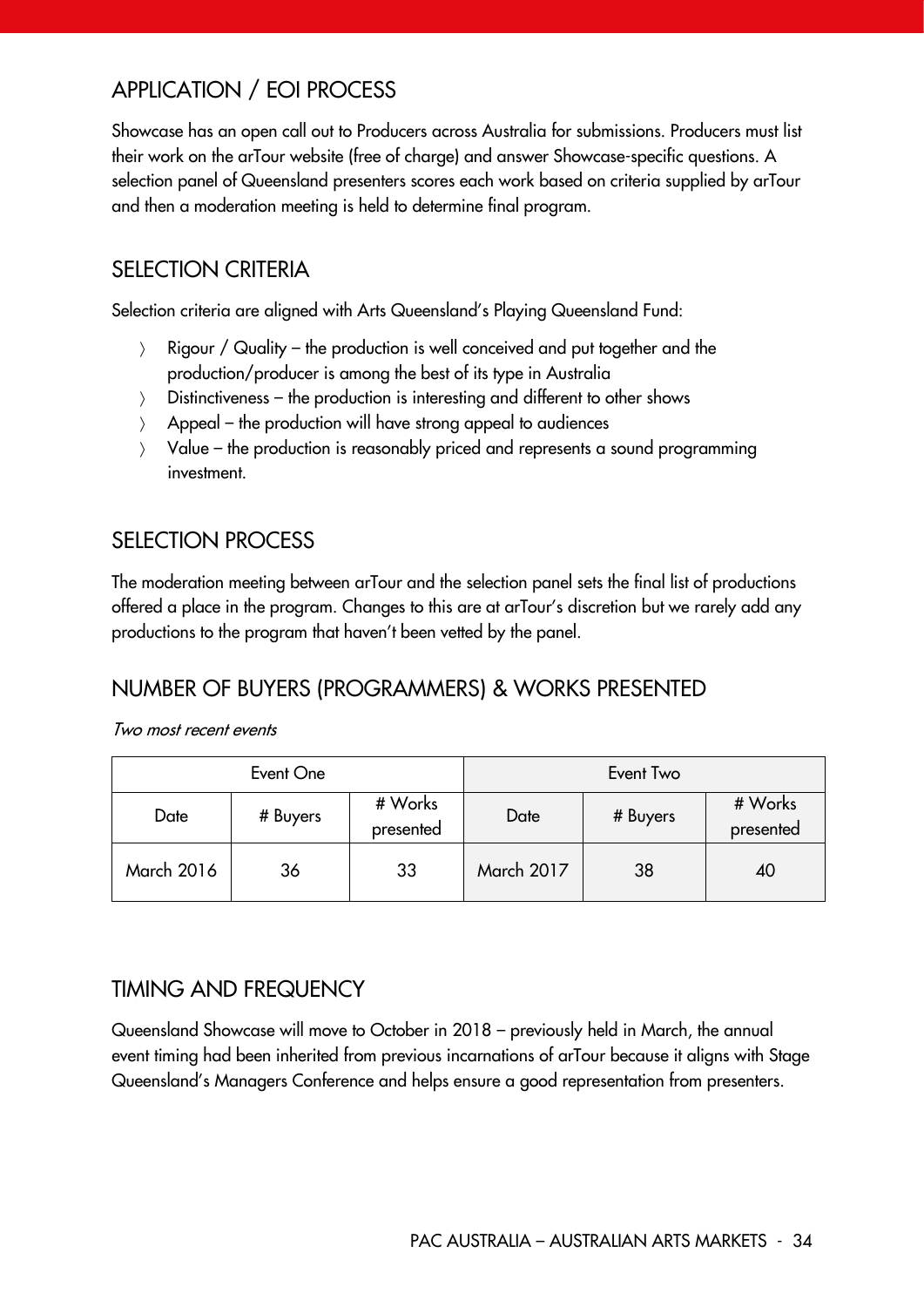## APPLICATION / EOI PROCESS

Showcase has an open call out to Producers across Australia for submissions. Producers must list their work on the arTour website (free of charge) and answer Showcase-specific questions. A selection panel of Queensland presenters scores each work based on criteria supplied by arTour and then a moderation meeting is held to determine final program.

## SELECTION CRITERIA

Selection criteria are aligned with Arts Queensland's Playing Queensland Fund:

- Rigour / Quality – the production is well conceived and put together and the production/producer is among the best of its type in Australia
- Distinctiveness – the production is interesting and different to other shows
- Appeal – the production will have strong appeal to audiences
- Value – the production is reasonably priced and represents a sound programming investment.

## SELECTION PROCESS

The moderation meeting between arTour and the selection panel sets the final list of productions offered a place in the program. Changes to this are at arTour's discretion but we rarely add any productions to the program that haven't been vetted by the panel.

## NUMBER OF BUYERS (PROGRAMMERS) & WORKS PRESENTED

*Two most recent events*

| Event One | | | Event Two | | |
|---|---|---|---|---|---|
| Date | # Buyers | # Works presented | Date | # Buyers | # Works presented |
| March 2016 | 36 | 33 | March 2017 | 38 | 40 |

## TIMING AND FREQUENCY

Queensland Showcase will move to October in 2018 – previously held in March, the annual event timing had been inherited from previous incarnations of arTour because it aligns with Stage Queensland's Managers Conference and helps ensure a good representation from presenters.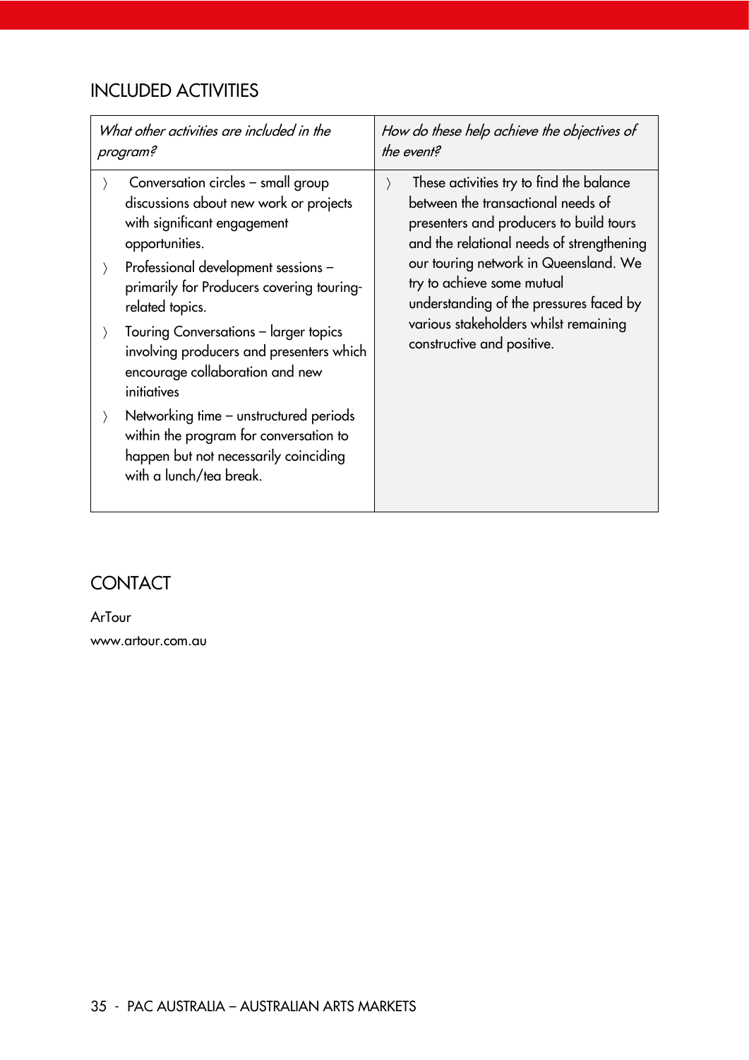## INCLUDED ACTIVITIES

| *What other activities are included in the program?* | *How do these help achieve the objectives of the event?* |
| --- | --- |
| 〉 Conversation circles – small group discussions about new work or projects with significant engagement opportunities.<br>〉 Professional development sessions – primarily for Producers covering touring-related topics.<br>〉 Touring Conversations – larger topics involving producers and presenters which encourage collaboration and new initiatives<br>〉 Networking time – unstructured periods within the program for conversation to happen but not necessarily coinciding with a lunch/tea break. | 〉 These activities try to find the balance between the transactional needs of presenters and producers to build tours and the relational needs of strengthening our touring network in Queensland. We try to achieve some mutual understanding of the pressures faced by various stakeholders whilst remaining constructive and positive. |

## CONTACT

ArTour

www.artour.com.au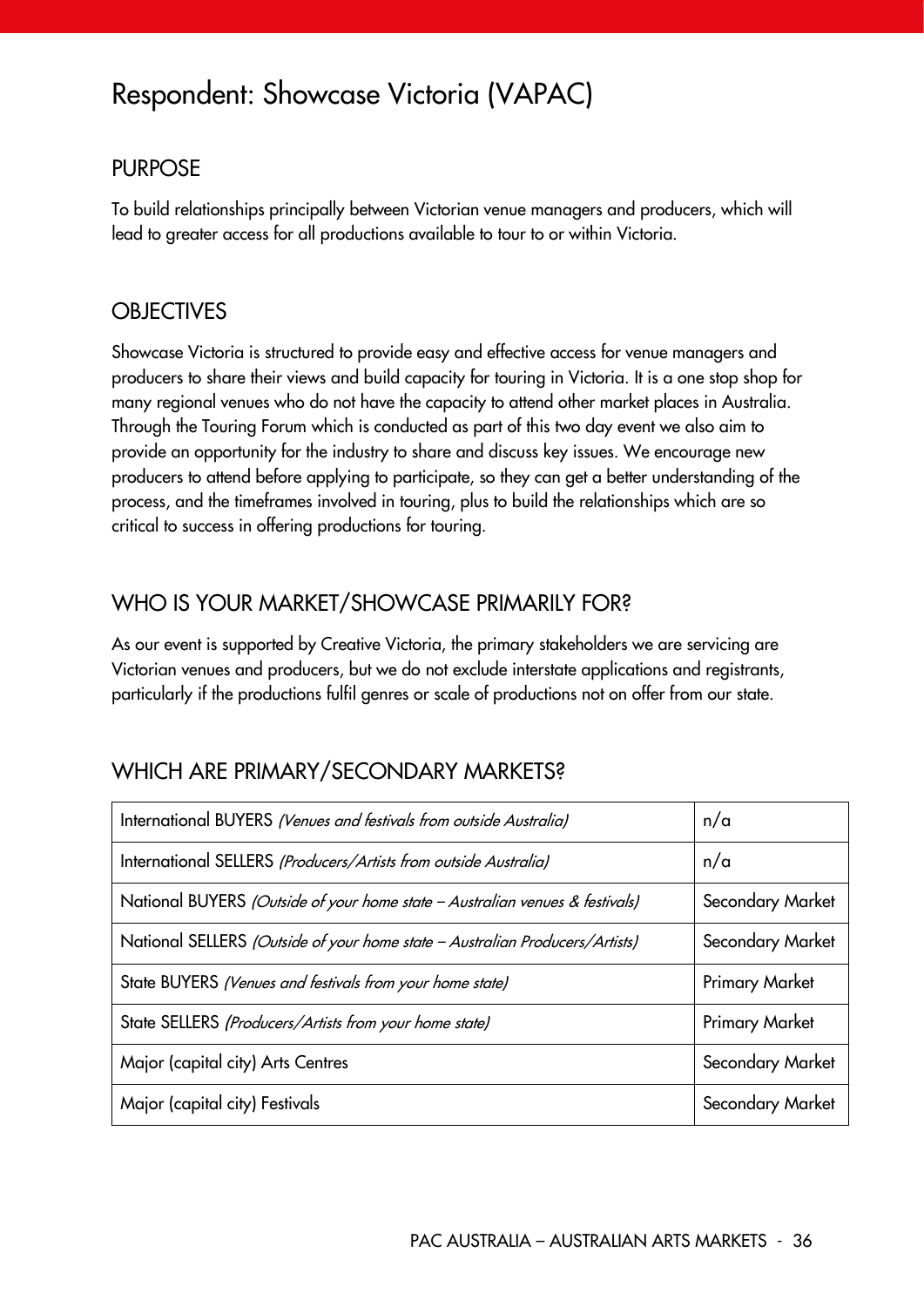# Respondent: Showcase Victoria (VAPAC)

## PURPOSE

To build relationships principally between Victorian venue managers and producers, which will lead to greater access for all productions available to tour to or within Victoria.

## OBJECTIVES

Showcase Victoria is structured to provide easy and effective access for venue managers and producers to share their views and build capacity for touring in Victoria. It is a one stop shop for many regional venues who do not have the capacity to attend other market places in Australia. Through the Touring Forum which is conducted as part of this two day event we also aim to provide an opportunity for the industry to share and discuss key issues. We encourage new producers to attend before applying to participate, so they can get a better understanding of the process, and the timeframes involved in touring, plus to build the relationships which are so critical to success in offering productions for touring.

## WHO IS YOUR MARKET/SHOWCASE PRIMARILY FOR?

As our event is supported by Creative Victoria, the primary stakeholders we are servicing are Victorian venues and producers, but we do not exclude interstate applications and registrants, particularly if the productions fulfil genres or scale of productions not on offer from our state.

## WHICH ARE PRIMARY/SECONDARY MARKETS?

| | |
|---|---|
| International BUYERS *(Venues and festivals from outside Australia)* | n/a |
| International SELLERS *(Producers/Artists from outside Australia)* | n/a |
| National BUYERS *(Outside of your home state – Australian venues & festivals)* | Secondary Market |
| National SELLERS *(Outside of your home state – Australian Producers/Artists)* | Secondary Market |
| State BUYERS *(Venues and festivals from your home state)* | Primary Market |
| State SELLERS *(Producers/Artists from your home state)* | Primary Market |
| Major (capital city) Arts Centres | Secondary Market |
| Major (capital city) Festivals | Secondary Market |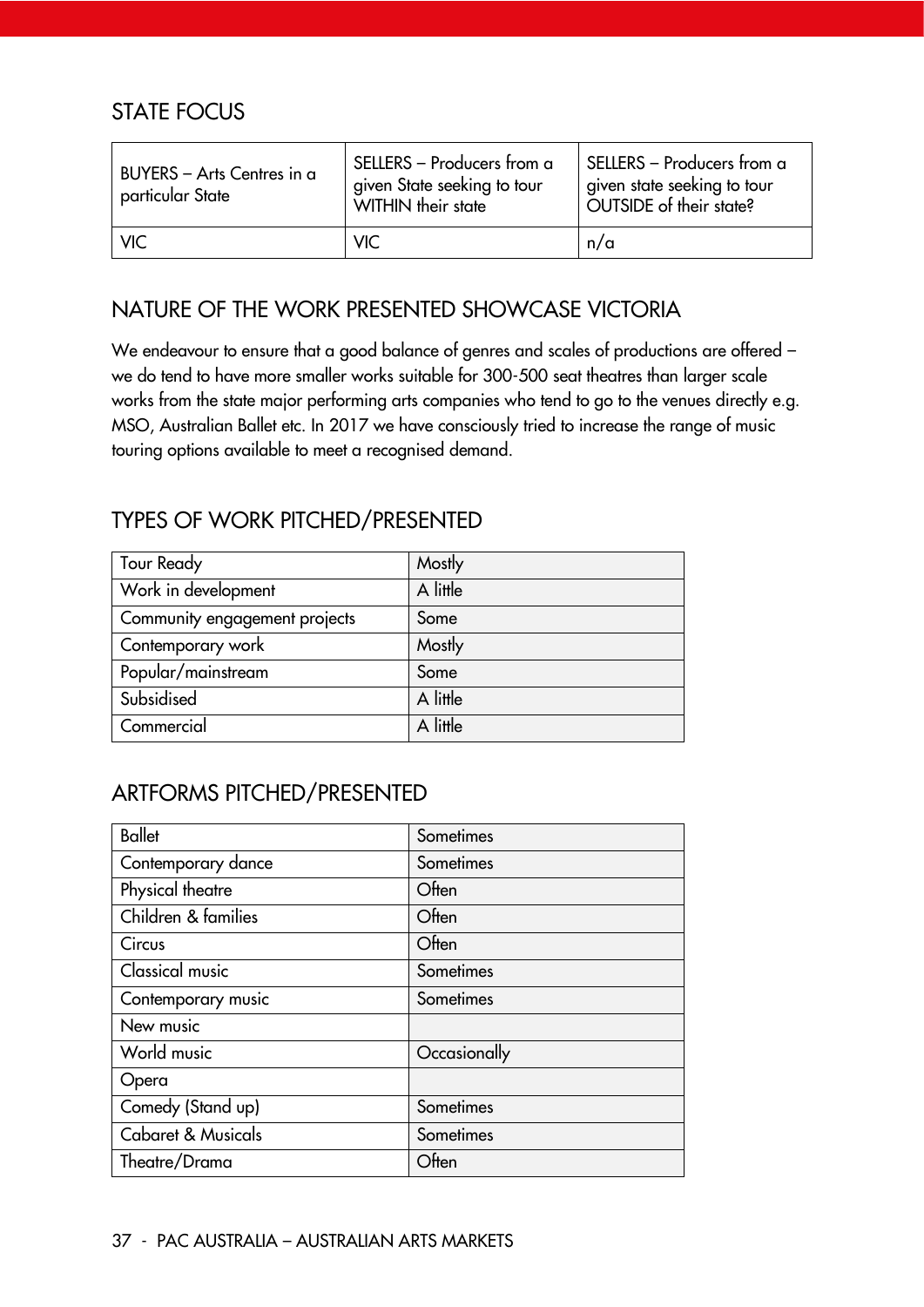## STATE FOCUS

| BUYERS – Arts Centres in a particular State | SELLERS – Producers from a given State seeking to tour WITHIN their state | SELLERS – Producers from a given state seeking to tour OUTSIDE of their state? |
|---|---|---|
| VIC | VIC | n/a |

## NATURE OF THE WORK PRESENTED SHOWCASE VICTORIA

We endeavour to ensure that a good balance of genres and scales of productions are offered – we do tend to have more smaller works suitable for 300-500 seat theatres than larger scale works from the state major performing arts companies who tend to go to the venues directly e.g. MSO, Australian Ballet etc. In 2017 we have consciously tried to increase the range of music touring options available to meet a recognised demand.

## TYPES OF WORK PITCHED/PRESENTED

| | |
|---|---|
| Tour Ready | Mostly |
| Work in development | A little |
| Community engagement projects | Some |
| Contemporary work | Mostly |
| Popular/mainstream | Some |
| Subsidised | A little |
| Commercial | A little |

## ARTFORMS PITCHED/PRESENTED

| | |
|---|---|
| Ballet | Sometimes |
| Contemporary dance | Sometimes |
| Physical theatre | Often |
| Children & families | Often |
| Circus | Often |
| Classical music | Sometimes |
| Contemporary music | Sometimes |
| New music | |
| World music | Occasionally |
| Opera | |
| Comedy (Stand up) | Sometimes |
| Cabaret & Musicals | Sometimes |
| Theatre/Drama | Often |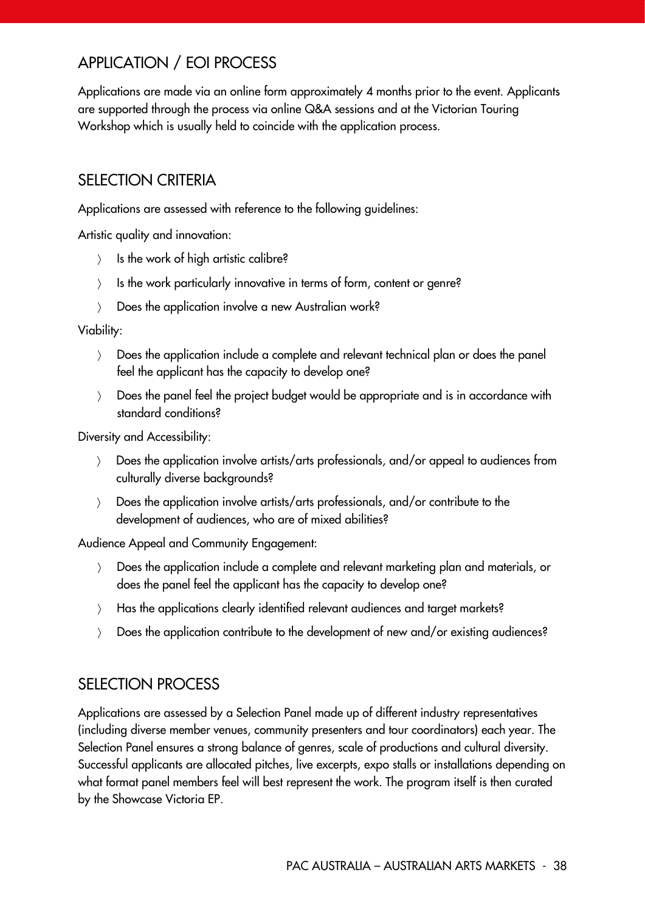## APPLICATION / EOI PROCESS

Applications are made via an online form approximately 4 months prior to the event. Applicants are supported through the process via online Q&A sessions and at the Victorian Touring Workshop which is usually held to coincide with the application process.

## SELECTION CRITERIA

Applications are assessed with reference to the following guidelines:

Artistic quality and innovation:

- Is the work of high artistic calibre?
- Is the work particularly innovative in terms of form, content or genre?
- Does the application involve a new Australian work?

Viability:

- Does the application include a complete and relevant technical plan or does the panel feel the applicant has the capacity to develop one?
- Does the panel feel the project budget would be appropriate and is in accordance with standard conditions?

Diversity and Accessibility:

- Does the application involve artists/arts professionals, and/or appeal to audiences from culturally diverse backgrounds?
- Does the application involve artists/arts professionals, and/or contribute to the development of audiences, who are of mixed abilities?

Audience Appeal and Community Engagement:

- Does the application include a complete and relevant marketing plan and materials, or does the panel feel the applicant has the capacity to develop one?
- Has the applications clearly identified relevant audiences and target markets?
- Does the application contribute to the development of new and/or existing audiences?

## SELECTION PROCESS

Applications are assessed by a Selection Panel made up of different industry representatives (including diverse member venues, community presenters and tour coordinators) each year. The Selection Panel ensures a strong balance of genres, scale of productions and cultural diversity. Successful applicants are allocated pitches, live excerpts, expo stalls or installations depending on what format panel members feel will best represent the work. The program itself is then curated by the Showcase Victoria EP.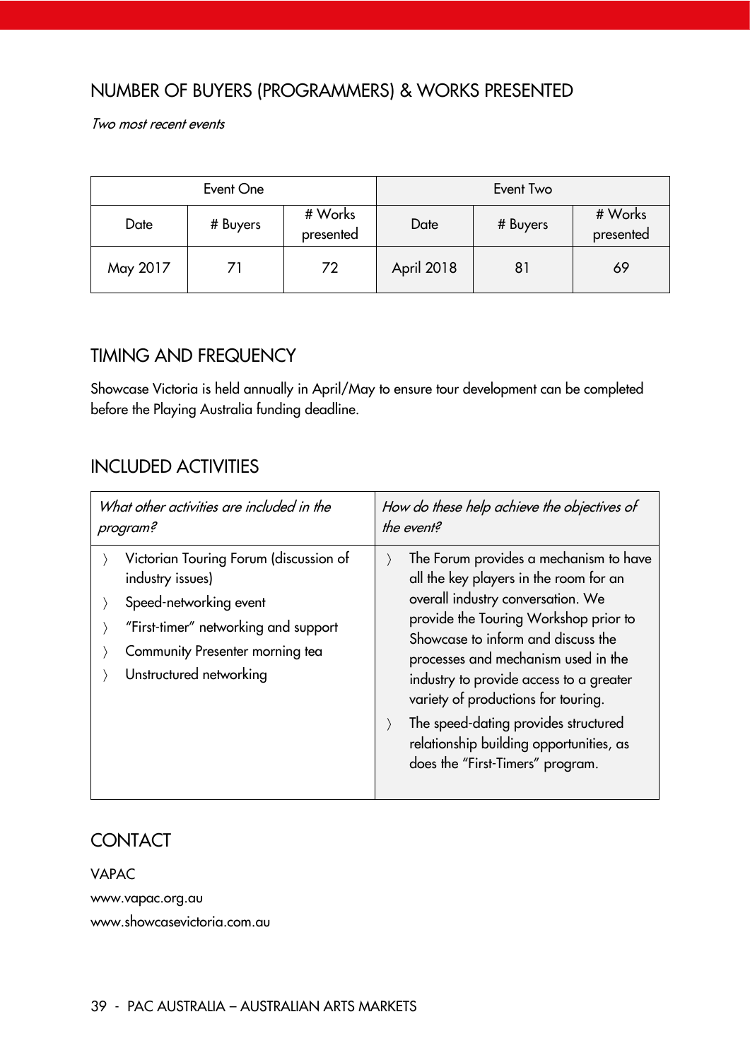## NUMBER OF BUYERS (PROGRAMMERS) & WORKS PRESENTED

*Two most recent events*

| Event One | | | Event Two | | |
|---|---|---|---|---|---|
| Date | # Buyers | # Works presented | Date | # Buyers | # Works presented |
| May 2017 | 71 | 72 | April 2018 | 81 | 69 |

## TIMING AND FREQUENCY

Showcase Victoria is held annually in April/May to ensure tour development can be completed before the Playing Australia funding deadline.

## INCLUDED ACTIVITIES

| *What other activities are included in the program?* | *How do these help achieve the objectives of the event?* |
|---|---|
| 〉 Victorian Touring Forum (discussion of industry issues)<br>〉 Speed-networking event<br>〉 "First-timer" networking and support<br>〉 Community Presenter morning tea<br>〉 Unstructured networking | 〉 The Forum provides a mechanism to have all the key players in the room for an overall industry conversation. We provide the Touring Workshop prior to Showcase to inform and discuss the processes and mechanism used in the industry to provide access to a greater variety of productions for touring.<br>〉 The speed-dating provides structured relationship building opportunities, as does the "First-Timers" program. |

## CONTACT

VAPAC

www.vapac.org.au

www.showcasevictoria.com.au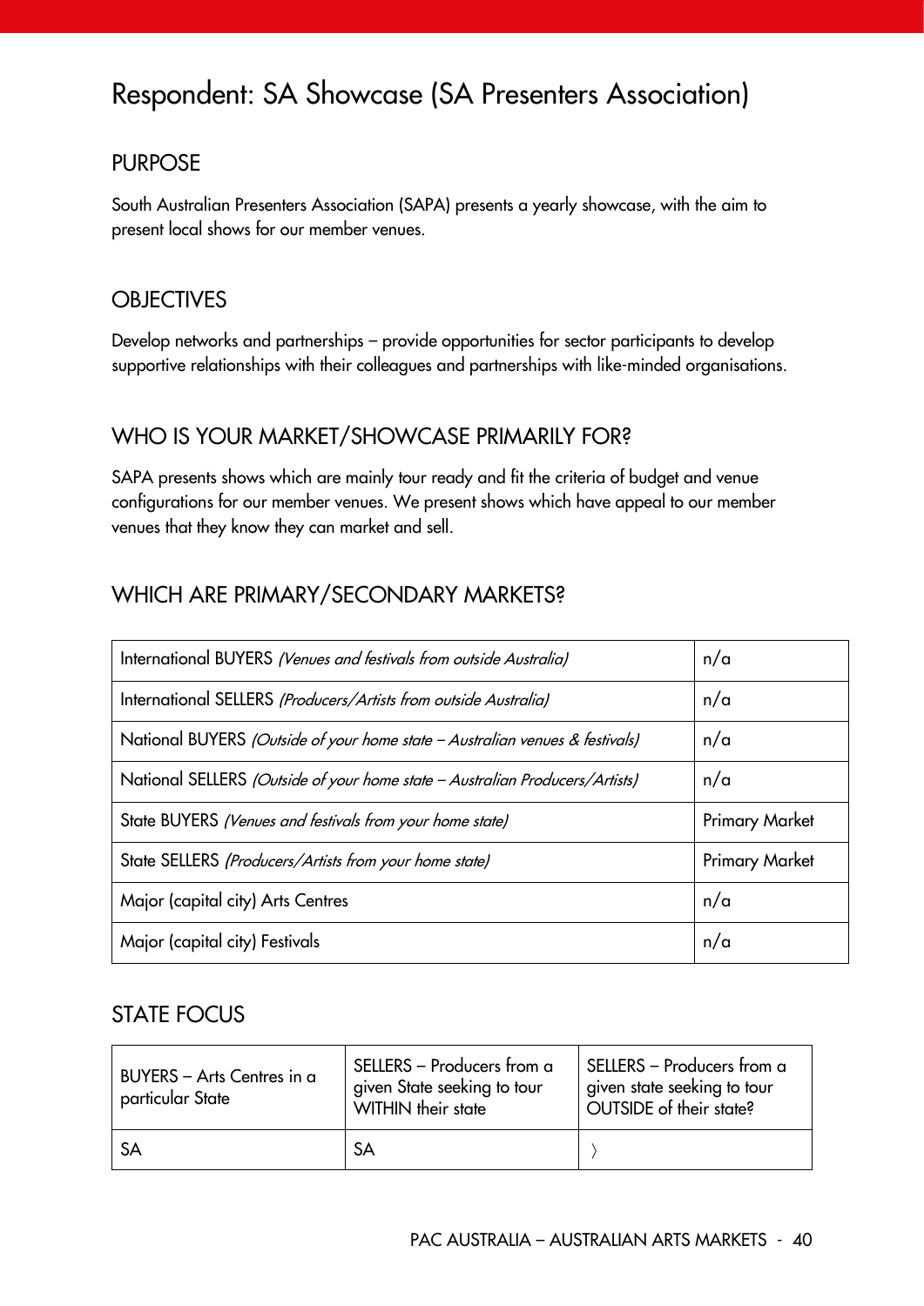# Respondent: SA Showcase (SA Presenters Association)

## PURPOSE

South Australian Presenters Association (SAPA) presents a yearly showcase, with the aim to present local shows for our member venues.

## OBJECTIVES

Develop networks and partnerships – provide opportunities for sector participants to develop supportive relationships with their colleagues and partnerships with like-minded organisations.

## WHO IS YOUR MARKET/SHOWCASE PRIMARILY FOR?

SAPA presents shows which are mainly tour ready and fit the criteria of budget and venue configurations for our member venues. We present shows which have appeal to our member venues that they know they can market and sell.

## WHICH ARE PRIMARY/SECONDARY MARKETS?

| | |
|---|---|
| International BUYERS *(Venues and festivals from outside Australia)* | n/a |
| International SELLERS *(Producers/Artists from outside Australia)* | n/a |
| National BUYERS *(Outside of your home state – Australian venues & festivals)* | n/a |
| National SELLERS *(Outside of your home state – Australian Producers/Artists)* | n/a |
| State BUYERS *(Venues and festivals from your home state)* | Primary Market |
| State SELLERS *(Producers/Artists from your home state)* | Primary Market |
| Major (capital city) Arts Centres | n/a |
| Major (capital city) Festivals | n/a |

## STATE FOCUS

| BUYERS – Arts Centres in a particular State | SELLERS – Producers from a given State seeking to tour WITHIN their state | SELLERS – Producers from a given state seeking to tour OUTSIDE of their state? |
|---|---|---|
| SA | SA | 〉 |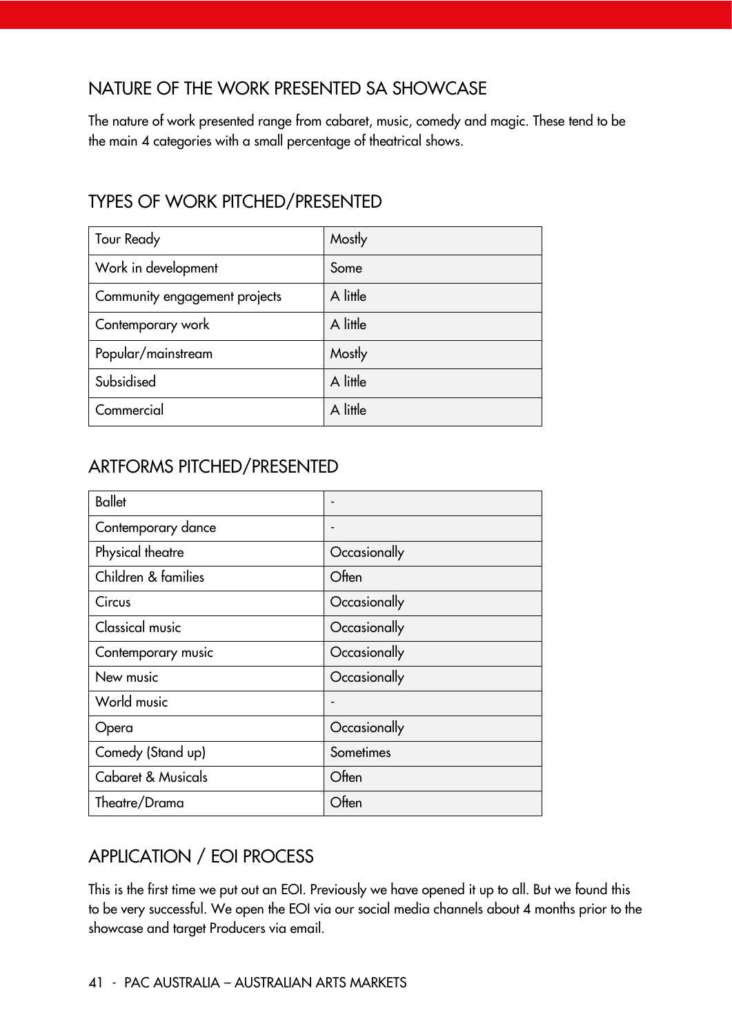## NATURE OF THE WORK PRESENTED SA SHOWCASE

The nature of work presented range from cabaret, music, comedy and magic. These tend to be the main 4 categories with a small percentage of theatrical shows.

## TYPES OF WORK PITCHED/PRESENTED

| | |
|---|---|
| Tour Ready | Mostly |
| Work in development | Some |
| Community engagement projects | A little |
| Contemporary work | A little |
| Popular/mainstream | Mostly |
| Subsidised | A little |
| Commercial | A little |

## ARTFORMS PITCHED/PRESENTED

| | |
|---|---|
| Ballet | - |
| Contemporary dance | - |
| Physical theatre | Occasionally |
| Children & families | Often |
| Circus | Occasionally |
| Classical music | Occasionally |
| Contemporary music | Occasionally |
| New music | Occasionally |
| World music | - |
| Opera | Occasionally |
| Comedy (Stand up) | Sometimes |
| Cabaret & Musicals | Often |
| Theatre/Drama | Often |

## APPLICATION / EOI PROCESS

This is the first time we put out an EOI. Previously we have opened it up to all. But we found this to be very successful. We open the EOI via our social media channels about 4 months prior to the showcase and target Producers via email.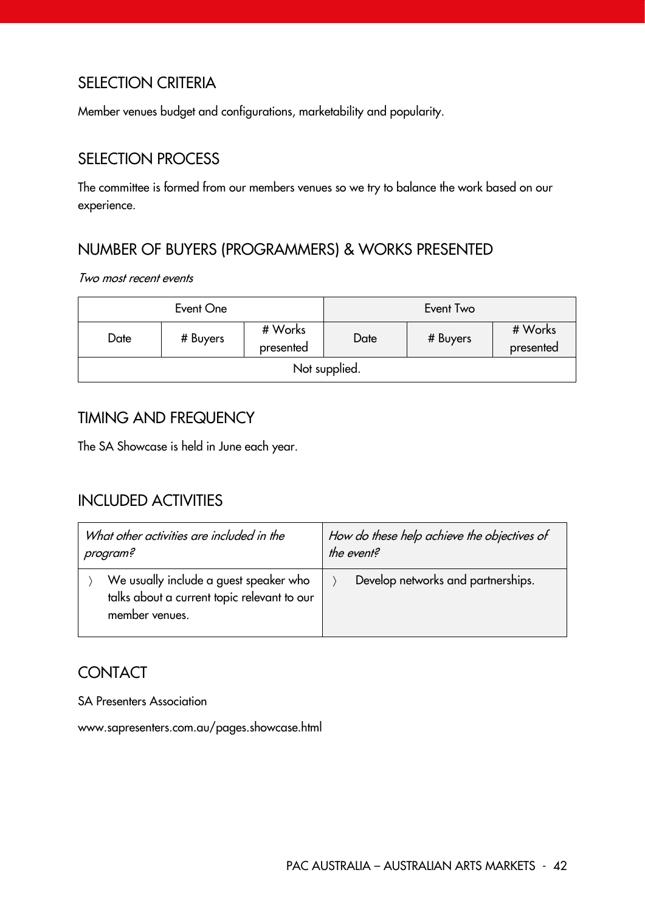## SELECTION CRITERIA

Member venues budget and configurations, marketability and popularity.

## SELECTION PROCESS

The committee is formed from our members venues so we try to balance the work based on our experience.

## NUMBER OF BUYERS (PROGRAMMERS) & WORKS PRESENTED

*Two most recent events*

| Event One | | | Event Two | | |
|---|---|---|---|---|---|
| Date | # Buyers | # Works presented | Date | # Buyers | # Works presented |
| Not supplied. | | | | | |

## TIMING AND FREQUENCY

The SA Showcase is held in June each year.

## INCLUDED ACTIVITIES

| *What other activities are included in the program?* | *How do these help achieve the objectives of the event?* |
|---|---|
| 〉 We usually include a guest speaker who talks about a current topic relevant to our member venues. | 〉 Develop networks and partnerships. |

## CONTACT

SA Presenters Association

www.sapresenters.com.au/pages.showcase.html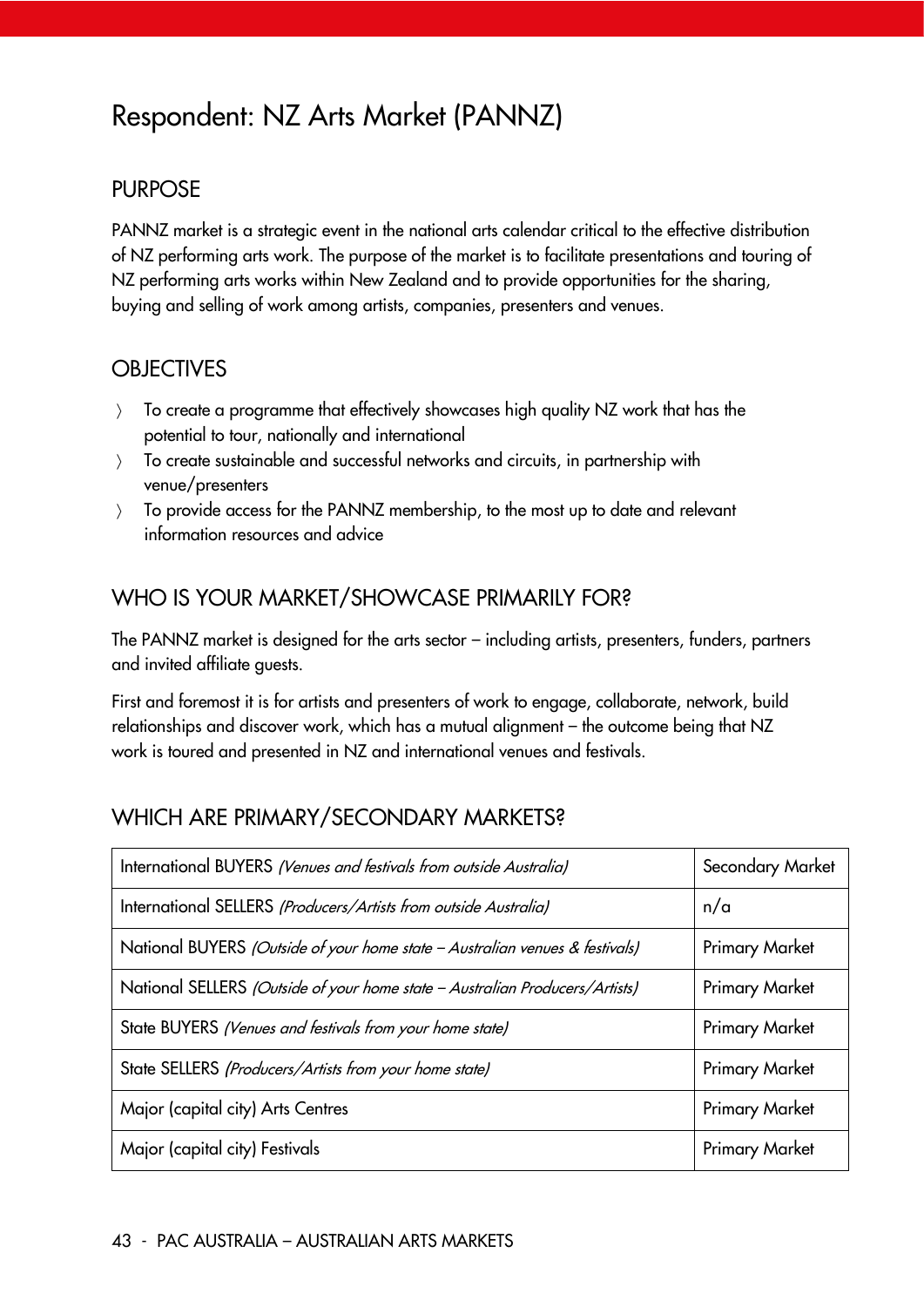# Respondent: NZ Arts Market (PANNZ)

## PURPOSE

PANNZ market is a strategic event in the national arts calendar critical to the effective distribution of NZ performing arts work. The purpose of the market is to facilitate presentations and touring of NZ performing arts works within New Zealand and to provide opportunities for the sharing, buying and selling of work among artists, companies, presenters and venues.

## OBJECTIVES

- To create a programme that effectively showcases high quality NZ work that has the potential to tour, nationally and international
- To create sustainable and successful networks and circuits, in partnership with venue/presenters
- To provide access for the PANNZ membership, to the most up to date and relevant information resources and advice

## WHO IS YOUR MARKET/SHOWCASE PRIMARILY FOR?

The PANNZ market is designed for the arts sector – including artists, presenters, funders, partners and invited affiliate guests.

First and foremost it is for artists and presenters of work to engage, collaborate, network, build relationships and discover work, which has a mutual alignment – the outcome being that NZ work is toured and presented in NZ and international venues and festivals.

## WHICH ARE PRIMARY/SECONDARY MARKETS?

| | |
|---|---|
| International BUYERS *(Venues and festivals from outside Australia)* | Secondary Market |
| International SELLERS *(Producers/Artists from outside Australia)* | n/a |
| National BUYERS *(Outside of your home state – Australian venues & festivals)* | Primary Market |
| National SELLERS *(Outside of your home state – Australian Producers/Artists)* | Primary Market |
| State BUYERS *(Venues and festivals from your home state)* | Primary Market |
| State SELLERS *(Producers/Artists from your home state)* | Primary Market |
| Major (capital city) Arts Centres | Primary Market |
| Major (capital city) Festivals | Primary Market |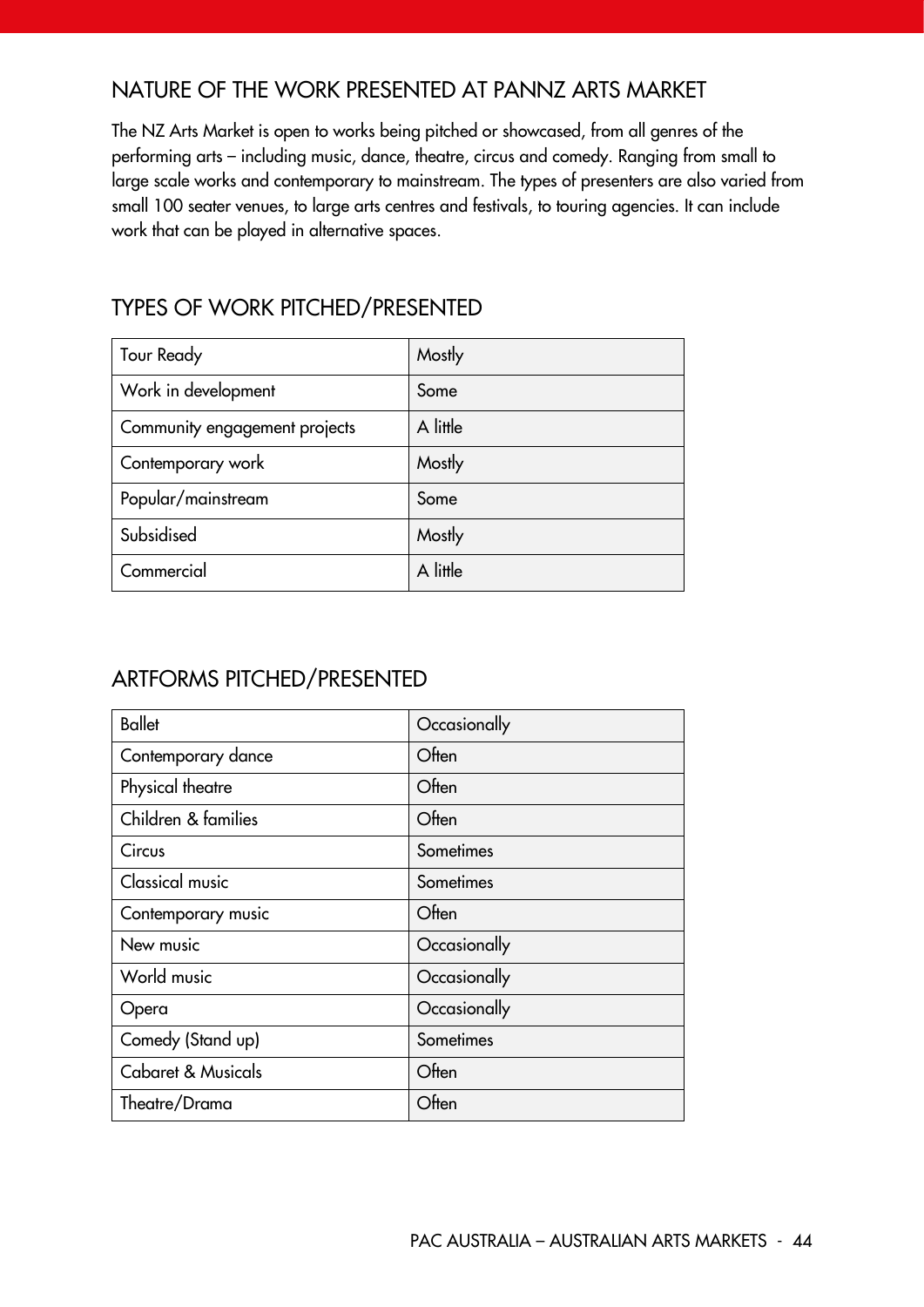## NATURE OF THE WORK PRESENTED AT PANNZ ARTS MARKET

The NZ Arts Market is open to works being pitched or showcased, from all genres of the performing arts – including music, dance, theatre, circus and comedy. Ranging from small to large scale works and contemporary to mainstream. The types of presenters are also varied from small 100 seater venues, to large arts centres and festivals, to touring agencies. It can include work that can be played in alternative spaces.

## TYPES OF WORK PITCHED/PRESENTED

| | |
|---|---|
| Tour Ready | Mostly |
| Work in development | Some |
| Community engagement projects | A little |
| Contemporary work | Mostly |
| Popular/mainstream | Some |
| Subsidised | Mostly |
| Commercial | A little |

## ARTFORMS PITCHED/PRESENTED

| | |
|---|---|
| Ballet | Occasionally |
| Contemporary dance | Often |
| Physical theatre | Often |
| Children & families | Often |
| Circus | Sometimes |
| Classical music | Sometimes |
| Contemporary music | Often |
| New music | Occasionally |
| World music | Occasionally |
| Opera | Occasionally |
| Comedy (Stand up) | Sometimes |
| Cabaret & Musicals | Often |
| Theatre/Drama | Often |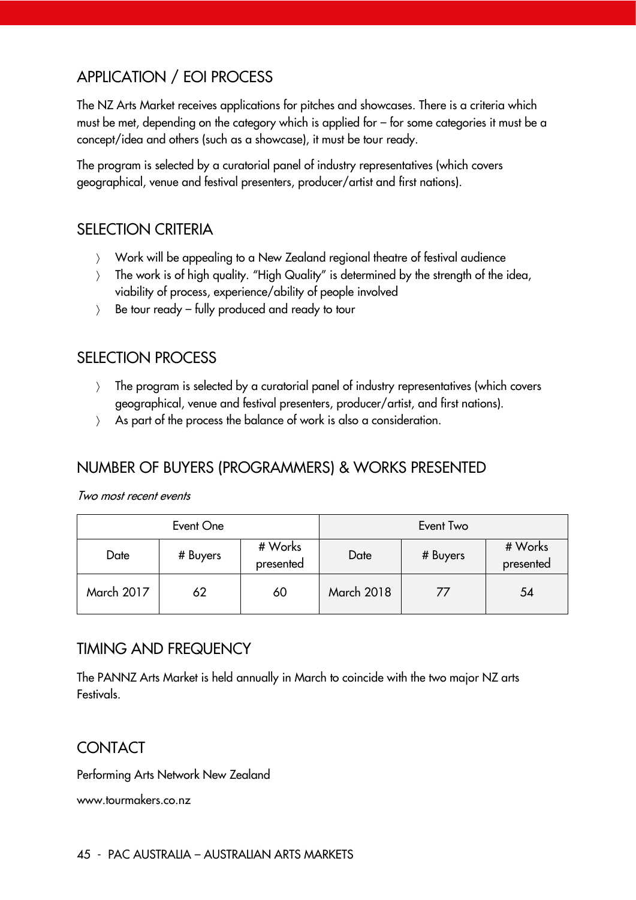## APPLICATION / EOI PROCESS

The NZ Arts Market receives applications for pitches and showcases. There is a criteria which must be met, depending on the category which is applied for – for some categories it must be a concept/idea and others (such as a showcase), it must be tour ready.

The program is selected by a curatorial panel of industry representatives (which covers geographical, venue and festival presenters, producer/artist and first nations).

## SELECTION CRITERIA

- Work will be appealing to a New Zealand regional theatre of festival audience
- The work is of high quality. "High Quality" is determined by the strength of the idea, viability of process, experience/ability of people involved
- Be tour ready – fully produced and ready to tour

## SELECTION PROCESS

- The program is selected by a curatorial panel of industry representatives (which covers geographical, venue and festival presenters, producer/artist, and first nations).
- As part of the process the balance of work is also a consideration.

## NUMBER OF BUYERS (PROGRAMMERS) & WORKS PRESENTED

*Two most recent events*

| Event One | | | Event Two | | |
|---|---|---|---|---|---|
| Date | # Buyers | # Works presented | Date | # Buyers | # Works presented |
| March 2017 | 62 | 60 | March 2018 | 77 | 54 |

## TIMING AND FREQUENCY

The PANNZ Arts Market is held annually in March to coincide with the two major NZ arts Festivals.

## CONTACT

Performing Arts Network New Zealand

www.tourmakers.co.nz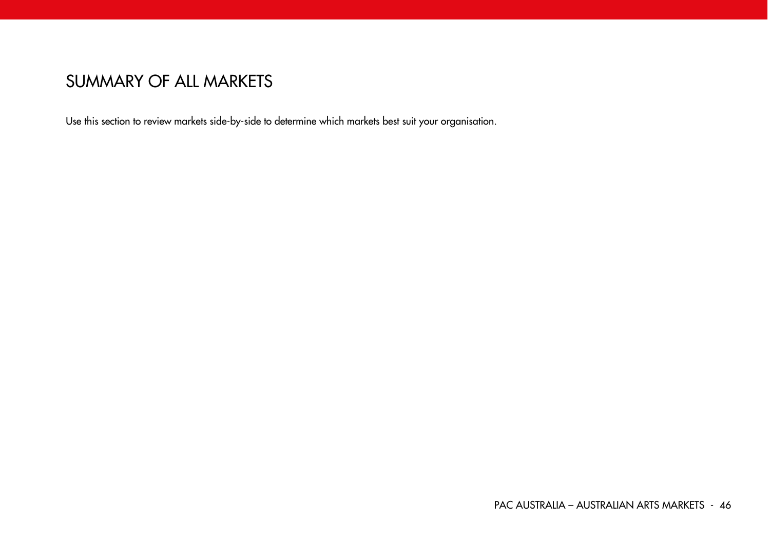# SUMMARY OF ALL MARKETS

Use this section to review markets side-by-side to determine which markets best suit your organisation.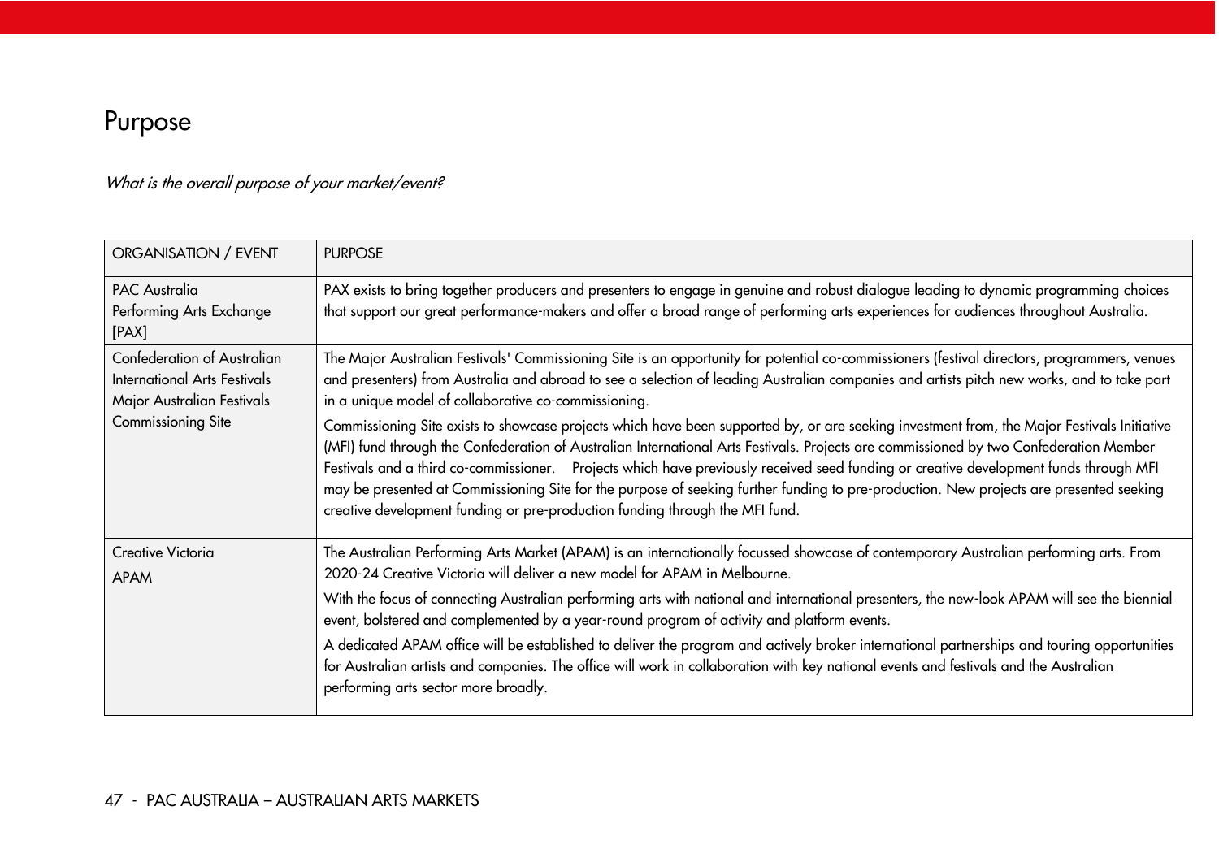## Purpose

*What is the overall purpose of your market/event?*

| ORGANISATION / EVENT | PURPOSE |
|---|---|
| PAC Australia<br>Performing Arts Exchange<br>[PAX] | PAX exists to bring together producers and presenters to engage in genuine and robust dialogue leading to dynamic programming choices that support our great performance-makers and offer a broad range of performing arts experiences for audiences throughout Australia. |
| Confederation of Australian International Arts Festivals<br>Major Australian Festivals Commissioning Site | The Major Australian Festivals' Commissioning Site is an opportunity for potential co-commissioners (festival directors, programmers, venues and presenters) from Australia and abroad to see a selection of leading Australian companies and artists pitch new works, and to take part in a unique model of collaborative co-commissioning.<br>Commissioning Site exists to showcase projects which have been supported by, or are seeking investment from, the Major Festivals Initiative (MFI) fund through the Confederation of Australian International Arts Festivals. Projects are commissioned by two Confederation Member Festivals and a third co-commissioner. Projects which have previously received seed funding or creative development funds through MFI may be presented at Commissioning Site for the purpose of seeking further funding to pre-production. New projects are presented seeking creative development funding or pre-production funding through the MFI fund. |
| Creative Victoria<br>APAM | The Australian Performing Arts Market (APAM) is an internationally focussed showcase of contemporary Australian performing arts. From 2020-24 Creative Victoria will deliver a new model for APAM in Melbourne.<br>With the focus of connecting Australian performing arts with national and international presenters, the new-look APAM will see the biennial event, bolstered and complemented by a year-round program of activity and platform events.<br>A dedicated APAM office will be established to deliver the program and actively broker international partnerships and touring opportunities for Australian artists and companies. The office will work in collaboration with key national events and festivals and the Australian performing arts sector more broadly. |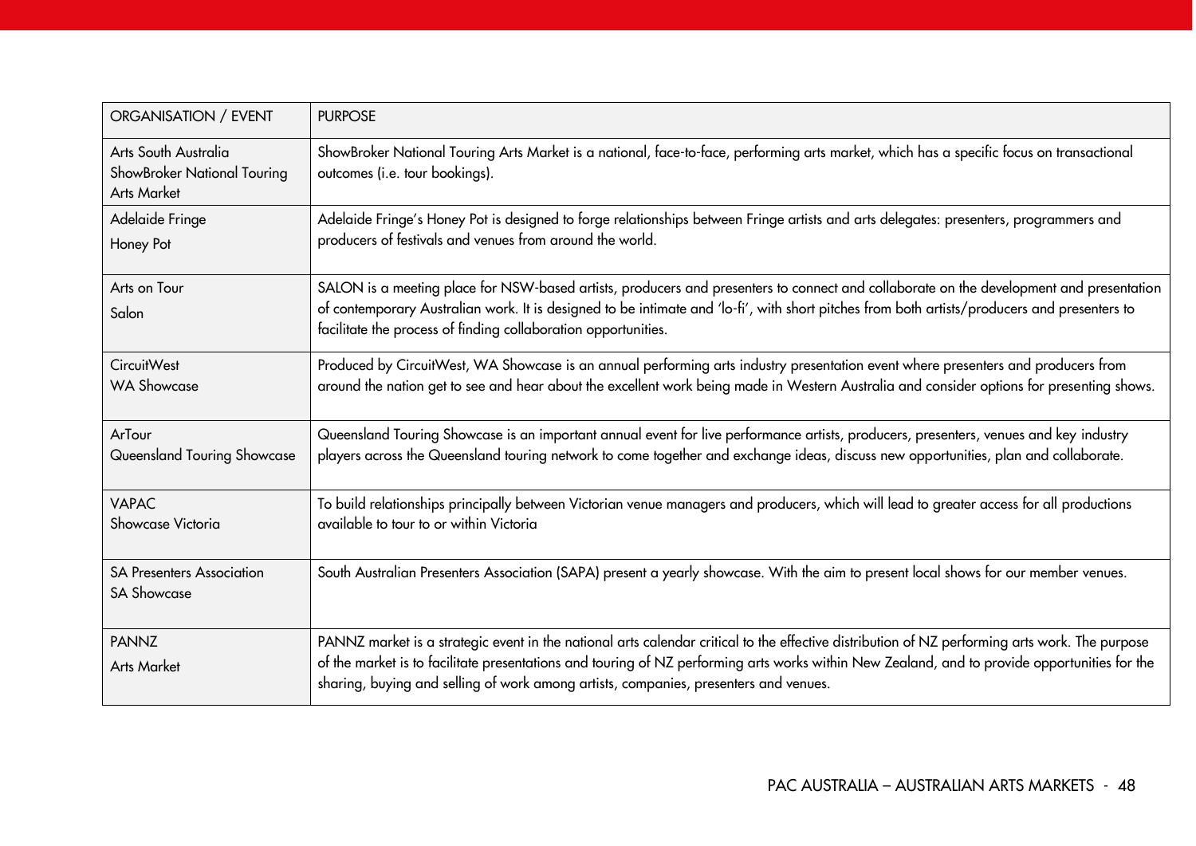| ORGANISATION / EVENT | PURPOSE |
|---|---|
| Arts South Australia ShowBroker National Touring Arts Market | ShowBroker National Touring Arts Market is a national, face-to-face, performing arts market, which has a specific focus on transactional outcomes (i.e. tour bookings). |
| Adelaide Fringe Honey Pot | Adelaide Fringe's Honey Pot is designed to forge relationships between Fringe artists and arts delegates: presenters, programmers and producers of festivals and venues from around the world. |
| Arts on Tour Salon | SALON is a meeting place for NSW-based artists, producers and presenters to connect and collaborate on the development and presentation of contemporary Australian work. It is designed to be intimate and 'lo-fi', with short pitches from both artists/producers and presenters to facilitate the process of finding collaboration opportunities. |
| CircuitWest WA Showcase | Produced by CircuitWest, WA Showcase is an annual performing arts industry presentation event where presenters and producers from around the nation get to see and hear about the excellent work being made in Western Australia and consider options for presenting shows. |
| ArTour Queensland Touring Showcase | Queensland Touring Showcase is an important annual event for live performance artists, producers, presenters, venues and key industry players across the Queensland touring network to come together and exchange ideas, discuss new opportunities, plan and collaborate. |
| VAPAC Showcase Victoria | To build relationships principally between Victorian venue managers and producers, which will lead to greater access for all productions available to tour to or within Victoria |
| SA Presenters Association SA Showcase | South Australian Presenters Association (SAPA) present a yearly showcase. With the aim to present local shows for our member venues. |
| PANNZ Arts Market | PANNZ market is a strategic event in the national arts calendar critical to the effective distribution of NZ performing arts work. The purpose of the market is to facilitate presentations and touring of NZ performing arts works within New Zealand, and to provide opportunities for the sharing, buying and selling of work among artists, companies, presenters and venues. |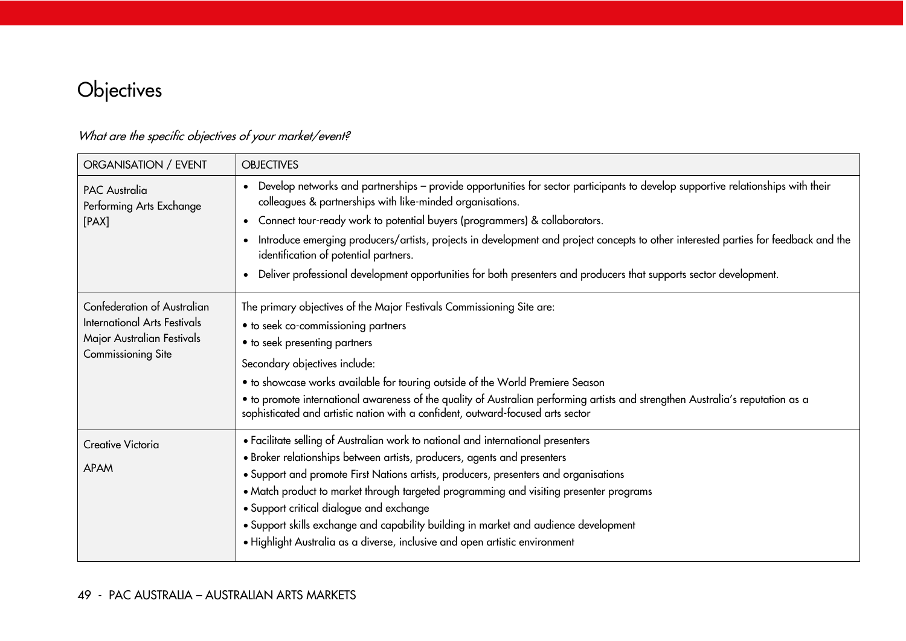# Objectives

*What are the specific objectives of your market/event?*

| ORGANISATION / EVENT | OBJECTIVES |
|---|---|
| PAC Australia<br>Performing Arts Exchange<br>[PAX] | • Develop networks and partnerships – provide opportunities for sector participants to develop supportive relationships with their colleagues & partnerships with like-minded organisations.<br>• Connect tour-ready work to potential buyers (programmers) & collaborators.<br>• Introduce emerging producers/artists, projects in development and project concepts to other interested parties for feedback and the identification of potential partners.<br>• Deliver professional development opportunities for both presenters and producers that supports sector development. |
| Confederation of Australian International Arts Festivals<br>Major Australian Festivals Commissioning Site | The primary objectives of the Major Festivals Commissioning Site are:<br>• to seek co-commissioning partners<br>• to seek presenting partners<br>Secondary objectives include:<br>• to showcase works available for touring outside of the World Premiere Season<br>• to promote international awareness of the quality of Australian performing artists and strengthen Australia's reputation as a sophisticated and artistic nation with a confident, outward-focused arts sector |
| Creative Victoria<br>APAM | • Facilitate selling of Australian work to national and international presenters<br>• Broker relationships between artists, producers, agents and presenters<br>• Support and promote First Nations artists, producers, presenters and organisations<br>• Match product to market through targeted programming and visiting presenter programs<br>• Support critical dialogue and exchange<br>• Support skills exchange and capability building in market and audience development<br>• Highlight Australia as a diverse, inclusive and open artistic environment |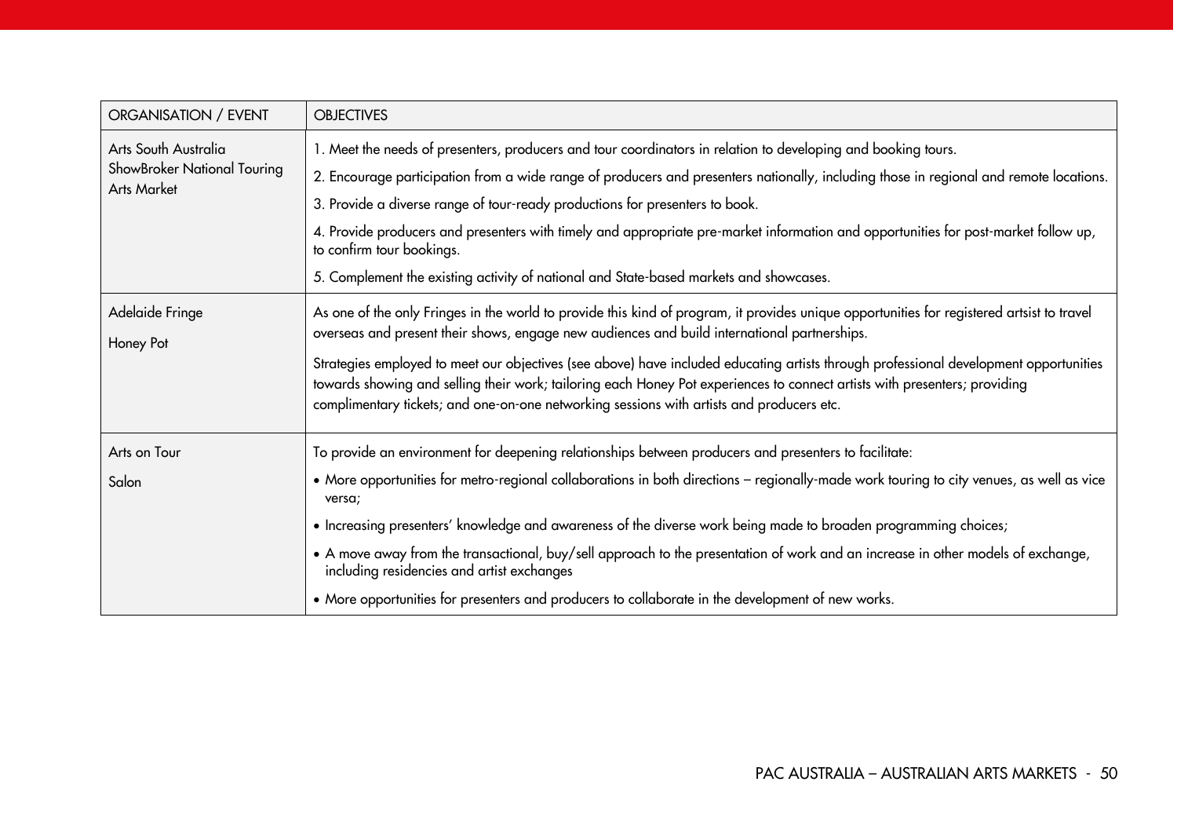| ORGANISATION / EVENT | OBJECTIVES |
|---|---|
| Arts South Australia<br>ShowBroker National Touring Arts Market | 1. Meet the needs of presenters, producers and tour coordinators in relation to developing and booking tours.<br>2. Encourage participation from a wide range of producers and presenters nationally, including those in regional and remote locations.<br>3. Provide a diverse range of tour-ready productions for presenters to book.<br>4. Provide producers and presenters with timely and appropriate pre-market information and opportunities for post-market follow up, to confirm tour bookings.<br>5. Complement the existing activity of national and State-based markets and showcases. |
| Adelaide Fringe<br><br>Honey Pot | As one of the only Fringes in the world to provide this kind of program, it provides unique opportunities for registered artsist to travel overseas and present their shows, engage new audiences and build international partnerships.<br><br>Strategies employed to meet our objectives (see above) have included educating artists through professional development opportunities towards showing and selling their work; tailoring each Honey Pot experiences to connect artists with presenters; providing complimentary tickets; and one-on-one networking sessions with artists and producers etc. |
| Arts on Tour<br><br>Salon | To provide an environment for deepening relationships between producers and presenters to facilitate:<br>• More opportunities for metro-regional collaborations in both directions – regionally-made work touring to city venues, as well as vice versa;<br>• Increasing presenters' knowledge and awareness of the diverse work being made to broaden programming choices;<br>• A move away from the transactional, buy/sell approach to the presentation of work and an increase in other models of exchange, including residencies and artist exchanges<br>• More opportunities for presenters and producers to collaborate in the development of new works. |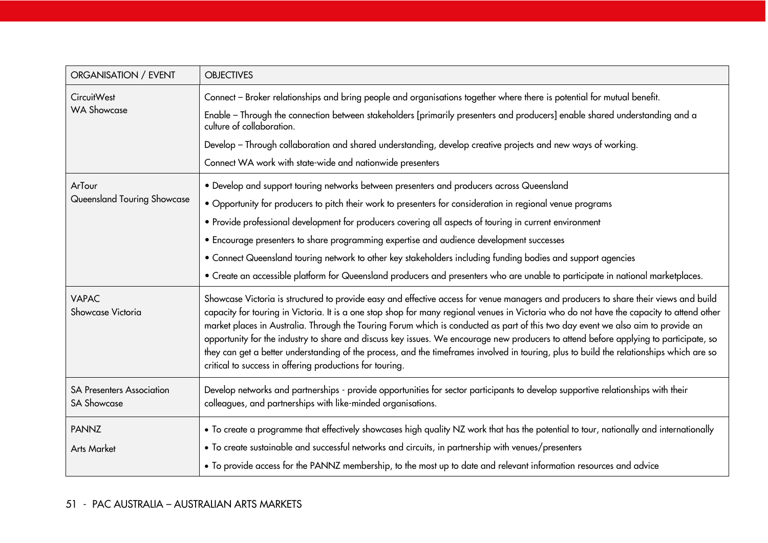| ORGANISATION / EVENT | OBJECTIVES |
|---|---|
| CircuitWest<br>WA Showcase | Connect – Broker relationships and bring people and organisations together where there is potential for mutual benefit.<br>Enable – Through the connection between stakeholders [primarily presenters and producers] enable shared understanding and a culture of collaboration.<br>Develop – Through collaboration and shared understanding, develop creative projects and new ways of working.<br>Connect WA work with state-wide and nationwide presenters |
| ArTour<br>Queensland Touring Showcase | • Develop and support touring networks between presenters and producers across Queensland<br>• Opportunity for producers to pitch their work to presenters for consideration in regional venue programs<br>• Provide professional development for producers covering all aspects of touring in current environment<br>• Encourage presenters to share programming expertise and audience development successes<br>• Connect Queensland touring network to other key stakeholders including funding bodies and support agencies<br>• Create an accessible platform for Queensland producers and presenters who are unable to participate in national marketplaces. |
| VAPAC<br>Showcase Victoria | Showcase Victoria is structured to provide easy and effective access for venue managers and producers to share their views and build capacity for touring in Victoria. It is a one stop shop for many regional venues in Victoria who do not have the capacity to attend other market places in Australia. Through the Touring Forum which is conducted as part of this two day event we also aim to provide an opportunity for the industry to share and discuss key issues. We encourage new producers to attend before applying to participate, so they can get a better understanding of the process, and the timeframes involved in touring, plus to build the relationships which are so critical to success in offering productions for touring. |
| SA Presenters Association<br>SA Showcase | Develop networks and partnerships - provide opportunities for sector participants to develop supportive relationships with their colleagues, and partnerships with like-minded organisations. |
| PANNZ<br>Arts Market | • To create a programme that effectively showcases high quality NZ work that has the potential to tour, nationally and internationally<br>• To create sustainable and successful networks and circuits, in partnership with venues/presenters<br>• To provide access for the PANNZ membership, to the most up to date and relevant information resources and advice |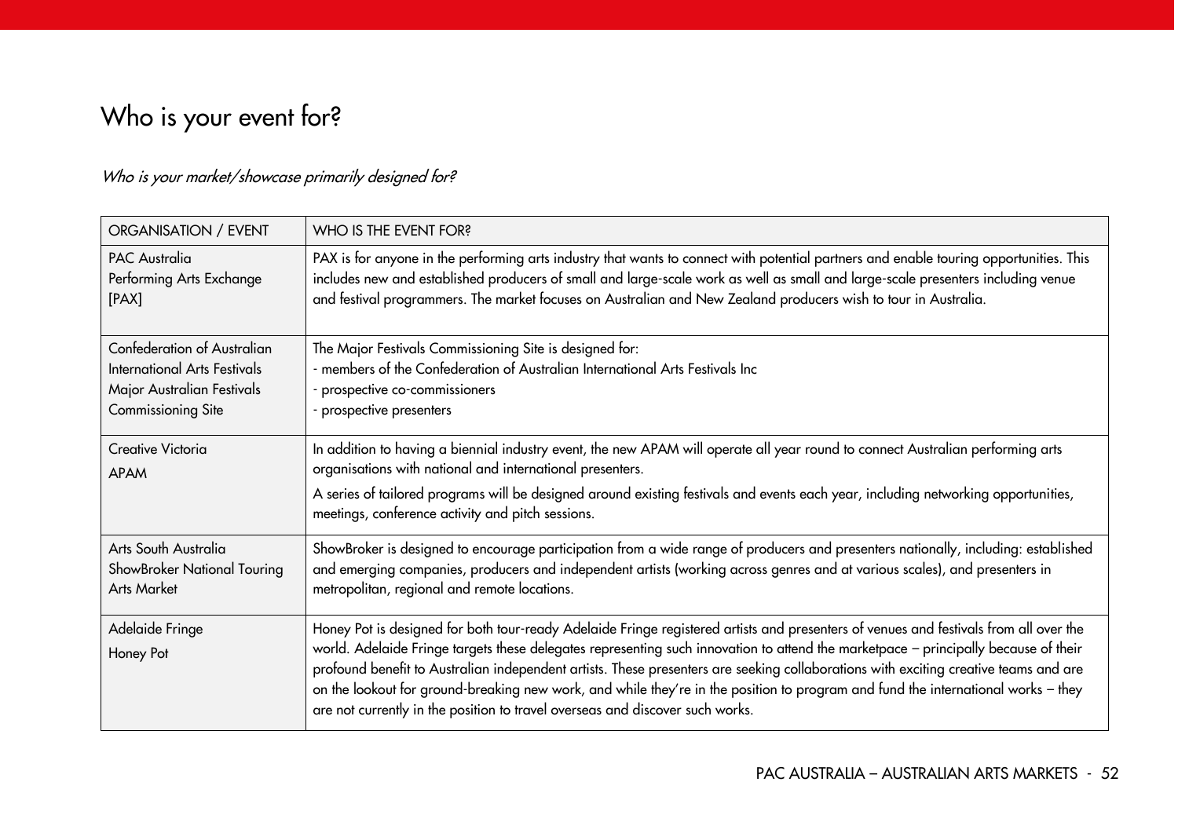# Who is your event for?

*Who is your market/showcase primarily designed for?*

| ORGANISATION / EVENT | WHO IS THE EVENT FOR? |
|---|---|
| PAC Australia<br>Performing Arts Exchange<br>[PAX] | PAX is for anyone in the performing arts industry that wants to connect with potential partners and enable touring opportunities. This includes new and established producers of small and large-scale work as well as small and large-scale presenters including venue and festival programmers. The market focuses on Australian and New Zealand producers wish to tour in Australia. |
| Confederation of Australian International Arts Festivals<br>Major Australian Festivals Commissioning Site | The Major Festivals Commissioning Site is designed for:<br>- members of the Confederation of Australian International Arts Festivals Inc<br>- prospective co-commissioners<br>- prospective presenters |
| Creative Victoria<br>APAM | In addition to having a biennial industry event, the new APAM will operate all year round to connect Australian performing arts organisations with national and international presenters.<br>A series of tailored programs will be designed around existing festivals and events each year, including networking opportunities, meetings, conference activity and pitch sessions. |
| Arts South Australia<br>ShowBroker National Touring Arts Market | ShowBroker is designed to encourage participation from a wide range of producers and presenters nationally, including: established and emerging companies, producers and independent artists (working across genres and at various scales), and presenters in metropolitan, regional and remote locations. |
| Adelaide Fringe<br>Honey Pot | Honey Pot is designed for both tour-ready Adelaide Fringe registered artists and presenters of venues and festivals from all over the world. Adelaide Fringe targets these delegates representing such innovation to attend the marketpace – principally because of their profound benefit to Australian independent artists. These presenters are seeking collaborations with exciting creative teams and are on the lookout for ground-breaking new work, and while they're in the position to program and fund the international works – they are not currently in the position to travel overseas and discover such works. |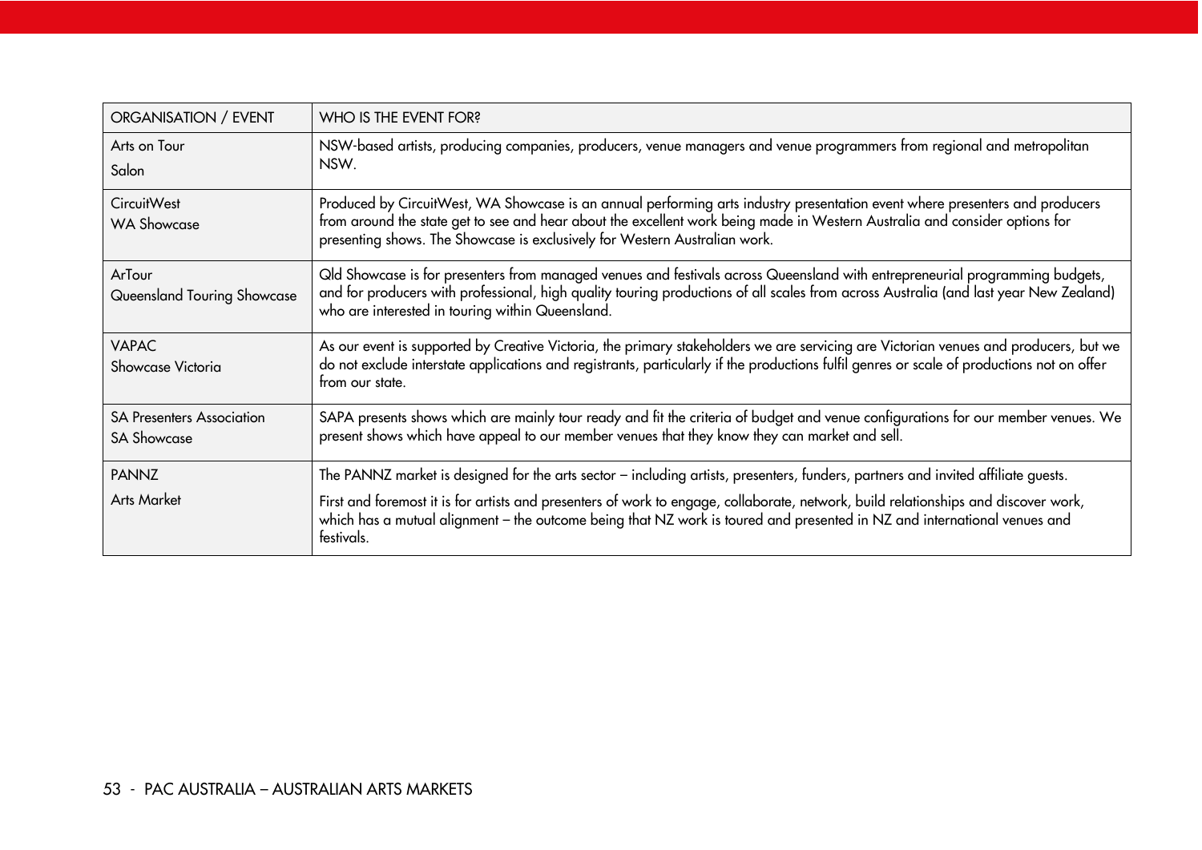| ORGANISATION / EVENT | WHO IS THE EVENT FOR? |
|---|---|
| Arts on Tour<br>Salon | NSW-based artists, producing companies, producers, venue managers and venue programmers from regional and metropolitan NSW. |
| CircuitWest<br>WA Showcase | Produced by CircuitWest, WA Showcase is an annual performing arts industry presentation event where presenters and producers from around the state get to see and hear about the excellent work being made in Western Australia and consider options for presenting shows. The Showcase is exclusively for Western Australian work. |
| ArTour<br>Queensland Touring Showcase | Qld Showcase is for presenters from managed venues and festivals across Queensland with entrepreneurial programming budgets, and for producers with professional, high quality touring productions of all scales from across Australia (and last year New Zealand) who are interested in touring within Queensland. |
| VAPAC<br>Showcase Victoria | As our event is supported by Creative Victoria, the primary stakeholders we are servicing are Victorian venues and producers, but we do not exclude interstate applications and registrants, particularly if the productions fulfil genres or scale of productions not on offer from our state. |
| SA Presenters Association<br>SA Showcase | SAPA presents shows which are mainly tour ready and fit the criteria of budget and venue configurations for our member venues. We present shows which have appeal to our member venues that they know they can market and sell. |
| PANNZ<br>Arts Market | The PANNZ market is designed for the arts sector – including artists, presenters, funders, partners and invited affiliate guests.<br>First and foremost it is for artists and presenters of work to engage, collaborate, network, build relationships and discover work, which has a mutual alignment – the outcome being that NZ work is toured and presented in NZ and international venues and festivals. |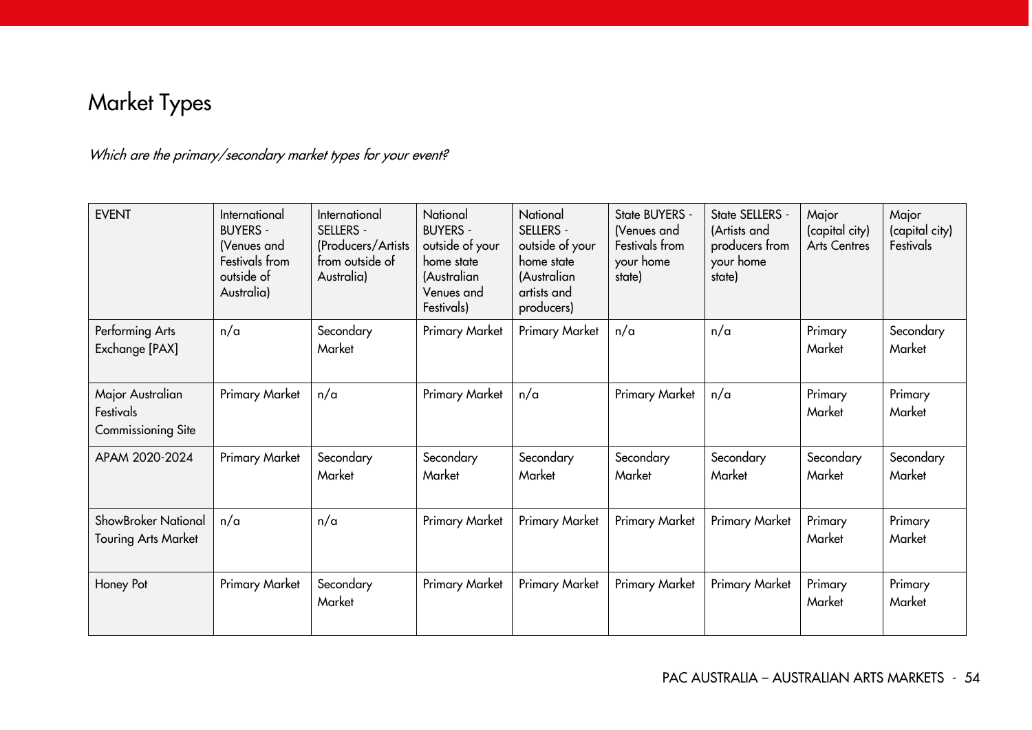# Market Types

*Which are the primary/secondary market types for your event?*

| EVENT | International BUYERS - (Venues and Festivals from outside of Australia) | International SELLERS - (Producers/Artists from outside of Australia) | National BUYERS - outside of your home state (Australian Venues and Festivals) | National SELLERS - outside of your home state (Australian artists and producers) | State BUYERS - (Venues and Festivals from your home state) | State SELLERS - (Artists and producers from your home state) | Major (capital city) Arts Centres | Major (capital city) Festivals |
|---|---|---|---|---|---|---|---|---|
| Performing Arts Exchange [PAX] | n/a | Secondary Market | Primary Market | Primary Market | n/a | n/a | Primary Market | Secondary Market |
| Major Australian Festivals Commissioning Site | Primary Market | n/a | Primary Market | n/a | Primary Market | n/a | Primary Market | Primary Market |
| APAM 2020-2024 | Primary Market | Secondary Market | Secondary Market | Secondary Market | Secondary Market | Secondary Market | Secondary Market | Secondary Market |
| ShowBroker National Touring Arts Market | n/a | n/a | Primary Market | Primary Market | Primary Market | Primary Market | Primary Market | Primary Market |
| Honey Pot | Primary Market | Secondary Market | Primary Market | Primary Market | Primary Market | Primary Market | Primary Market | Primary Market |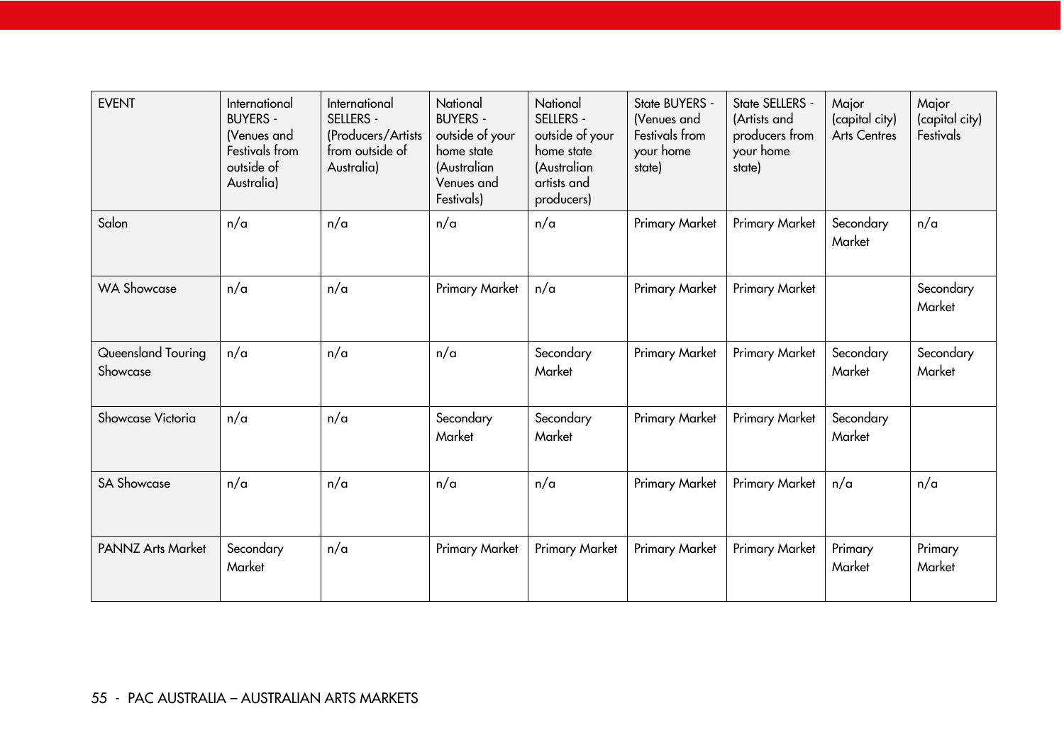| EVENT | International BUYERS - (Venues and Festivals from outside of Australia) | International SELLERS - (Producers/Artists from outside of Australia) | National BUYERS - outside of your home state (Australian Venues and Festivals) | National SELLERS - outside of your home state (Australian artists and producers) | State BUYERS - (Venues and Festivals from your home state) | State SELLERS - (Artists and producers from your home state) | Major (capital city) Arts Centres | Major (capital city) Festivals |
|---|---|---|---|---|---|---|---|---|
| Salon | n/a | n/a | n/a | n/a | Primary Market | Primary Market | Secondary Market | n/a |
| WA Showcase | n/a | n/a | Primary Market | n/a | Primary Market | Primary Market | | Secondary Market |
| Queensland Touring Showcase | n/a | n/a | n/a | Secondary Market | Primary Market | Primary Market | Secondary Market | Secondary Market |
| Showcase Victoria | n/a | n/a | Secondary Market | Secondary Market | Primary Market | Primary Market | Secondary Market | |
| SA Showcase | n/a | n/a | n/a | n/a | Primary Market | Primary Market | n/a | n/a |
| PANNZ Arts Market | Secondary Market | n/a | Primary Market | Primary Market | Primary Market | Primary Market | Primary Market | Primary Market |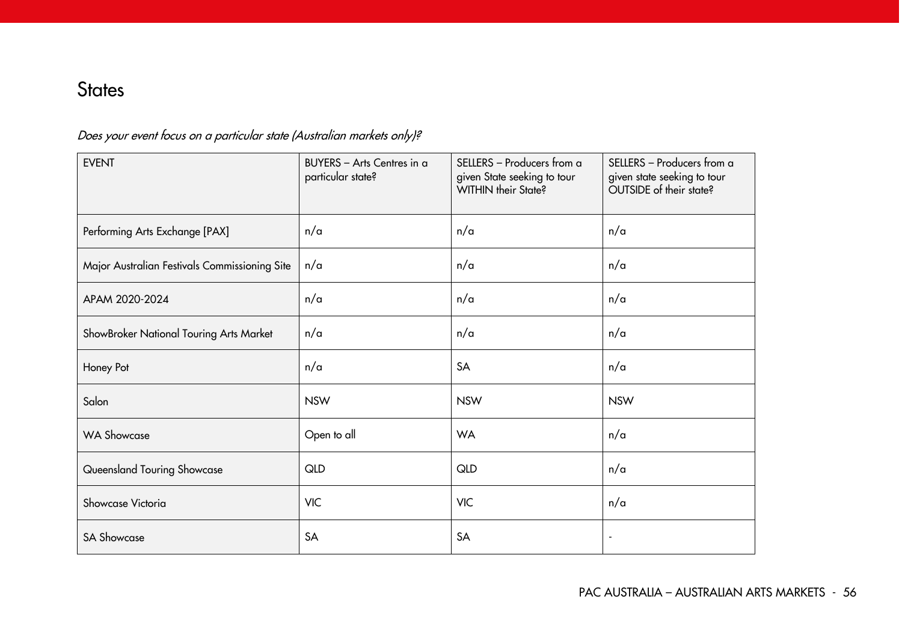# States

*Does your event focus on a particular state (Australian markets only)?*

| EVENT | BUYERS – Arts Centres in a particular state? | SELLERS – Producers from a given State seeking to tour WITHIN their State? | SELLERS – Producers from a given state seeking to tour OUTSIDE of their state? |
|---|---|---|---|
| Performing Arts Exchange [PAX] | n/a | n/a | n/a |
| Major Australian Festivals Commissioning Site | n/a | n/a | n/a |
| APAM 2020-2024 | n/a | n/a | n/a |
| ShowBroker National Touring Arts Market | n/a | n/a | n/a |
| Honey Pot | n/a | SA | n/a |
| Salon | NSW | NSW | NSW |
| WA Showcase | Open to all | WA | n/a |
| Queensland Touring Showcase | QLD | QLD | n/a |
| Showcase Victoria | VIC | VIC | n/a |
| SA Showcase | SA | SA | - |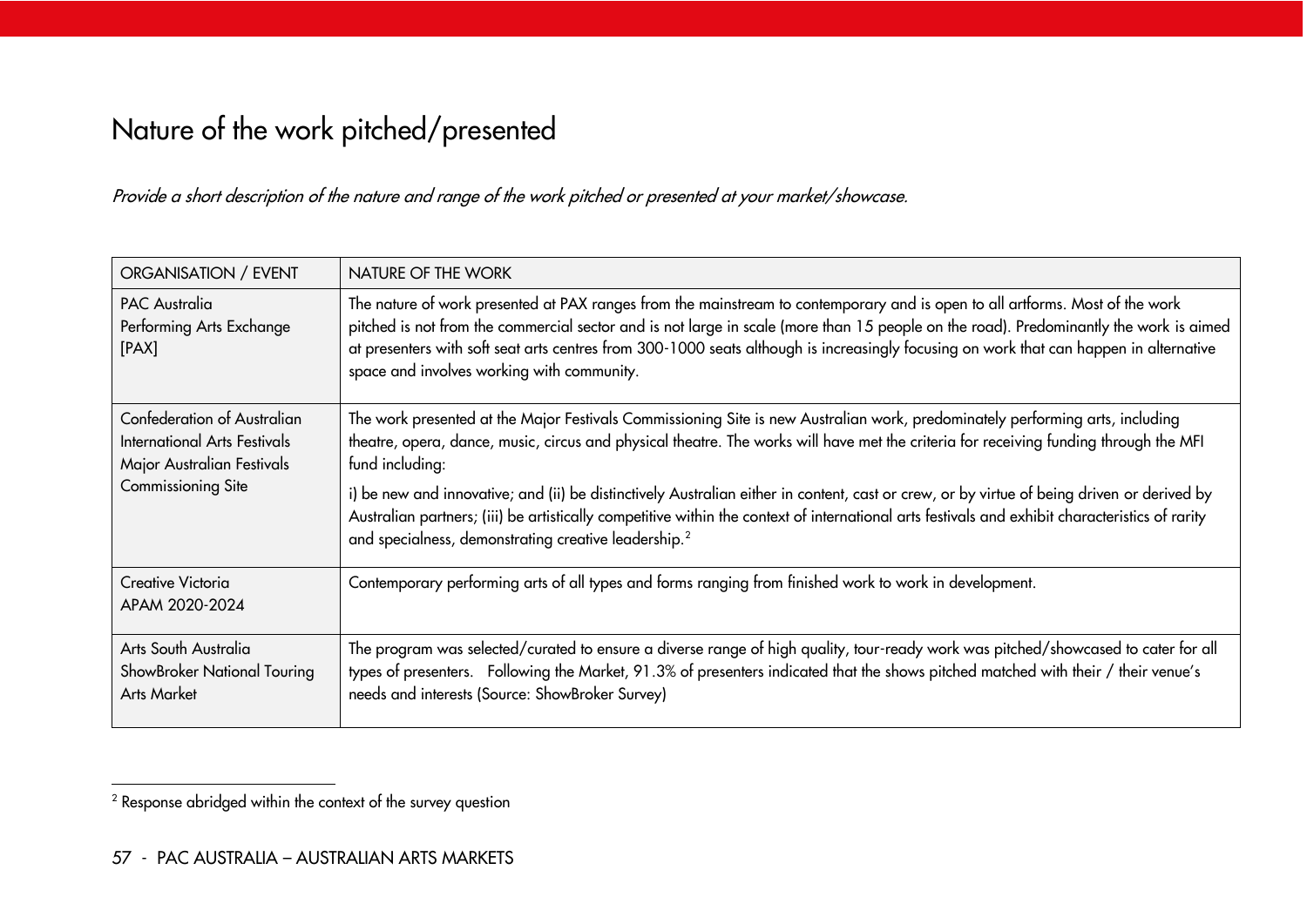# Nature of the work pitched/presented

*Provide a short description of the nature and range of the work pitched or presented at your market/showcase.*

| ORGANISATION / EVENT | NATURE OF THE WORK |
|---|---|
| PAC Australia<br>Performing Arts Exchange<br>[PAX] | The nature of work presented at PAX ranges from the mainstream to contemporary and is open to all artforms. Most of the work pitched is not from the commercial sector and is not large in scale (more than 15 people on the road). Predominantly the work is aimed at presenters with soft seat arts centres from 300-1000 seats although is increasingly focusing on work that can happen in alternative space and involves working with community. |
| Confederation of Australian International Arts Festivals<br>Major Australian Festivals Commissioning Site | The work presented at the Major Festivals Commissioning Site is new Australian work, predominately performing arts, including theatre, opera, dance, music, circus and physical theatre. The works will have met the criteria for receiving funding through the MFI fund including:<br>i) be new and innovative; and (ii) be distinctively Australian either in content, cast or crew, or by virtue of being driven or derived by Australian partners; (iii) be artistically competitive within the context of international arts festivals and exhibit characteristics of rarity and specialness, demonstrating creative leadership.[2] |
| Creative Victoria<br>APAM 2020-2024 | Contemporary performing arts of all types and forms ranging from finished work to work in development. |
| Arts South Australia<br>ShowBroker National Touring Arts Market | The program was selected/curated to ensure a diverse range of high quality, tour-ready work was pitched/showcased to cater for all types of presenters. Following the Market, 91.3% of presenters indicated that the shows pitched matched with their / their venue's needs and interests (Source: ShowBroker Survey) |

[2] Response abridged within the context of the survey question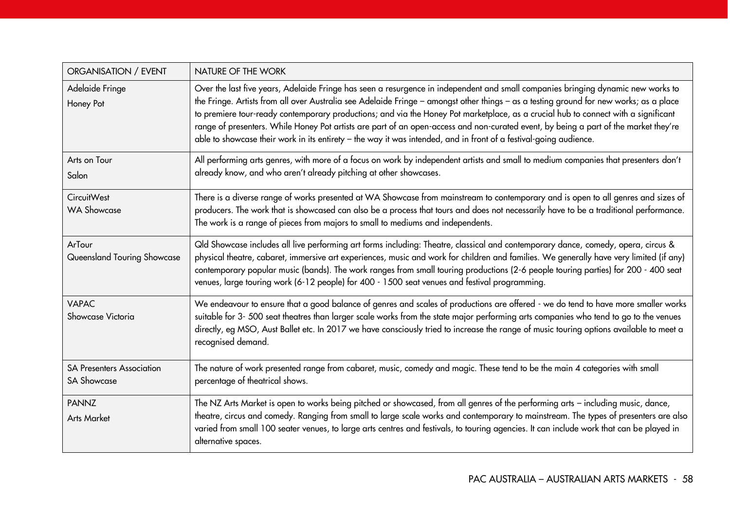| ORGANISATION / EVENT | NATURE OF THE WORK |
|---|---|
| Adelaide Fringe<br>Honey Pot | Over the last five years, Adelaide Fringe has seen a resurgence in independent and small companies bringing dynamic new works to the Fringe. Artists from all over Australia see Adelaide Fringe – amongst other things – as a testing ground for new works; as a place to premiere tour-ready contemporary productions; and via the Honey Pot marketplace, as a crucial hub to connect with a significant range of presenters. While Honey Pot artists are part of an open-access and non-curated event, by being a part of the market they're able to showcase their work in its entirety – the way it was intended, and in front of a festival-going audience. |
| Arts on Tour<br>Salon | All performing arts genres, with more of a focus on work by independent artists and small to medium companies that presenters don't already know, and who aren't already pitching at other showcases. |
| CircuitWest<br>WA Showcase | There is a diverse range of works presented at WA Showcase from mainstream to contemporary and is open to all genres and sizes of producers. The work that is showcased can also be a process that tours and does not necessarily have to be a traditional performance. The work is a range of pieces from majors to small to mediums and independents. |
| ArTour<br>Queensland Touring Showcase | Qld Showcase includes all live performing art forms including: Theatre, classical and contemporary dance, comedy, opera, circus & physical theatre, cabaret, immersive art experiences, music and work for children and families. We generally have very limited (if any) contemporary popular music (bands). The work ranges from small touring productions (2-6 people touring parties) for 200 - 400 seat venues, large touring work (6-12 people) for 400 - 1500 seat venues and festival programming. |
| VAPAC<br>Showcase Victoria | We endeavour to ensure that a good balance of genres and scales of productions are offered - we do tend to have more smaller works suitable for 3- 500 seat theatres than larger scale works from the state major performing arts companies who tend to go to the venues directly, eg MSO, Aust Ballet etc. In 2017 we have consciously tried to increase the range of music touring options available to meet a recognised demand. |
| SA Presenters Association<br>SA Showcase | The nature of work presented range from cabaret, music, comedy and magic. These tend to be the main 4 categories with small percentage of theatrical shows. |
| PANNZ<br>Arts Market | The NZ Arts Market is open to works being pitched or showcased, from all genres of the performing arts – including music, dance, theatre, circus and comedy. Ranging from small to large scale works and contemporary to mainstream. The types of presenters are also varied from small 100 seater venues, to large arts centres and festivals, to touring agencies. It can include work that can be played in alternative spaces. |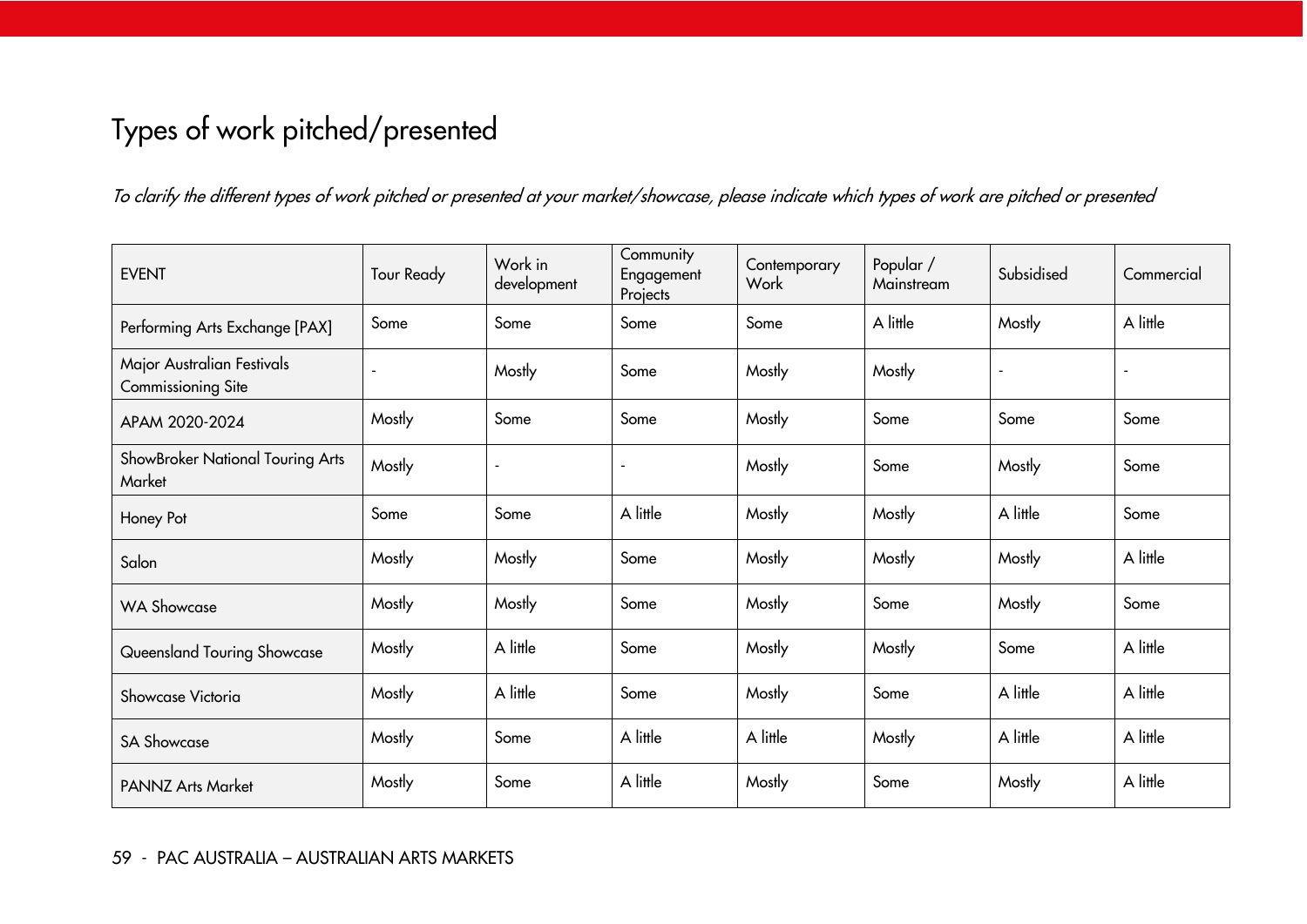## Types of work pitched/presented

*To clarify the different types of work pitched or presented at your market/showcase, please indicate which types of work are pitched or presented*

| EVENT | Tour Ready | Work in development | Community Engagement Projects | Contemporary Work | Popular / Mainstream | Subsidised | Commercial |
|---|---|---|---|---|---|---|---|
| Performing Arts Exchange [PAX] | Some | Some | Some | Some | A little | Mostly | A little |
| Major Australian Festivals Commissioning Site | - | Mostly | Some | Mostly | Mostly | - | - |
| APAM 2020-2024 | Mostly | Some | Some | Mostly | Some | Some | Some |
| ShowBroker National Touring Arts Market | Mostly | - | - | Mostly | Some | Mostly | Some |
| Honey Pot | Some | Some | A little | Mostly | Mostly | A little | Some |
| Salon | Mostly | Mostly | Some | Mostly | Mostly | Mostly | A little |
| WA Showcase | Mostly | Mostly | Some | Mostly | Some | Mostly | Some |
| Queensland Touring Showcase | Mostly | A little | Some | Mostly | Mostly | Some | A little |
| Showcase Victoria | Mostly | A little | Some | Mostly | Some | A little | A little |
| SA Showcase | Mostly | Some | A little | A little | Mostly | A little | A little |
| PANNZ Arts Market | Mostly | Some | A little | Mostly | Some | Mostly | A little |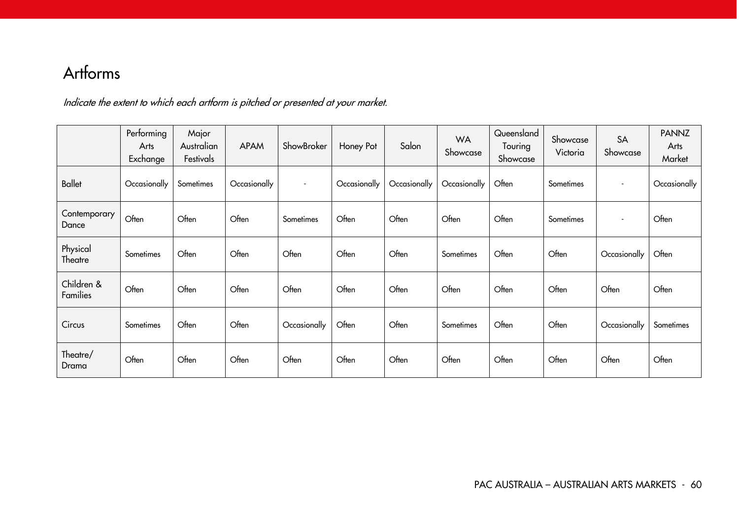# Artforms

*Indicate the extent to which each artform is pitched or presented at your market.*

| | Performing Arts Exchange | Major Australian Festivals | APAM | ShowBroker | Honey Pot | Salon | WA Showcase | Queensland Touring Showcase | Showcase Victoria | SA Showcase | PANNZ Arts Market |
|---|---|---|---|---|---|---|---|---|---|---|---|
| Ballet | Occasionally | Sometimes | Occasionally | - | Occasionally | Occasionally | Occasionally | Often | Sometimes | - | Occasionally |
| Contemporary Dance | Often | Often | Often | Sometimes | Often | Often | Often | Often | Sometimes | - | Often |
| Physical Theatre | Sometimes | Often | Often | Often | Often | Often | Sometimes | Often | Often | Occasionally | Often |
| Children & Families | Often | Often | Often | Often | Often | Often | Often | Often | Often | Often | Often |
| Circus | Sometimes | Often | Often | Occasionally | Often | Often | Sometimes | Often | Often | Occasionally | Sometimes |
| Theatre/ Drama | Often | Often | Often | Often | Often | Often | Often | Often | Often | Often | Often |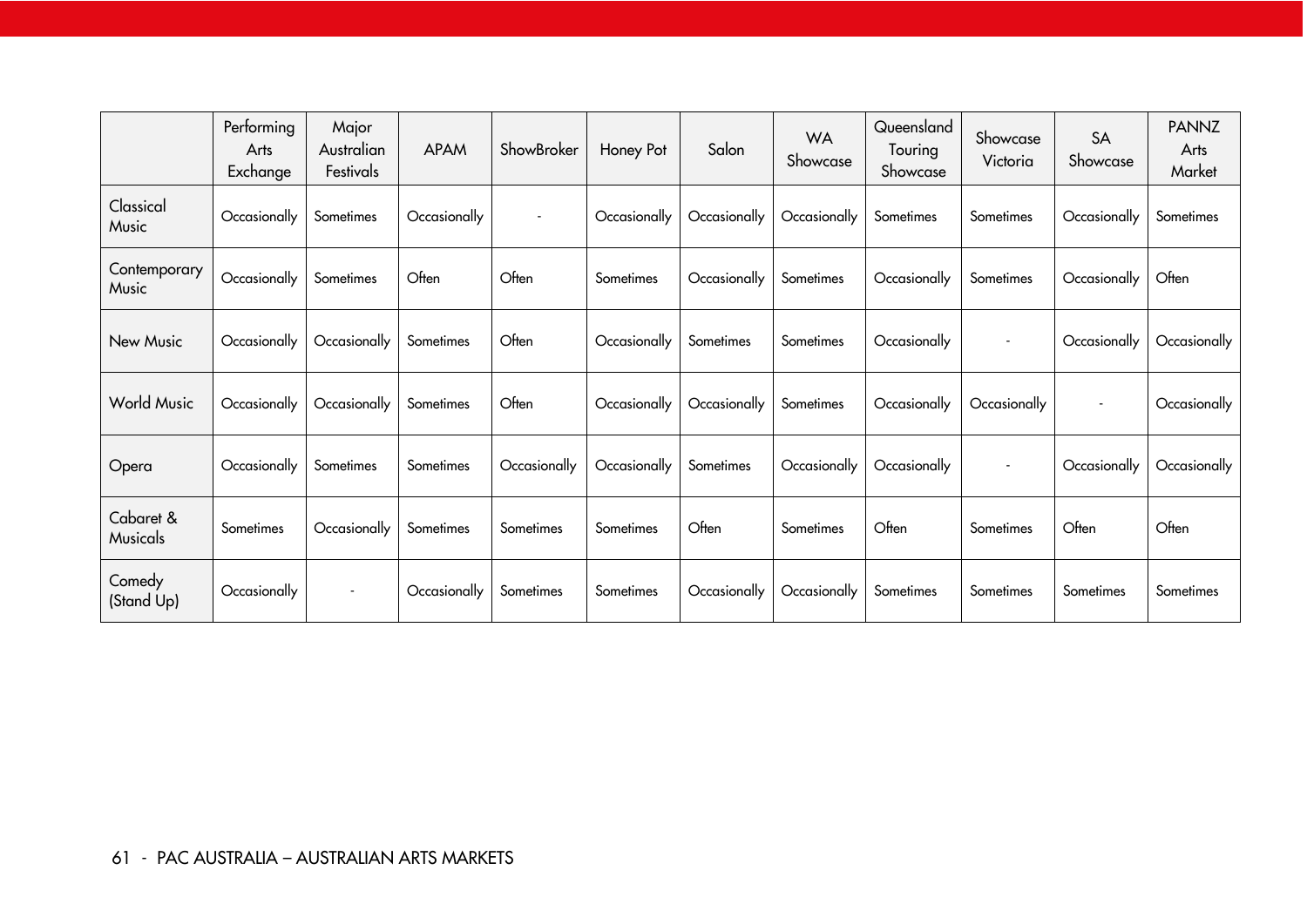| | Performing Arts Exchange | Major Australian Festivals | APAM | ShowBroker | Honey Pot | Salon | WA Showcase | Queensland Touring Showcase | Showcase Victoria | SA Showcase | PANNZ Arts Market |
|---|---|---|---|---|---|---|---|---|---|---|---|
| Classical Music | Occasionally | Sometimes | Occasionally | - | Occasionally | Occasionally | Occasionally | Sometimes | Sometimes | Occasionally | Sometimes |
| Contemporary Music | Occasionally | Sometimes | Often | Often | Sometimes | Occasionally | Sometimes | Occasionally | Sometimes | Occasionally | Often |
| New Music | Occasionally | Occasionally | Sometimes | Often | Occasionally | Sometimes | Sometimes | Occasionally | - | Occasionally | Occasionally |
| World Music | Occasionally | Occasionally | Sometimes | Often | Occasionally | Occasionally | Sometimes | Occasionally | Occasionally | - | Occasionally |
| Opera | Occasionally | Sometimes | Sometimes | Occasionally | Occasionally | Sometimes | Occasionally | Occasionally | - | Occasionally | Occasionally |
| Cabaret & Musicals | Sometimes | Occasionally | Sometimes | Sometimes | Sometimes | Often | Sometimes | Often | Sometimes | Often | Often |
| Comedy (Stand Up) | Occasionally | - | Occasionally | Sometimes | Sometimes | Occasionally | Occasionally | Sometimes | Sometimes | Sometimes | Sometimes |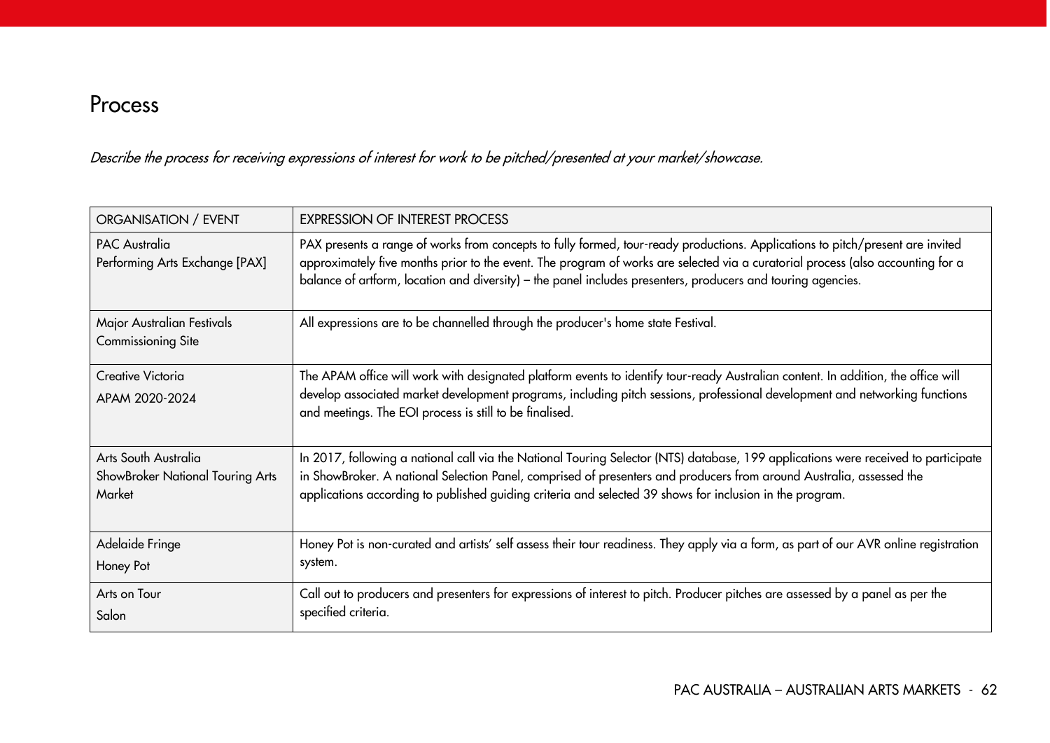# Process

*Describe the process for receiving expressions of interest for work to be pitched/presented at your market/showcase.*

| ORGANISATION / EVENT | EXPRESSION OF INTEREST PROCESS |
|---|---|
| PAC Australia<br>Performing Arts Exchange [PAX] | PAX presents a range of works from concepts to fully formed, tour-ready productions. Applications to pitch/present are invited approximately five months prior to the event. The program of works are selected via a curatorial process (also accounting for a balance of artform, location and diversity) – the panel includes presenters, producers and touring agencies. |
| Major Australian Festivals<br>Commissioning Site | All expressions are to be channelled through the producer's home state Festival. |
| Creative Victoria<br>APAM 2020-2024 | The APAM office will work with designated platform events to identify tour-ready Australian content. In addition, the office will develop associated market development programs, including pitch sessions, professional development and networking functions and meetings. The EOI process is still to be finalised. |
| Arts South Australia<br>ShowBroker National Touring Arts Market | In 2017, following a national call via the National Touring Selector (NTS) database, 199 applications were received to participate in ShowBroker. A national Selection Panel, comprised of presenters and producers from around Australia, assessed the applications according to published guiding criteria and selected 39 shows for inclusion in the program. |
| Adelaide Fringe<br>Honey Pot | Honey Pot is non-curated and artists' self assess their tour readiness. They apply via a form, as part of our AVR online registration system. |
| Arts on Tour<br>Salon | Call out to producers and presenters for expressions of interest to pitch. Producer pitches are assessed by a panel as per the specified criteria. |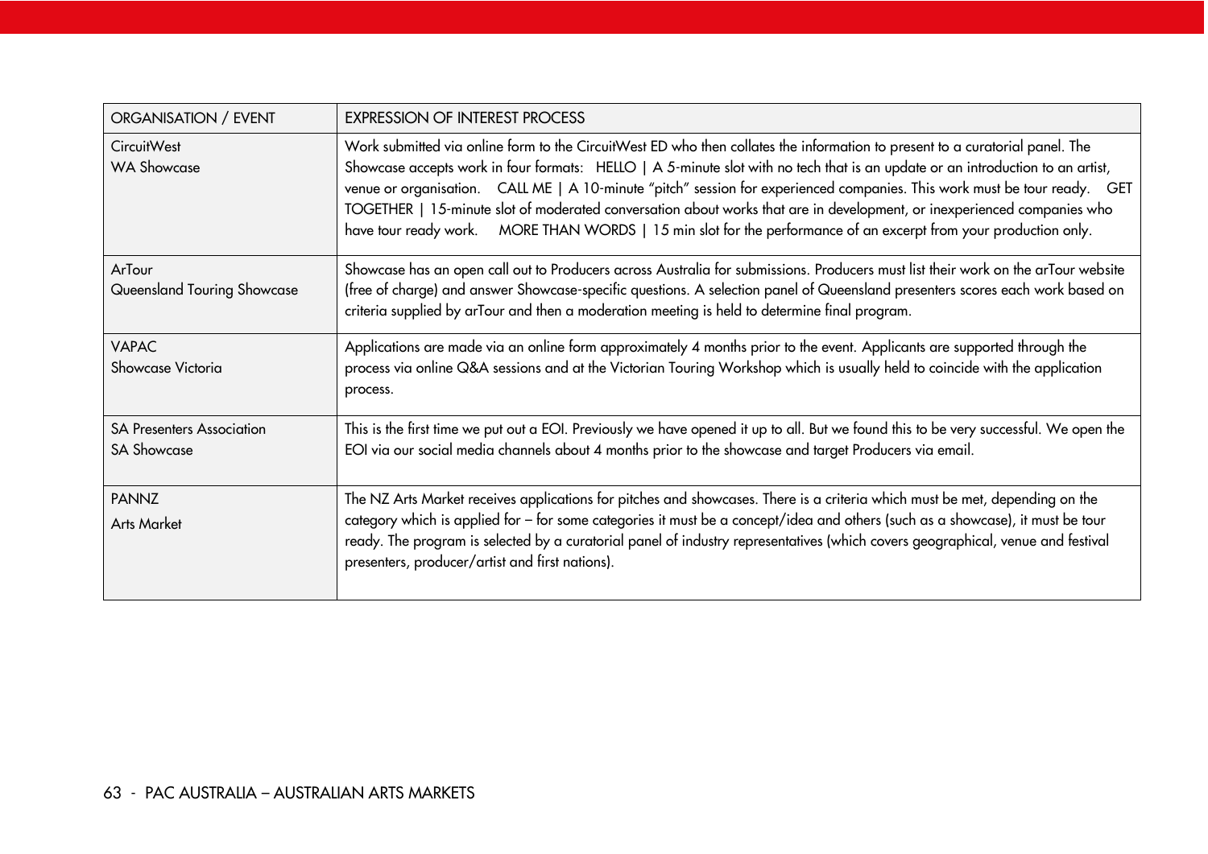| ORGANISATION / EVENT | EXPRESSION OF INTEREST PROCESS |
|---|---|
| CircuitWest<br>WA Showcase | Work submitted via online form to the CircuitWest ED who then collates the information to present to a curatorial panel. The Showcase accepts work in four formats: HELLO \| A 5-minute slot with no tech that is an update or an introduction to an artist, venue or organisation. CALL ME \| A 10-minute "pitch" session for experienced companies. This work must be tour ready. GET TOGETHER \| 15-minute slot of moderated conversation about works that are in development, or inexperienced companies who have tour ready work. MORE THAN WORDS \| 15 min slot for the performance of an excerpt from your production only. |
| ArTour<br>Queensland Touring Showcase | Showcase has an open call out to Producers across Australia for submissions. Producers must list their work on the arTour website (free of charge) and answer Showcase-specific questions. A selection panel of Queensland presenters scores each work based on criteria supplied by arTour and then a moderation meeting is held to determine final program. |
| VAPAC<br>Showcase Victoria | Applications are made via an online form approximately 4 months prior to the event. Applicants are supported through the process via online Q&A sessions and at the Victorian Touring Workshop which is usually held to coincide with the application process. |
| SA Presenters Association<br>SA Showcase | This is the first time we put out a EOI. Previously we have opened it up to all. But we found this to be very successful. We open the EOI via our social media channels about 4 months prior to the showcase and target Producers via email. |
| PANNZ<br>Arts Market | The NZ Arts Market receives applications for pitches and showcases. There is a criteria which must be met, depending on the category which is applied for – for some categories it must be a concept/idea and others (such as a showcase), it must be tour ready. The program is selected by a curatorial panel of industry representatives (which covers geographical, venue and festival presenters, producer/artist and first nations). |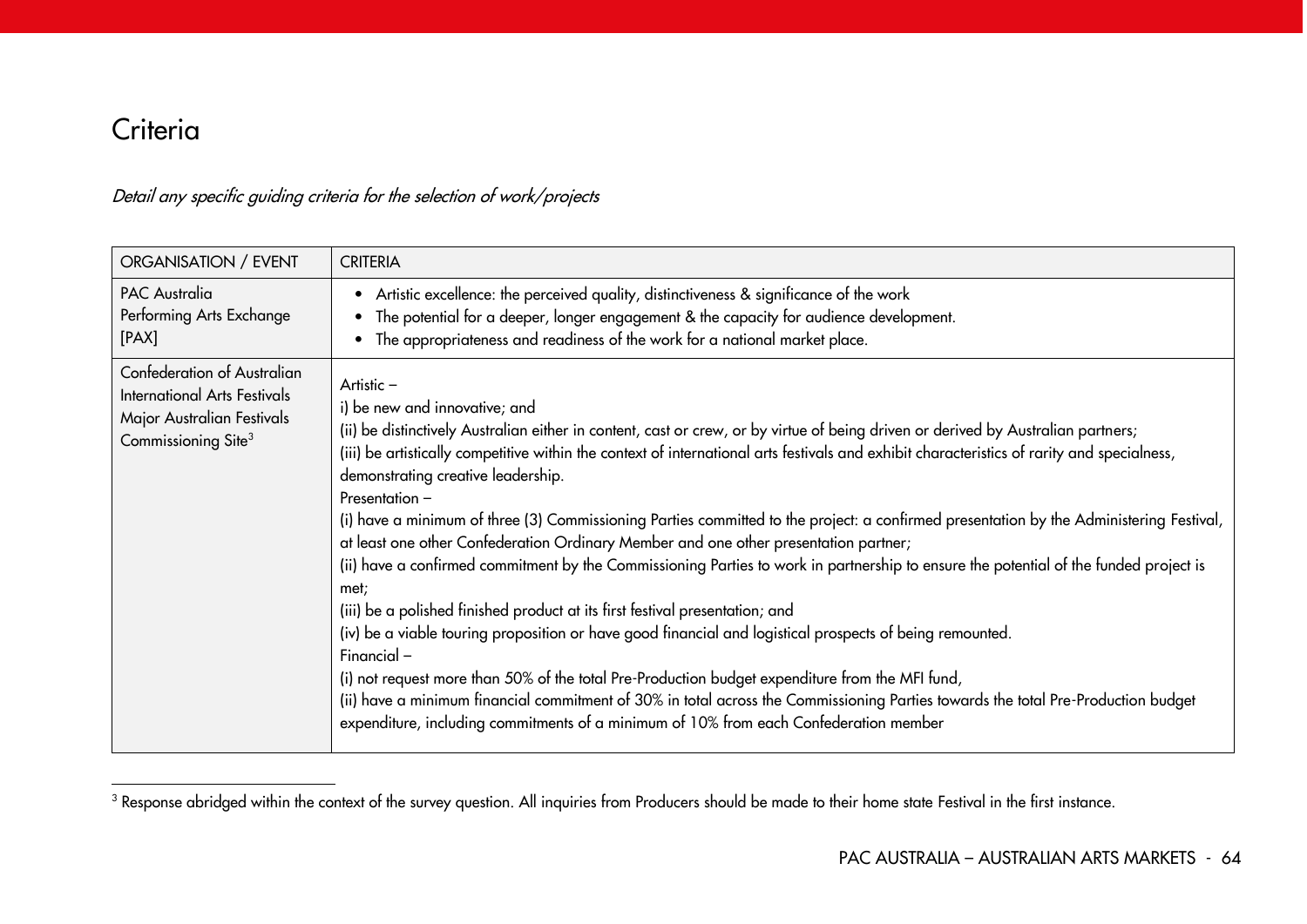# Criteria

*Detail any specific guiding criteria for the selection of work/projects*

| ORGANISATION / EVENT | CRITERIA |
| --- | --- |
| PAC Australia<br>Performing Arts Exchange<br>[PAX] | • Artistic excellence: the perceived quality, distinctiveness & significance of the work<br>• The potential for a deeper, longer engagement & the capacity for audience development.<br>• The appropriateness and readiness of the work for a national market place. |
| Confederation of Australian International Arts Festivals<br>Major Australian Festivals Commissioning Site[3] | Artistic –<br>i) be new and innovative; and<br>(ii) be distinctively Australian either in content, cast or crew, or by virtue of being driven or derived by Australian partners;<br>(iii) be artistically competitive within the context of international arts festivals and exhibit characteristics of rarity and specialness, demonstrating creative leadership.<br>Presentation –<br>(i) have a minimum of three (3) Commissioning Parties committed to the project: a confirmed presentation by the Administering Festival, at least one other Confederation Ordinary Member and one other presentation partner;<br>(ii) have a confirmed commitment by the Commissioning Parties to work in partnership to ensure the potential of the funded project is met;<br>(iii) be a polished finished product at its first festival presentation; and<br>(iv) be a viable touring proposition or have good financial and logistical prospects of being remounted.<br>Financial –<br>(i) not request more than 50% of the total Pre-Production budget expenditure from the MFI fund,<br>(ii) have a minimum financial commitment of 30% in total across the Commissioning Parties towards the total Pre-Production budget expenditure, including commitments of a minimum of 10% from each Confederation member |

[3] Response abridged within the context of the survey question. All inquiries from Producers should be made to their home state Festival in the first instance.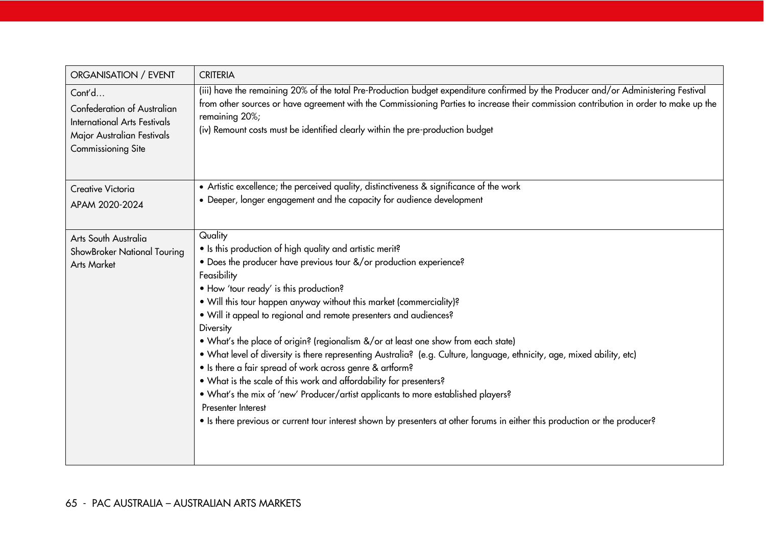| ORGANISATION / EVENT | CRITERIA |
|---|---|
| Cont'd…<br>Confederation of Australian International Arts Festivals Major Australian Festivals Commissioning Site | (iii) have the remaining 20% of the total Pre-Production budget expenditure confirmed by the Producer and/or Administering Festival from other sources or have agreement with the Commissioning Parties to increase their commission contribution in order to make up the remaining 20%;<br>(iv) Remount costs must be identified clearly within the pre-production budget |
| Creative Victoria<br>APAM 2020-2024 | • Artistic excellence; the perceived quality, distinctiveness & significance of the work<br>• Deeper, longer engagement and the capacity for audience development |
| Arts South Australia ShowBroker National Touring Arts Market | Quality<br>• Is this production of high quality and artistic merit?<br>• Does the producer have previous tour &/or production experience?<br>Feasibility<br>• How 'tour ready' is this production?<br>• Will this tour happen anyway without this market (commerciality)?<br>• Will it appeal to regional and remote presenters and audiences?<br>Diversity<br>• What's the place of origin? (regionalism &/or at least one show from each state)<br>• What level of diversity is there representing Australia? (e.g. Culture, language, ethnicity, age, mixed ability, etc)<br>• Is there a fair spread of work across genre & artform?<br>• What is the scale of this work and affordability for presenters?<br>• What's the mix of 'new' Producer/artist applicants to more established players?<br>Presenter Interest<br>• Is there previous or current tour interest shown by presenters at other forums in either this production or the producer? |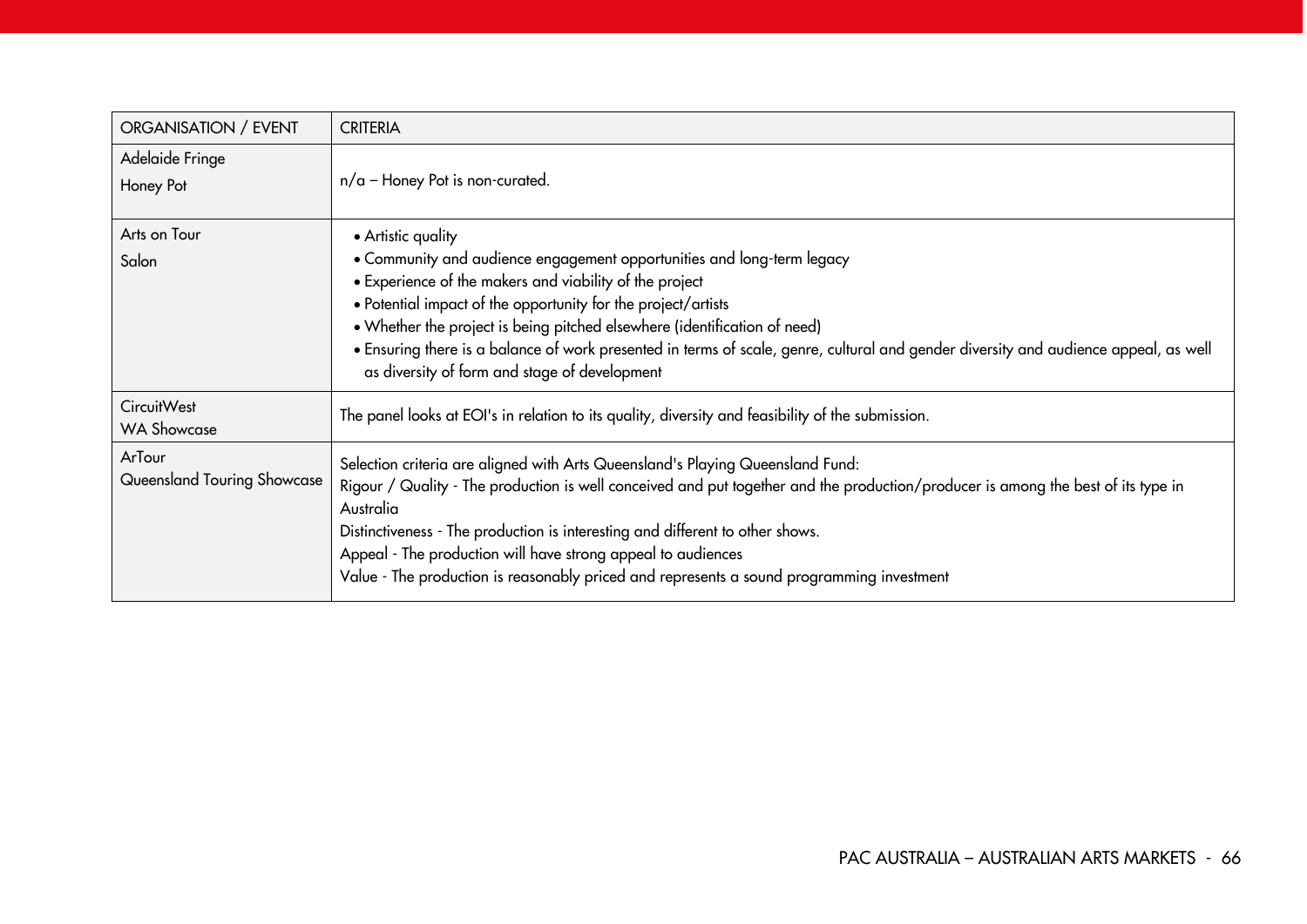| ORGANISATION / EVENT | CRITERIA |
|---|---|
| Adelaide Fringe<br>Honey Pot | n/a – Honey Pot is non-curated. |
| Arts on Tour<br>Salon | • Artistic quality<br>• Community and audience engagement opportunities and long-term legacy<br>• Experience of the makers and viability of the project<br>• Potential impact of the opportunity for the project/artists<br>• Whether the project is being pitched elsewhere (identification of need)<br>• Ensuring there is a balance of work presented in terms of scale, genre, cultural and gender diversity and audience appeal, as well as diversity of form and stage of development |
| CircuitWest<br>WA Showcase | The panel looks at EOI's in relation to its quality, diversity and feasibility of the submission. |
| ArTour<br>Queensland Touring Showcase | Selection criteria are aligned with Arts Queensland's Playing Queensland Fund:<br>Rigour / Quality - The production is well conceived and put together and the production/producer is among the best of its type in Australia<br>Distinctiveness - The production is interesting and different to other shows.<br>Appeal - The production will have strong appeal to audiences<br>Value - The production is reasonably priced and represents a sound programming investment |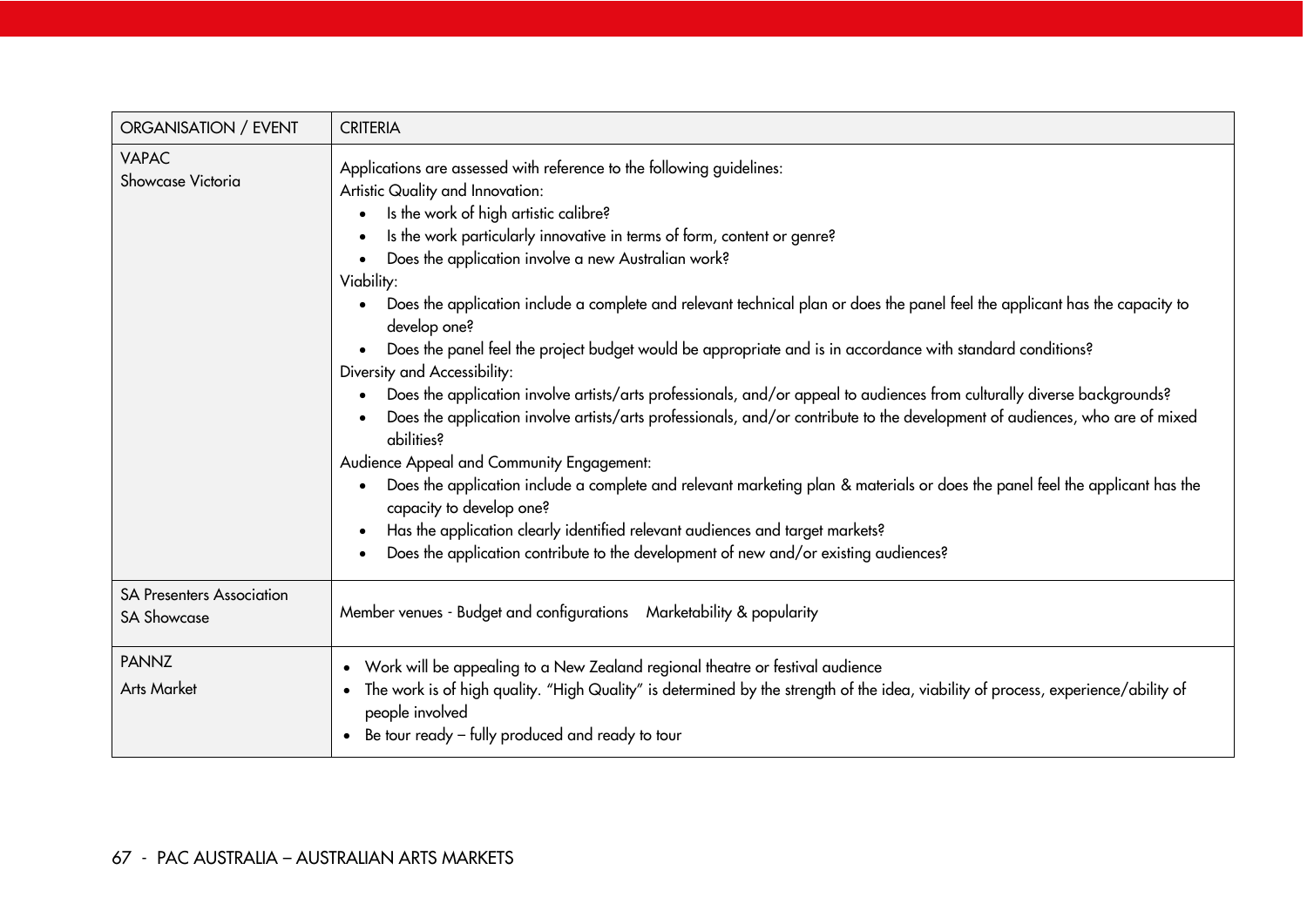| ORGANISATION / EVENT | CRITERIA |
| --- | --- |
| VAPAC<br>Showcase Victoria | Applications are assessed with reference to the following guidelines:<br>Artistic Quality and Innovation:<br>• Is the work of high artistic calibre?<br>• Is the work particularly innovative in terms of form, content or genre?<br>• Does the application involve a new Australian work?<br>Viability:<br>• Does the application include a complete and relevant technical plan or does the panel feel the applicant has the capacity to develop one?<br>• Does the panel feel the project budget would be appropriate and is in accordance with standard conditions?<br>Diversity and Accessibility:<br>• Does the application involve artists/arts professionals, and/or appeal to audiences from culturally diverse backgrounds?<br>• Does the application involve artists/arts professionals, and/or contribute to the development of audiences, who are of mixed abilities?<br>Audience Appeal and Community Engagement:<br>• Does the application include a complete and relevant marketing plan & materials or does the panel feel the applicant has the capacity to develop one?<br>• Has the application clearly identified relevant audiences and target markets?<br>• Does the application contribute to the development of new and/or existing audiences? |
| SA Presenters Association<br>SA Showcase | Member venues - Budget and configurations Marketability & popularity |
| PANNZ<br>Arts Market | • Work will be appealing to a New Zealand regional theatre or festival audience<br>• The work is of high quality. "High Quality" is determined by the strength of the idea, viability of process, experience/ability of people involved<br>• Be tour ready – fully produced and ready to tour |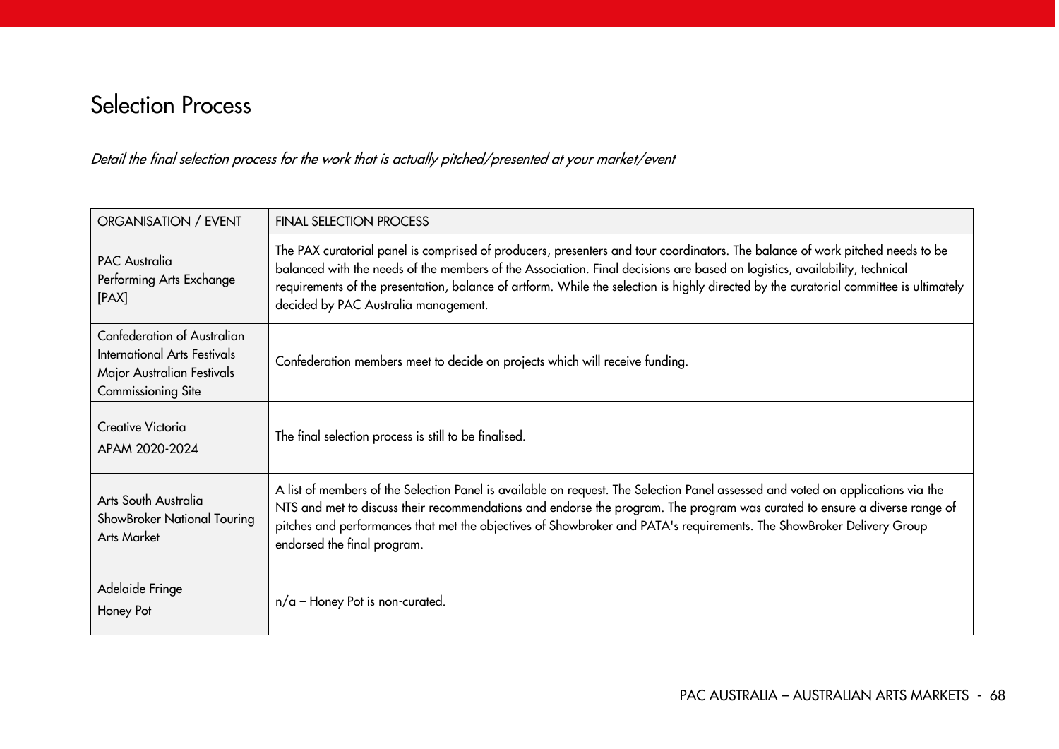## Selection Process

*Detail the final selection process for the work that is actually pitched/presented at your market/event*

| ORGANISATION / EVENT | FINAL SELECTION PROCESS |
|---|---|
| PAC Australia<br>Performing Arts Exchange<br>[PAX] | The PAX curatorial panel is comprised of producers, presenters and tour coordinators. The balance of work pitched needs to be balanced with the needs of the members of the Association. Final decisions are based on logistics, availability, technical requirements of the presentation, balance of artform. While the selection is highly directed by the curatorial committee is ultimately decided by PAC Australia management. |
| Confederation of Australian International Arts Festivals<br>Major Australian Festivals Commissioning Site | Confederation members meet to decide on projects which will receive funding. |
| Creative Victoria<br>APAM 2020-2024 | The final selection process is still to be finalised. |
| Arts South Australia<br>ShowBroker National Touring Arts Market | A list of members of the Selection Panel is available on request. The Selection Panel assessed and voted on applications via the NTS and met to discuss their recommendations and endorse the program. The program was curated to ensure a diverse range of pitches and performances that met the objectives of Showbroker and PATA's requirements. The ShowBroker Delivery Group endorsed the final program. |
| Adelaide Fringe<br>Honey Pot | n/a – Honey Pot is non-curated. |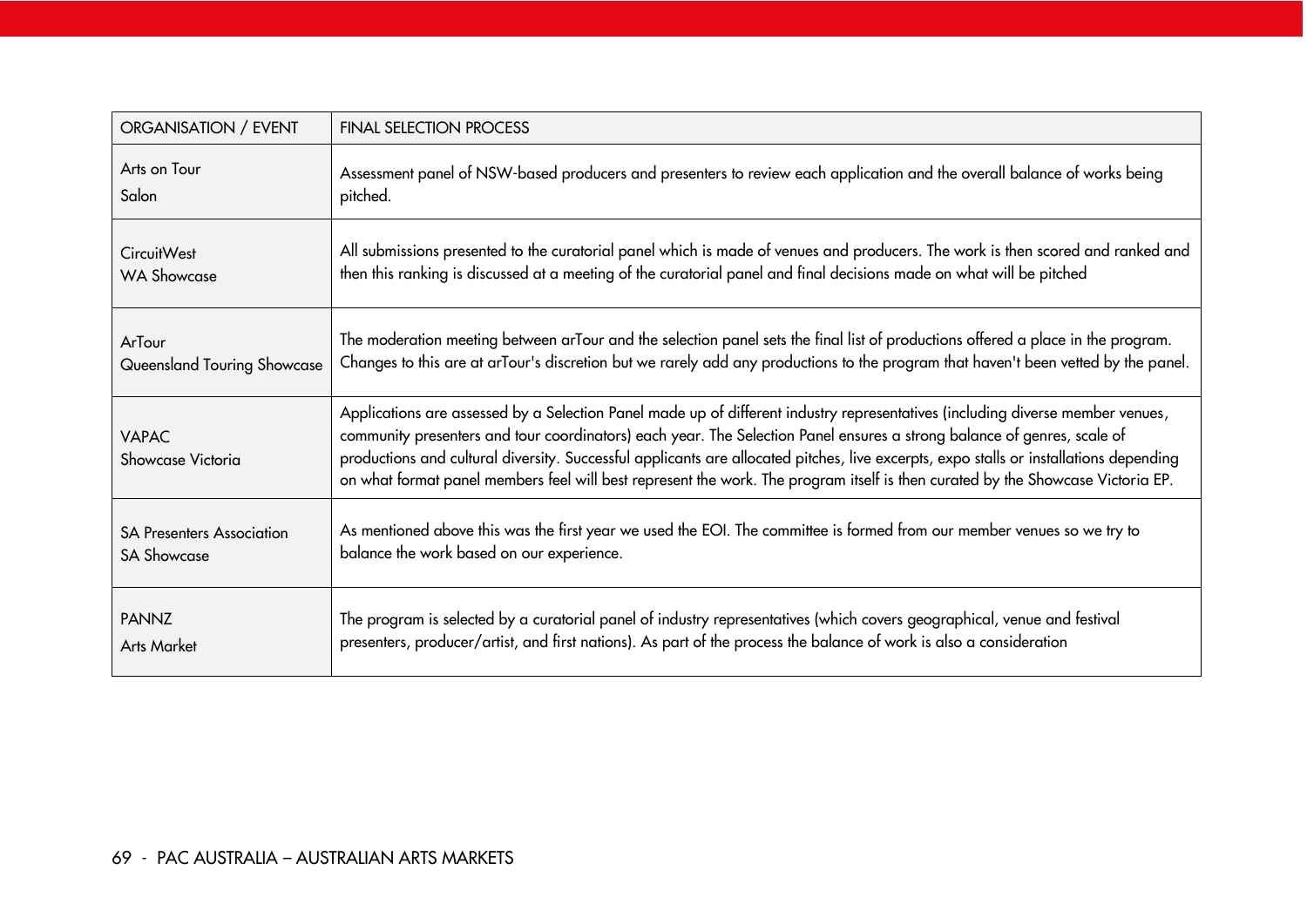| ORGANISATION / EVENT | FINAL SELECTION PROCESS |
| --- | --- |
| Arts on Tour<br>Salon | Assessment panel of NSW-based producers and presenters to review each application and the overall balance of works being pitched. |
| CircuitWest<br>WA Showcase | All submissions presented to the curatorial panel which is made of venues and producers. The work is then scored and ranked and then this ranking is discussed at a meeting of the curatorial panel and final decisions made on what will be pitched |
| ArTour<br>Queensland Touring Showcase | The moderation meeting between arTour and the selection panel sets the final list of productions offered a place in the program. Changes to this are at arTour's discretion but we rarely add any productions to the program that haven't been vetted by the panel. |
| VAPAC<br>Showcase Victoria | Applications are assessed by a Selection Panel made up of different industry representatives (including diverse member venues, community presenters and tour coordinators) each year. The Selection Panel ensures a strong balance of genres, scale of productions and cultural diversity. Successful applicants are allocated pitches, live excerpts, expo stalls or installations depending on what format panel members feel will best represent the work. The program itself is then curated by the Showcase Victoria EP. |
| SA Presenters Association<br>SA Showcase | As mentioned above this was the first year we used the EOI. The committee is formed from our member venues so we try to balance the work based on our experience. |
| PANNZ<br>Arts Market | The program is selected by a curatorial panel of industry representatives (which covers geographical, venue and festival presenters, producer/artist, and first nations). As part of the process the balance of work is also a consideration |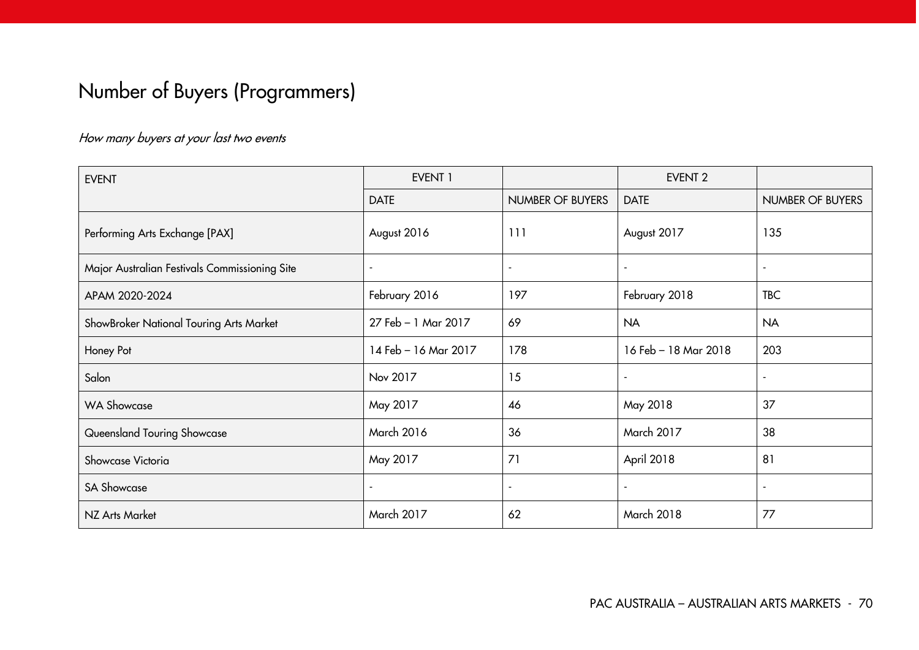# Number of Buyers (Programmers)

*How many buyers at your last two events*

| EVENT | EVENT 1 | | EVENT 2 | |
|---|---|---|---|---|
| | DATE | NUMBER OF BUYERS | DATE | NUMBER OF BUYERS |
| Performing Arts Exchange [PAX] | August 2016 | 111 | August 2017 | 135 |
| Major Australian Festivals Commissioning Site | - | - | - | - |
| APAM 2020-2024 | February 2016 | 197 | February 2018 | TBC |
| ShowBroker National Touring Arts Market | 27 Feb – 1 Mar 2017 | 69 | NA | NA |
| Honey Pot | 14 Feb – 16 Mar 2017 | 178 | 16 Feb – 18 Mar 2018 | 203 |
| Salon | Nov 2017 | 15 | - | - |
| WA Showcase | May 2017 | 46 | May 2018 | 37 |
| Queensland Touring Showcase | March 2016 | 36 | March 2017 | 38 |
| Showcase Victoria | May 2017 | 71 | April 2018 | 81 |
| SA Showcase | - | - | - | - |
| NZ Arts Market | March 2017 | 62 | March 2018 | 77 |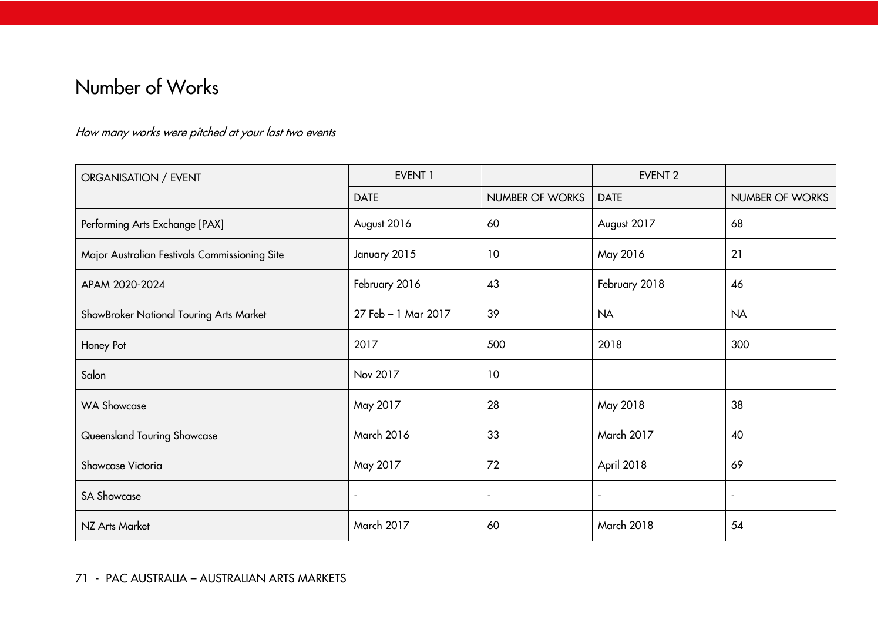# Number of Works

*How many works were pitched at your last two events*

| ORGANISATION / EVENT | EVENT 1 | | EVENT 2 | |
|---|---|---|---|---|
| | DATE | NUMBER OF WORKS | DATE | NUMBER OF WORKS |
| Performing Arts Exchange [PAX] | August 2016 | 60 | August 2017 | 68 |
| Major Australian Festivals Commissioning Site | January 2015 | 10 | May 2016 | 21 |
| APAM 2020-2024 | February 2016 | 43 | February 2018 | 46 |
| ShowBroker National Touring Arts Market | 27 Feb – 1 Mar 2017 | 39 | NA | NA |
| Honey Pot | 2017 | 500 | 2018 | 300 |
| Salon | Nov 2017 | 10 | | |
| WA Showcase | May 2017 | 28 | May 2018 | 38 |
| Queensland Touring Showcase | March 2016 | 33 | March 2017 | 40 |
| Showcase Victoria | May 2017 | 72 | April 2018 | 69 |
| SA Showcase | - | - | - | - |
| NZ Arts Market | March 2017 | 60 | March 2018 | 54 |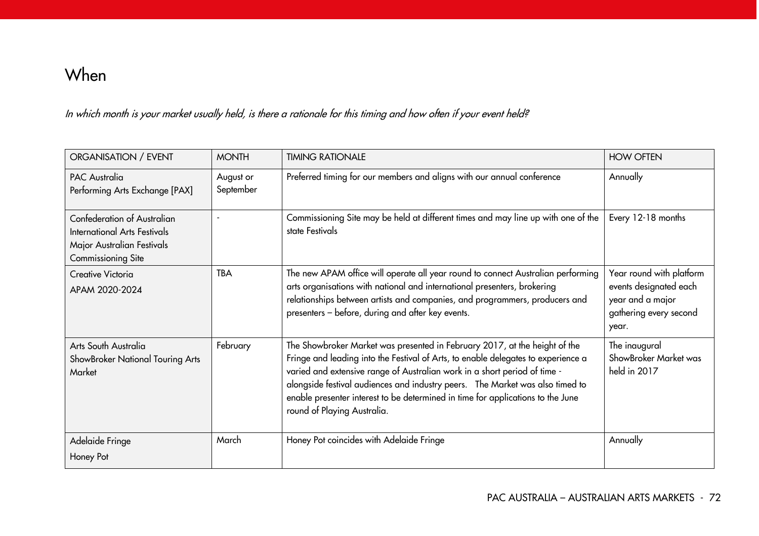# When

*In which month is your market usually held, is there a rationale for this timing and how often if your event held?*

| ORGANISATION / EVENT | MONTH | TIMING RATIONALE | HOW OFTEN |
|---|---|---|---|
| PAC Australia<br>Performing Arts Exchange [PAX] | August or September | Preferred timing for our members and aligns with our annual conference | Annually |
| Confederation of Australian International Arts Festivals<br>Major Australian Festivals Commissioning Site | - | Commissioning Site may be held at different times and may line up with one of the state Festivals | Every 12-18 months |
| Creative Victoria<br>APAM 2020-2024 | TBA | The new APAM office will operate all year round to connect Australian performing arts organisations with national and international presenters, brokering relationships between artists and companies, and programmers, producers and presenters – before, during and after key events. | Year round with platform events designated each year and a major gathering every second year. |
| Arts South Australia<br>ShowBroker National Touring Arts Market | February | The Showbroker Market was presented in February 2017, at the height of the Fringe and leading into the Festival of Arts, to enable delegates to experience a varied and extensive range of Australian work in a short period of time - alongside festival audiences and industry peers. The Market was also timed to enable presenter interest to be determined in time for applications to the June round of Playing Australia. | The inaugural ShowBroker Market was held in 2017 |
| Adelaide Fringe<br>Honey Pot | March | Honey Pot coincides with Adelaide Fringe | Annually |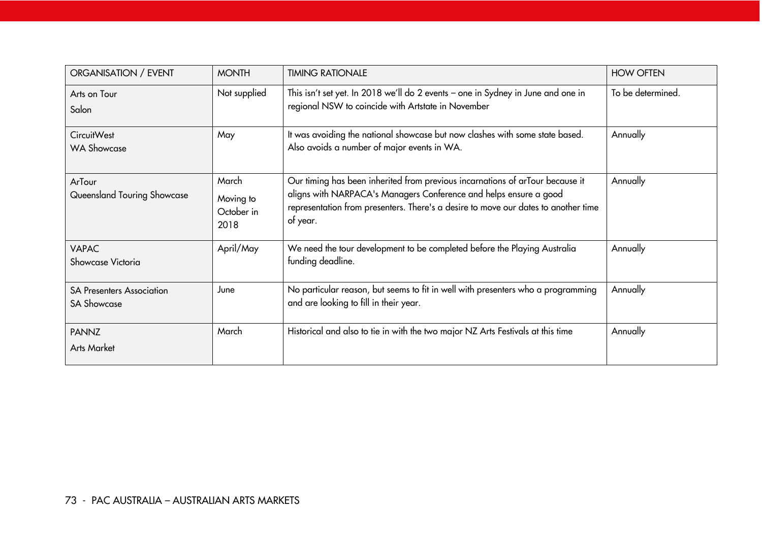| ORGANISATION / EVENT | MONTH | TIMING RATIONALE | HOW OFTEN |
|---|---|---|---|
| Arts on Tour<br>Salon | Not supplied | This isn't set yet. In 2018 we'll do 2 events – one in Sydney in June and one in regional NSW to coincide with Artstate in November | To be determined. |
| CircuitWest<br>WA Showcase | May | It was avoiding the national showcase but now clashes with some state based. Also avoids a number of major events in WA. | Annually |
| ArTour<br>Queensland Touring Showcase | March<br>Moving to October in 2018 | Our timing has been inherited from previous incarnations of arTour because it aligns with NARPACA's Managers Conference and helps ensure a good representation from presenters. There's a desire to move our dates to another time of year. | Annually |
| VAPAC<br>Showcase Victoria | April/May | We need the tour development to be completed before the Playing Australia funding deadline. | Annually |
| SA Presenters Association<br>SA Showcase | June | No particular reason, but seems to fit in well with presenters who a programming and are looking to fill in their year. | Annually |
| PANNZ<br>Arts Market | March | Historical and also to tie in with the two major NZ Arts Festivals at this time | Annually |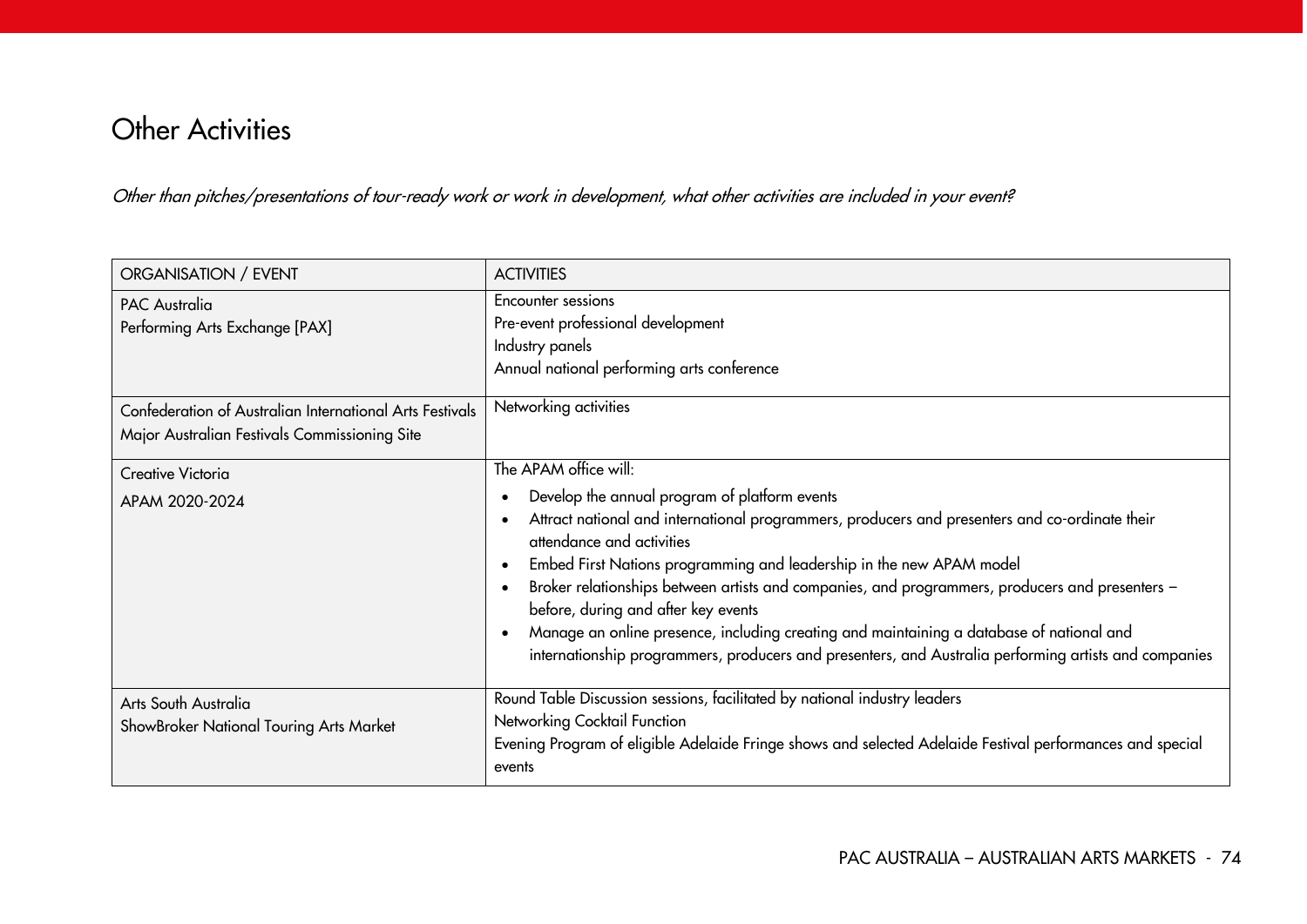# Other Activities

*Other than pitches/presentations of tour-ready work or work in development, what other activities are included in your event?*

| ORGANISATION / EVENT | ACTIVITIES |
| --- | --- |
| PAC Australia<br>Performing Arts Exchange [PAX] | Encounter sessions<br>Pre-event professional development<br>Industry panels<br>Annual national performing arts conference |
| Confederation of Australian International Arts Festivals<br>Major Australian Festivals Commissioning Site | Networking activities |
| Creative Victoria<br>APAM 2020-2024 | The APAM office will:<br>• Develop the annual program of platform events<br>• Attract national and international programmers, producers and presenters and co-ordinate their attendance and activities<br>• Embed First Nations programming and leadership in the new APAM model<br>• Broker relationships between artists and companies, and programmers, producers and presenters – before, during and after key events<br>• Manage an online presence, including creating and maintaining a database of national and internationship programmers, producers and presenters, and Australia performing artists and companies |
| Arts South Australia<br>ShowBroker National Touring Arts Market | Round Table Discussion sessions, facilitated by national industry leaders<br>Networking Cocktail Function<br>Evening Program of eligible Adelaide Fringe shows and selected Adelaide Festival performances and special events |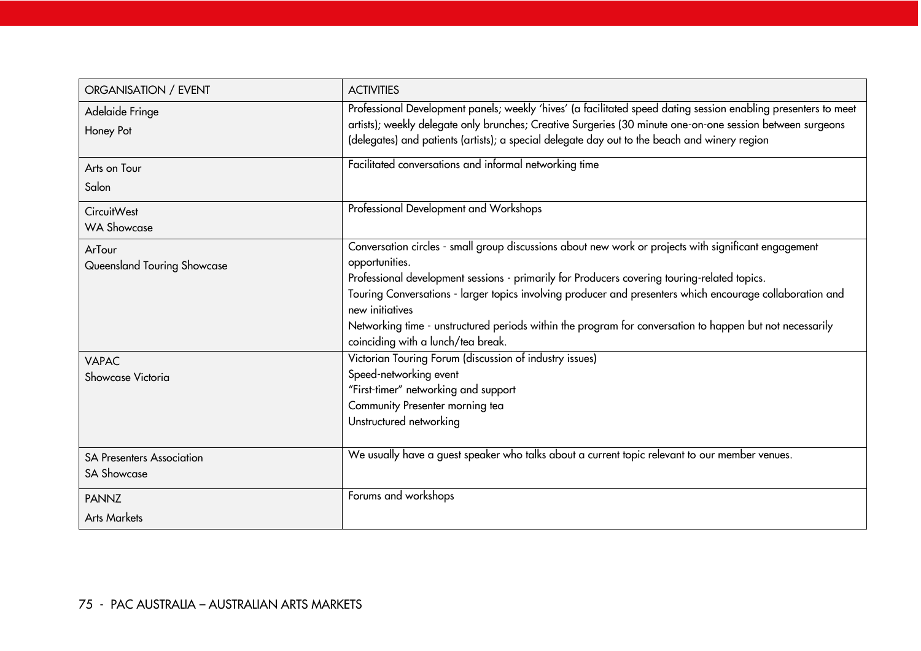| ORGANISATION / EVENT | ACTIVITIES |
|---|---|
| Adelaide Fringe<br>Honey Pot | Professional Development panels; weekly 'hives' (a facilitated speed dating session enabling presenters to meet artists); weekly delegate only brunches; Creative Surgeries (30 minute one-on-one session between surgeons (delegates) and patients (artists); a special delegate day out to the beach and winery region |
| Arts on Tour<br>Salon | Facilitated conversations and informal networking time |
| CircuitWest<br>WA Showcase | Professional Development and Workshops |
| ArTour<br>Queensland Touring Showcase | Conversation circles - small group discussions about new work or projects with significant engagement opportunities.<br>Professional development sessions - primarily for Producers covering touring-related topics.<br>Touring Conversations - larger topics involving producer and presenters which encourage collaboration and new initiatives<br>Networking time - unstructured periods within the program for conversation to happen but not necessarily coinciding with a lunch/tea break. |
| VAPAC<br>Showcase Victoria | Victorian Touring Forum (discussion of industry issues)<br>Speed-networking event<br>"First-timer" networking and support<br>Community Presenter morning tea<br>Unstructured networking |
| SA Presenters Association<br>SA Showcase | We usually have a guest speaker who talks about a current topic relevant to our member venues. |
| PANNZ<br>Arts Markets | Forums and workshops |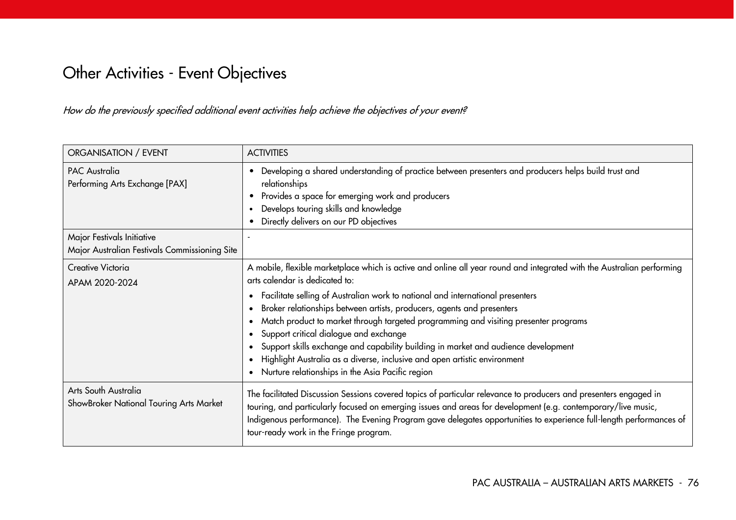# Other Activities - Event Objectives

*How do the previously specified additional event activities help achieve the objectives of your event?*

| ORGANISATION / EVENT | ACTIVITIES |
|---|---|
| PAC Australia<br>Performing Arts Exchange [PAX] | • Developing a shared understanding of practice between presenters and producers helps build trust and relationships<br>• Provides a space for emerging work and producers<br>• Develops touring skills and knowledge<br>• Directly delivers on our PD objectives |
| Major Festivals Initiative<br>Major Australian Festivals Commissioning Site | - |
| Creative Victoria<br>APAM 2020-2024 | A mobile, flexible marketplace which is active and online all year round and integrated with the Australian performing arts calendar is dedicated to:<br>• Facilitate selling of Australian work to national and international presenters<br>• Broker relationships between artists, producers, agents and presenters<br>• Match product to market through targeted programming and visiting presenter programs<br>• Support critical dialogue and exchange<br>• Support skills exchange and capability building in market and audience development<br>• Highlight Australia as a diverse, inclusive and open artistic environment<br>• Nurture relationships in the Asia Pacific region |
| Arts South Australia<br>ShowBroker National Touring Arts Market | The facilitated Discussion Sessions covered topics of particular relevance to producers and presenters engaged in touring, and particularly focused on emerging issues and areas for development (e.g. contemporary/live music, Indigenous performance). The Evening Program gave delegates opportunities to experience full-length performances of tour-ready work in the Fringe program. |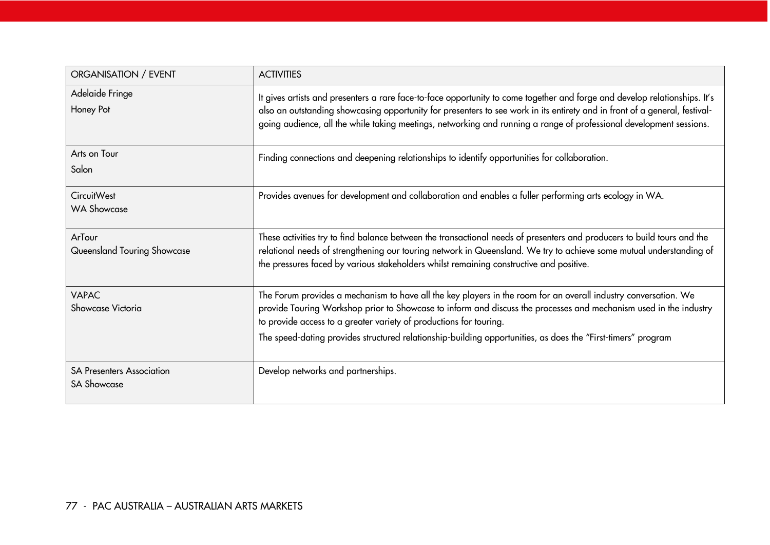| ORGANISATION / EVENT | ACTIVITIES |
| --- | --- |
| Adelaide Fringe<br>Honey Pot | It gives artists and presenters a rare face-to-face opportunity to come together and forge and develop relationships. It's also an outstanding showcasing opportunity for presenters to see work in its entirety and in front of a general, festival-going audience, all the while taking meetings, networking and running a range of professional development sessions. |
| Arts on Tour<br>Salon | Finding connections and deepening relationships to identify opportunities for collaboration. |
| CircuitWest<br>WA Showcase | Provides avenues for development and collaboration and enables a fuller performing arts ecology in WA. |
| ArTour<br>Queensland Touring Showcase | These activities try to find balance between the transactional needs of presenters and producers to build tours and the relational needs of strengthening our touring network in Queensland. We try to achieve some mutual understanding of the pressures faced by various stakeholders whilst remaining constructive and positive. |
| VAPAC<br>Showcase Victoria | The Forum provides a mechanism to have all the key players in the room for an overall industry conversation. We provide Touring Workshop prior to Showcase to inform and discuss the processes and mechanism used in the industry to provide access to a greater variety of productions for touring.<br>The speed-dating provides structured relationship-building opportunities, as does the "First-timers" program |
| SA Presenters Association<br>SA Showcase | Develop networks and partnerships. |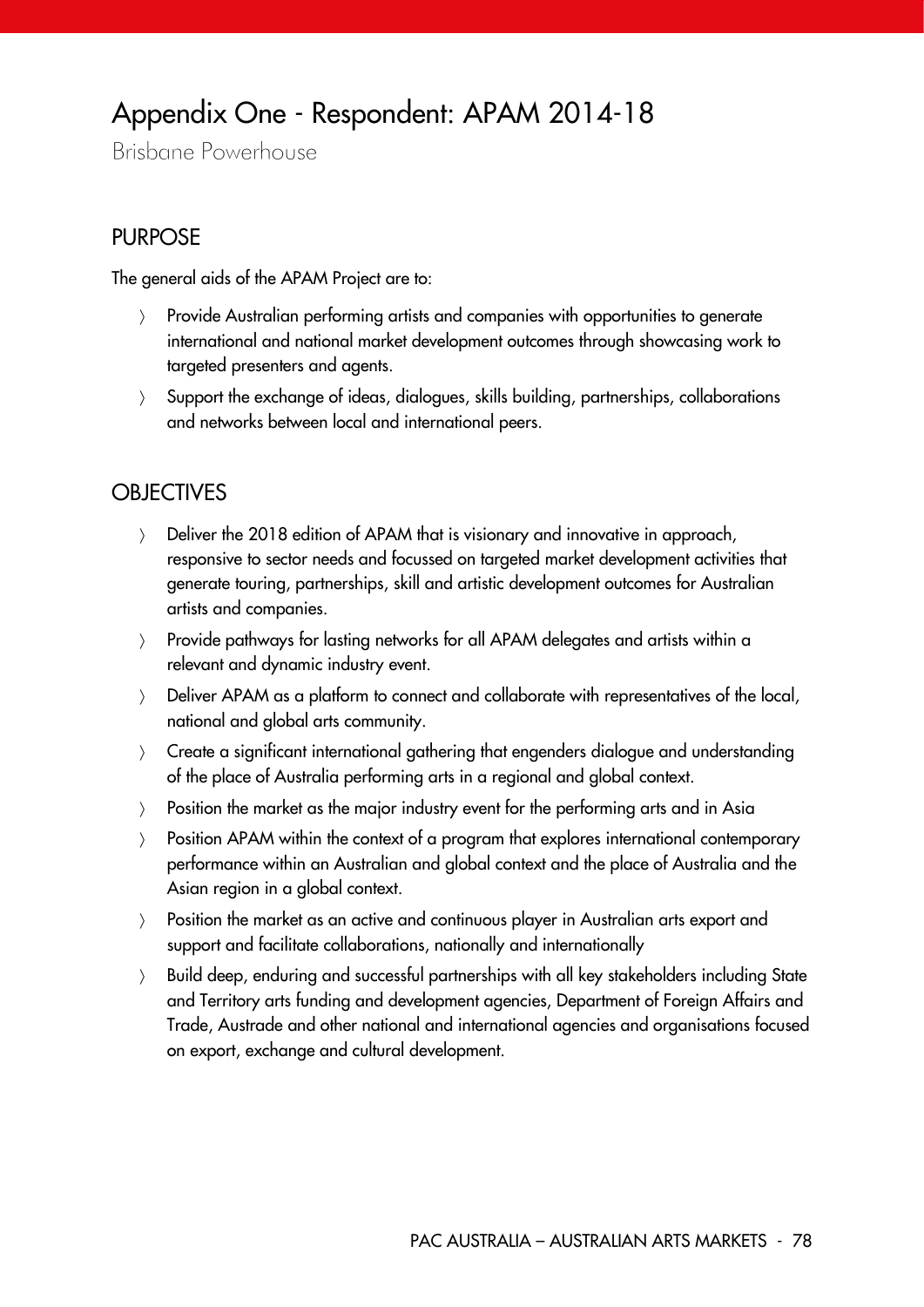# Appendix One - Respondent: APAM 2014-18

Brisbane Powerhouse

## PURPOSE

The general aids of the APAM Project are to:

- Provide Australian performing artists and companies with opportunities to generate international and national market development outcomes through showcasing work to targeted presenters and agents.
- Support the exchange of ideas, dialogues, skills building, partnerships, collaborations and networks between local and international peers.

## OBJECTIVES

- Deliver the 2018 edition of APAM that is visionary and innovative in approach, responsive to sector needs and focussed on targeted market development activities that generate touring, partnerships, skill and artistic development outcomes for Australian artists and companies.
- Provide pathways for lasting networks for all APAM delegates and artists within a relevant and dynamic industry event.
- Deliver APAM as a platform to connect and collaborate with representatives of the local, national and global arts community.
- Create a significant international gathering that engenders dialogue and understanding of the place of Australia performing arts in a regional and global context.
- Position the market as the major industry event for the performing arts and in Asia
- Position APAM within the context of a program that explores international contemporary performance within an Australian and global context and the place of Australia and the Asian region in a global context.
- Position the market as an active and continuous player in Australian arts export and support and facilitate collaborations, nationally and internationally
- Build deep, enduring and successful partnerships with all key stakeholders including State and Territory arts funding and development agencies, Department of Foreign Affairs and Trade, Austrade and other national and international agencies and organisations focused on export, exchange and cultural development.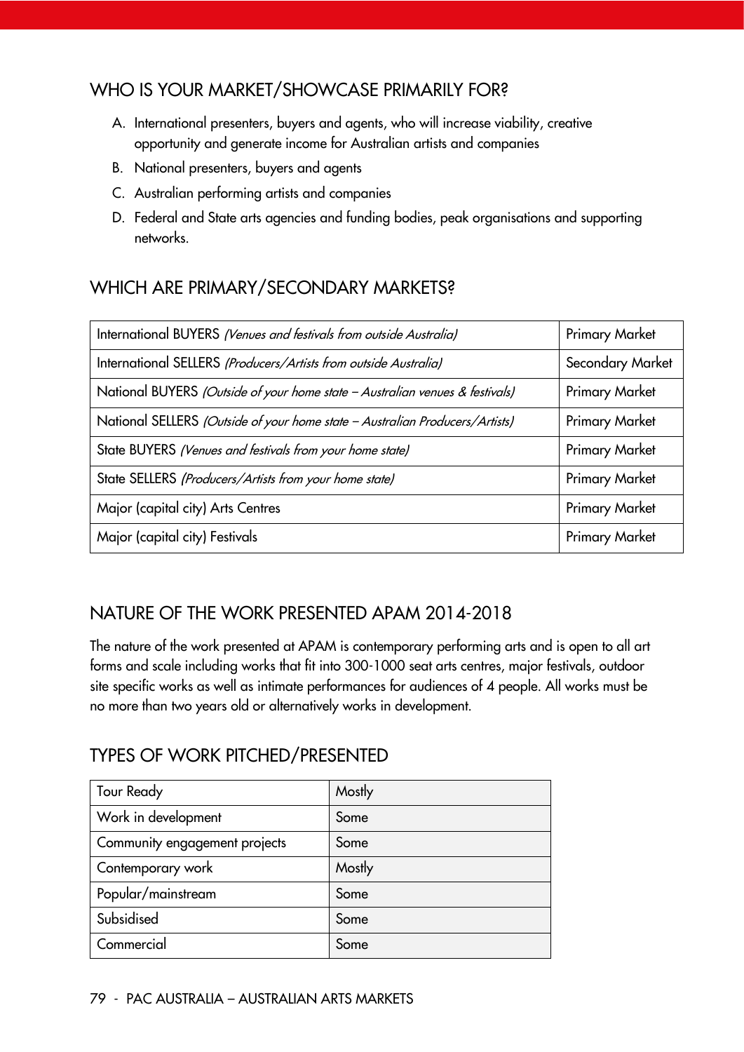## WHO IS YOUR MARKET/SHOWCASE PRIMARILY FOR?

A. International presenters, buyers and agents, who will increase viability, creative opportunity and generate income for Australian artists and companies
B. National presenters, buyers and agents
C. Australian performing artists and companies
D. Federal and State arts agencies and funding bodies, peak organisations and supporting networks.

## WHICH ARE PRIMARY/SECONDARY MARKETS?

| | |
|---|---|
| International BUYERS *(Venues and festivals from outside Australia)* | Primary Market |
| International SELLERS *(Producers/Artists from outside Australia)* | Secondary Market |
| National BUYERS *(Outside of your home state – Australian venues & festivals)* | Primary Market |
| National SELLERS *(Outside of your home state – Australian Producers/Artists)* | Primary Market |
| State BUYERS *(Venues and festivals from your home state)* | Primary Market |
| State SELLERS *(Producers/Artists from your home state)* | Primary Market |
| Major (capital city) Arts Centres | Primary Market |
| Major (capital city) Festivals | Primary Market |

## NATURE OF THE WORK PRESENTED APAM 2014-2018

The nature of the work presented at APAM is contemporary performing arts and is open to all art forms and scale including works that fit into 300-1000 seat arts centres, major festivals, outdoor site specific works as well as intimate performances for audiences of 4 people. All works must be no more than two years old or alternatively works in development.

## TYPES OF WORK PITCHED/PRESENTED

| | |
|---|---|
| Tour Ready | Mostly |
| Work in development | Some |
| Community engagement projects | Some |
| Contemporary work | Mostly |
| Popular/mainstream | Some |
| Subsidised | Some |
| Commercial | Some |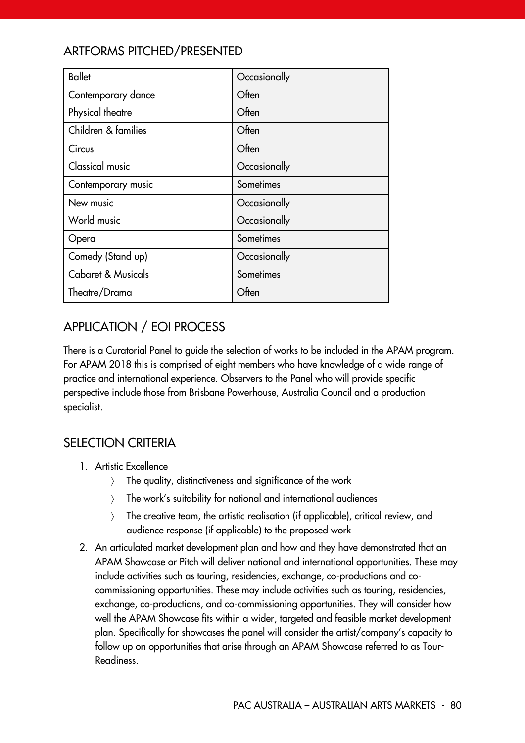## ARTFORMS PITCHED/PRESENTED

| | |
|---|---|
| Ballet | Occasionally |
| Contemporary dance | Often |
| Physical theatre | Often |
| Children & families | Often |
| Circus | Often |
| Classical music | Occasionally |
| Contemporary music | Sometimes |
| New music | Occasionally |
| World music | Occasionally |
| Opera | Sometimes |
| Comedy (Stand up) | Occasionally |
| Cabaret & Musicals | Sometimes |
| Theatre/Drama | Often |

## APPLICATION / EOI PROCESS

There is a Curatorial Panel to guide the selection of works to be included in the APAM program. For APAM 2018 this is comprised of eight members who have knowledge of a wide range of practice and international experience. Observers to the Panel who will provide specific perspective include those from Brisbane Powerhouse, Australia Council and a production specialist.

## SELECTION CRITERIA

1. Artistic Excellence
   - The quality, distinctiveness and significance of the work
   - The work's suitability for national and international audiences
   - The creative team, the artistic realisation (if applicable), critical review, and audience response (if applicable) to the proposed work
2. An articulated market development plan and how and they have demonstrated that an APAM Showcase or Pitch will deliver national and international opportunities. These may include activities such as touring, residencies, exchange, co-productions and co-commissioning opportunities. These may include activities such as touring, residencies, exchange, co-productions, and co-commissioning opportunities. They will consider how well the APAM Showcase fits within a wider, targeted and feasible market development plan. Specifically for showcases the panel will consider the artist/company's capacity to follow up on opportunities that arise through an APAM Showcase referred to as Tour-Readiness.